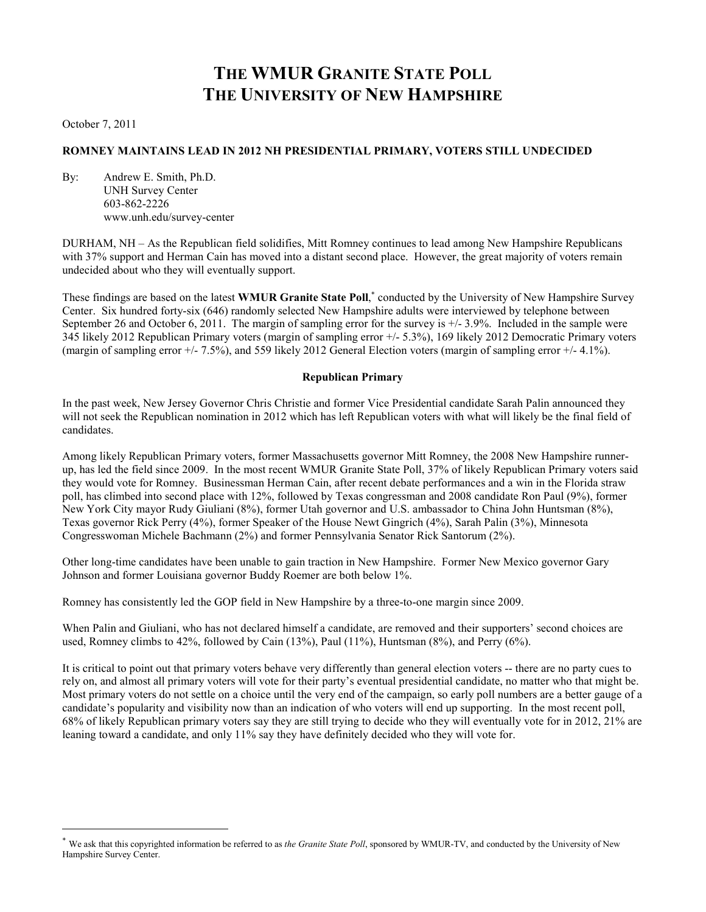# THE WMUR GRANITE STATE POLL
# THE UNIVERSITY OF NEW HAMPSHIRE

October 7, 2011

**ROMNEY MAINTAINS LEAD IN 2012 NH PRESIDENTIAL PRIMARY, VOTERS STILL UNDECIDED**

By: Andrew E. Smith, Ph.D.
UNH Survey Center
603-862-2226
www.unh.edu/survey-center

DURHAM, NH – As the Republican field solidifies, Mitt Romney continues to lead among New Hampshire Republicans with 37% support and Herman Cain has moved into a distant second place. However, the great majority of voters remain undecided about who they will eventually support.

These findings are based on the latest **WMUR Granite State Poll**,* conducted by the University of New Hampshire Survey Center. Six hundred forty-six (646) randomly selected New Hampshire adults were interviewed by telephone between September 26 and October 6, 2011. The margin of sampling error for the survey is +/- 3.9%. Included in the sample were 345 likely 2012 Republican Primary voters (margin of sampling error +/- 5.3%), 169 likely 2012 Democratic Primary voters (margin of sampling error +/- 7.5%), and 559 likely 2012 General Election voters (margin of sampling error +/- 4.1%).

## Republican Primary

In the past week, New Jersey Governor Chris Christie and former Vice Presidential candidate Sarah Palin announced they will not seek the Republican nomination in 2012 which has left Republican voters with what will likely be the final field of candidates.

Among likely Republican Primary voters, former Massachusetts governor Mitt Romney, the 2008 New Hampshire runner-up, has led the field since 2009. In the most recent WMUR Granite State Poll, 37% of likely Republican Primary voters said they would vote for Romney. Businessman Herman Cain, after recent debate performances and a win in the Florida straw poll, has climbed into second place with 12%, followed by Texas congressman and 2008 candidate Ron Paul (9%), former New York City mayor Rudy Giuliani (8%), former Utah governor and U.S. ambassador to China John Huntsman (8%), Texas governor Rick Perry (4%), former Speaker of the House Newt Gingrich (4%), Sarah Palin (3%), Minnesota Congresswoman Michele Bachmann (2%) and former Pennsylvania Senator Rick Santorum (2%).

Other long-time candidates have been unable to gain traction in New Hampshire. Former New Mexico governor Gary Johnson and former Louisiana governor Buddy Roemer are both below 1%.

Romney has consistently led the GOP field in New Hampshire by a three-to-one margin since 2009.

When Palin and Giuliani, who has not declared himself a candidate, are removed and their supporters' second choices are used, Romney climbs to 42%, followed by Cain (13%), Paul (11%), Huntsman (8%), and Perry (6%).

It is critical to point out that primary voters behave very differently than general election voters -- there are no party cues to rely on, and almost all primary voters will vote for their party's eventual presidential candidate, no matter who that might be. Most primary voters do not settle on a choice until the very end of the campaign, so early poll numbers are a better gauge of a candidate's popularity and visibility now than an indication of who voters will end up supporting. In the most recent poll, 68% of likely Republican primary voters say they are still trying to decide who they will eventually vote for in 2012, 21% are leaning toward a candidate, and only 11% say they have definitely decided who they will vote for.

---

* We ask that this copyrighted information be referred to as *the Granite State Poll*, sponsored by WMUR-TV, and conducted by the University of New Hampshire Survey Center.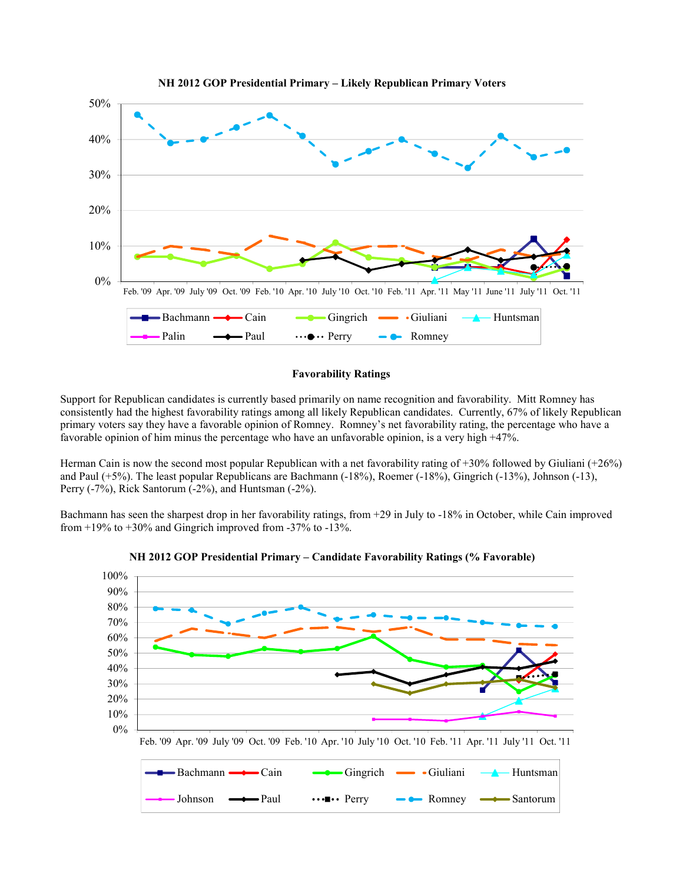**NH 2012 GOP Presidential Primary – Likely Republican Primary Voters**

## Favorability Ratings

Support for Republican candidates is currently based primarily on name recognition and favorability. Mitt Romney has consistently had the highest favorability ratings among all likely Republican candidates. Currently, 67% of likely Republican primary voters say they have a favorable opinion of Romney. Romney's net favorability rating, the percentage who have a favorable opinion of him minus the percentage who have an unfavorable opinion, is a very high +47%.

Herman Cain is now the second most popular Republican with a net favorability rating of +30% followed by Giuliani (+26%) and Paul (+5%). The least popular Republicans are Bachmann (-18%), Roemer (-18%), Gingrich (-13%), Johnson (-13), Perry (-7%), Rick Santorum (-2%), and Huntsman (-2%).

Bachmann has seen the sharpest drop in her favorability ratings, from +29 in July to -18% in October, while Cain improved from +19% to +30% and Gingrich improved from -37% to -13%.

**NH 2012 GOP Presidential Primary – Candidate Favorability Ratings (% Favorable)**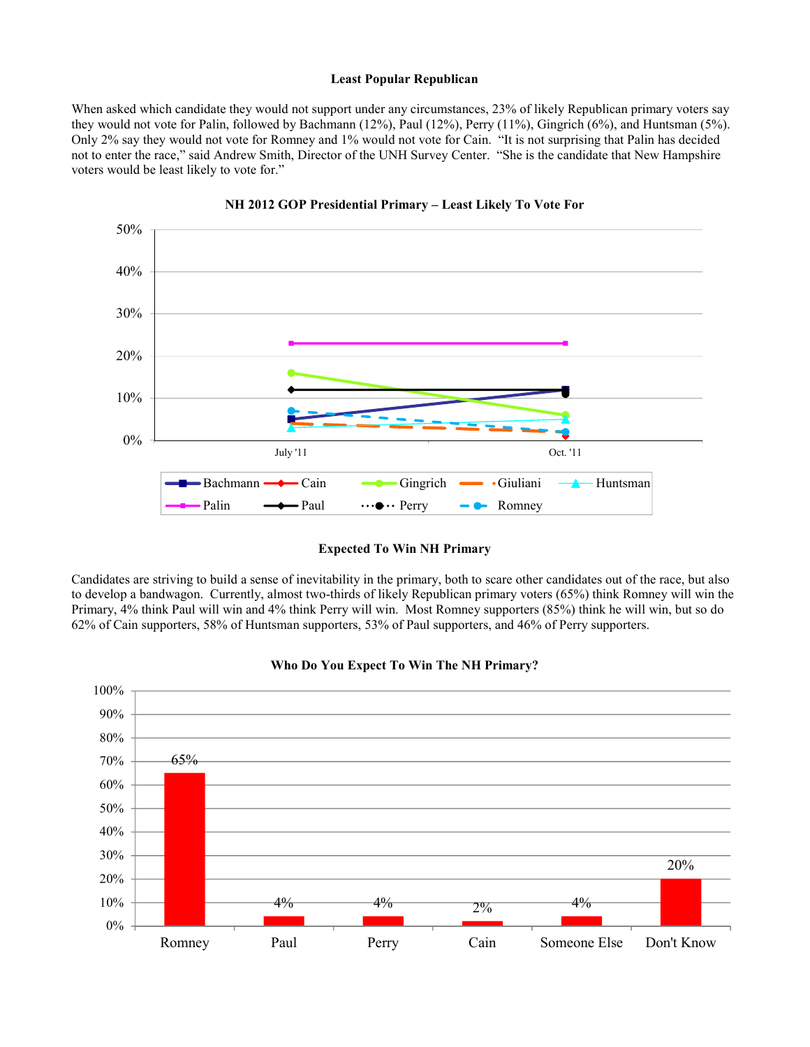### Least Popular Republican

When asked which candidate they would not support under any circumstances, 23% of likely Republican primary voters say they would not vote for Palin, followed by Bachmann (12%), Paul (12%), Perry (11%), Gingrich (6%), and Huntsman (5%). Only 2% say they would not vote for Romney and 1% would not vote for Cain. "It is not surprising that Palin has decided not to enter the race," said Andrew Smith, Director of the UNH Survey Center. "She is the candidate that New Hampshire voters would be least likely to vote for."

**NH 2012 GOP Presidential Primary – Least Likely To Vote For**

| | July '11 | Oct. '11 |
|---|---|---|
| Bachmann | 5% | 12% |
| Cain | | 1% |
| Gingrich | 16% | 6% |
| Giuliani | 4% | 2% |
| Huntsman | 3% | 5% |
| Palin | 23% | 23% |
| Paul | 12% | 12% |
| Perry | | 11% |
| Romney | 7% | 2% |

### Expected To Win NH Primary

Candidates are striving to build a sense of inevitability in the primary, both to scare other candidates out of the race, but also to develop a bandwagon. Currently, almost two-thirds of likely Republican primary voters (65%) think Romney will win the Primary, 4% think Paul will win and 4% think Perry will win. Most Romney supporters (85%) think he will win, but so do 62% of Cain supporters, 58% of Huntsman supporters, 53% of Paul supporters, and 46% of Perry supporters.

**Who Do You Expect To Win The NH Primary?**

| Romney | Paul | Perry | Cain | Someone Else | Don't Know |
|---|---|---|---|---|---|
| 65% | 4% | 4% | 2% | 4% | 20% |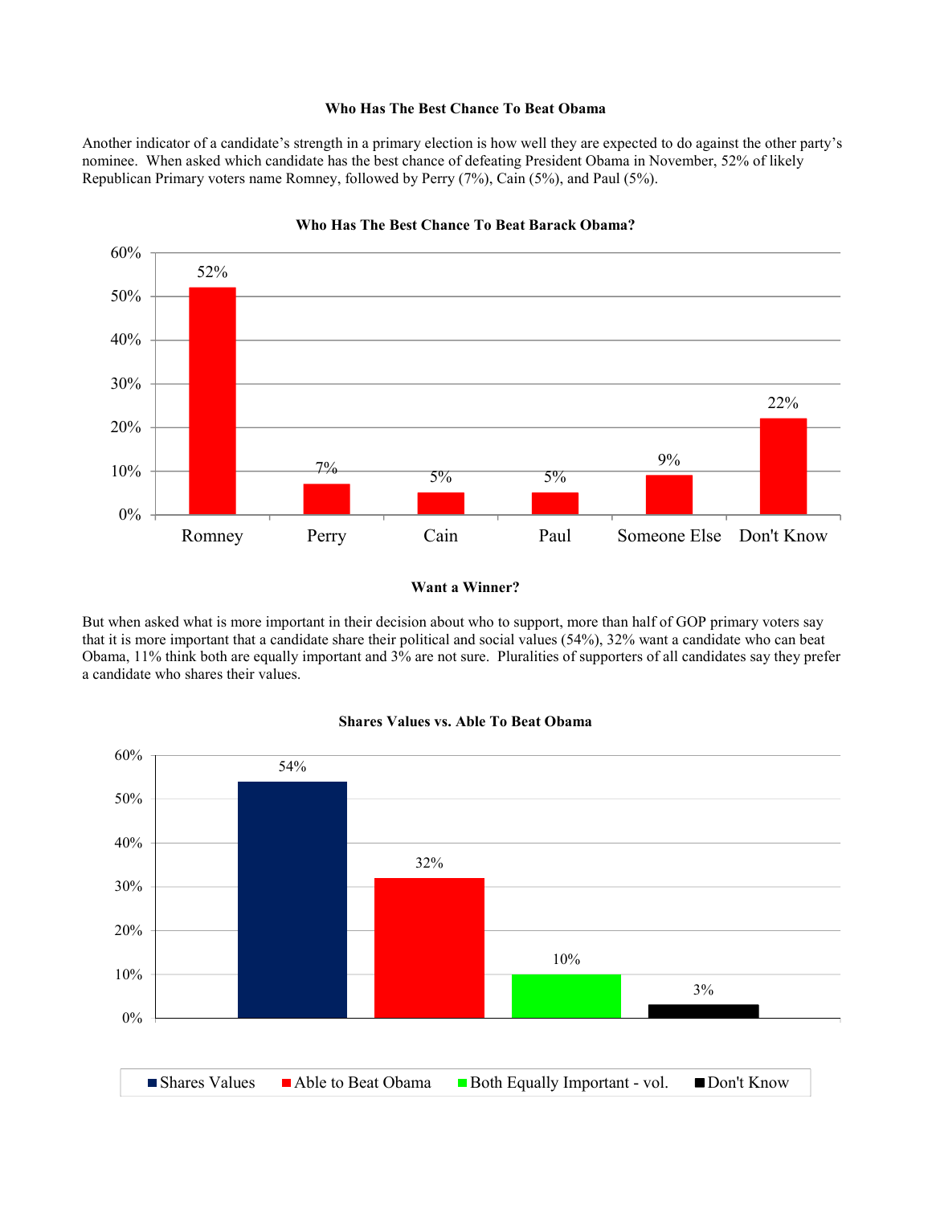### Who Has The Best Chance To Beat Obama

Another indicator of a candidate's strength in a primary election is how well they are expected to do against the other party's nominee. When asked which candidate has the best chance of defeating President Obama in November, 52% of likely Republican Primary voters name Romney, followed by Perry (7%), Cain (5%), and Paul (5%).

**Who Has The Best Chance To Beat Barack Obama?**

| Romney | Perry | Cain | Paul | Someone Else | Don't Know |
|---|---|---|---|---|---|
| 52% | 7% | 5% | 5% | 9% | 22% |

### Want a Winner?

But when asked what is more important in their decision about who to support, more than half of GOP primary voters say that it is more important that a candidate share their political and social values (54%), 32% want a candidate who can beat Obama, 11% think both are equally important and 3% are not sure. Pluralities of supporters of all candidates say they prefer a candidate who shares their values.

**Shares Values vs. Able To Beat Obama**

| Shares Values | Able to Beat Obama | Both Equally Important - vol. | Don't Know |
|---|---|---|---|
| 54% | 32% | 10% | 3% |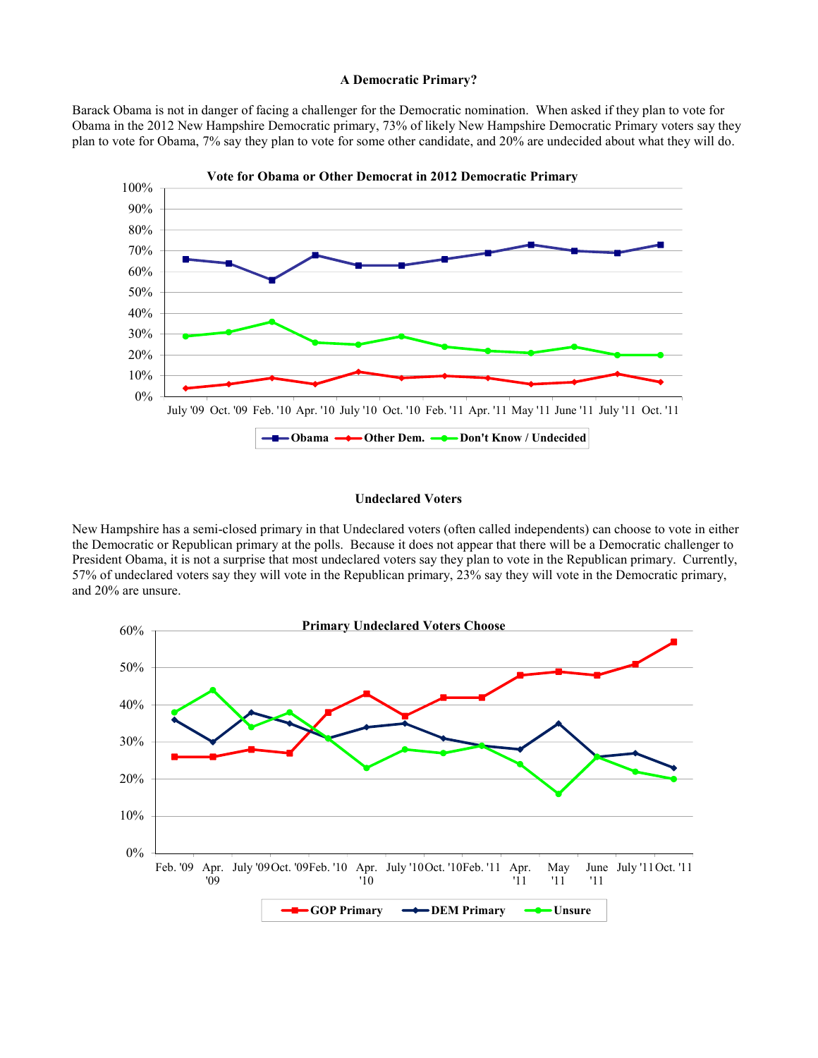**A Democratic Primary?**

Barack Obama is not in danger of facing a challenger for the Democratic nomination. When asked if they plan to vote for Obama in the 2012 New Hampshire Democratic primary, 73% of likely New Hampshire Democratic Primary voters say they plan to vote for Obama, 7% say they plan to vote for some other candidate, and 20% are undecided about what they will do.

**Vote for Obama or Other Democrat in 2012 Democratic Primary**

| | July '09 | Oct. '09 | Feb. '10 | Apr. '10 | July '10 | Oct. '10 | Feb. '11 | Apr. '11 | May '11 | June '11 | July '11 | Oct. '11 |
|---|---|---|---|---|---|---|---|---|---|---|---|---|
| Obama | 66% | 64% | 56% | 68% | 63% | 63% | 66% | 69% | 73% | 70% | 69% | 73% |
| Other Dem. | 4% | 6% | 9% | 6% | 12% | 9% | 10% | 9% | 6% | 7% | 11% | 7% |
| Don't Know / Undecided | 29% | 31% | 36% | 26% | 25% | 29% | 24% | 22% | 21% | 24% | 20% | 20% |

**Undeclared Voters**

New Hampshire has a semi-closed primary in that Undeclared voters (often called independents) can choose to vote in either the Democratic or Republican primary at the polls. Because it does not appear that there will be a Democratic challenger to President Obama, it is not a surprise that most undeclared voters say they plan to vote in the Republican primary. Currently, 57% of undeclared voters say they will vote in the Republican primary, 23% say they will vote in the Democratic primary, and 20% are unsure.

**Primary Undeclared Voters Choose**

| | Feb. '09 | Apr. '09 | July '09 | Oct. '09 | Feb. '10 | Apr. '10 | July '10 | Oct. '10 | Feb. '11 | Apr. '11 | May '11 | June '11 | July '11 | Oct. '11 |
|---|---|---|---|---|---|---|---|---|---|---|---|---|---|---|
| GOP Primary | 26% | 26% | 28% | 27% | 38% | 43% | 37% | 42% | 42% | 48% | 49% | 48% | 51% | 57% |
| DEM Primary | 36% | 30% | 38% | 35% | 31% | 34% | 35% | 31% | 29% | 28% | 35% | 26% | 27% | 23% |
| Unsure | 38% | 44% | 34% | 38% | 31% | 23% | 28% | 27% | 29% | 24% | 16% | 26% | 22% | 20% |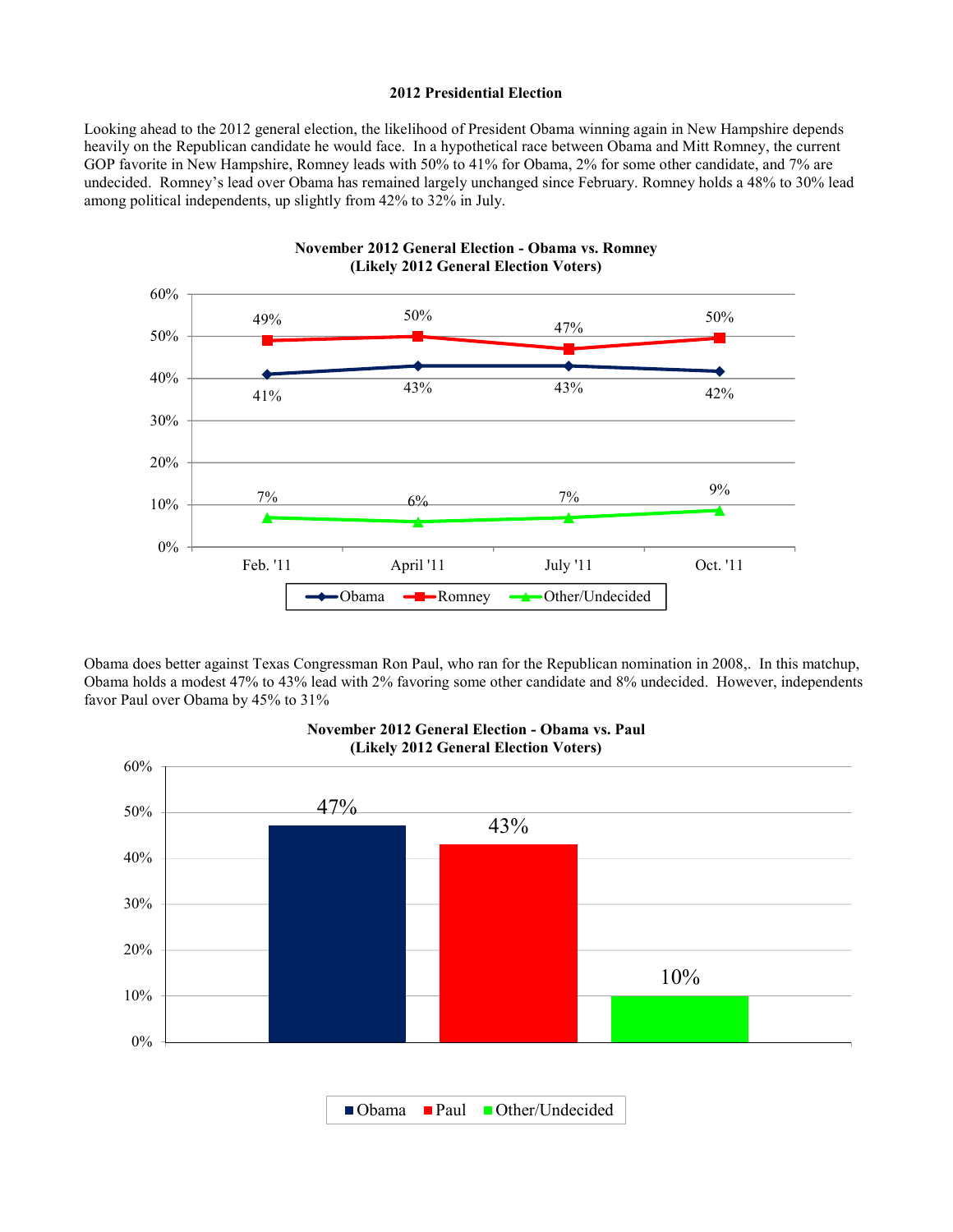**2012 Presidential Election**

Looking ahead to the 2012 general election, the likelihood of President Obama winning again in New Hampshire depends heavily on the Republican candidate he would face. In a hypothetical race between Obama and Mitt Romney, the current GOP favorite in New Hampshire, Romney leads with 50% to 41% for Obama, 2% for some other candidate, and 7% are undecided. Romney's lead over Obama has remained largely unchanged since February. Romney holds a 48% to 30% lead among political independents, up slightly from 42% to 32% in July.

**November 2012 General Election - Obama vs. Romney**
**(Likely 2012 General Election Voters)**

| | Feb. '11 | April '11 | July '11 | Oct. '11 |
|---|---|---|---|---|
| Obama | 41% | 43% | 43% | 42% |
| Romney | 49% | 50% | 47% | 50% |
| Other/Undecided | 7% | 6% | 7% | 9% |

Obama does better against Texas Congressman Ron Paul, who ran for the Republican nomination in 2008,. In this matchup, Obama holds a modest 47% to 43% lead with 2% favoring some other candidate and 8% undecided. However, independents favor Paul over Obama by 45% to 31%

**November 2012 General Election - Obama vs. Paul**
**(Likely 2012 General Election Voters)**

| Obama | Paul | Other/Undecided |
|---|---|---|
| 47% | 43% | 10% |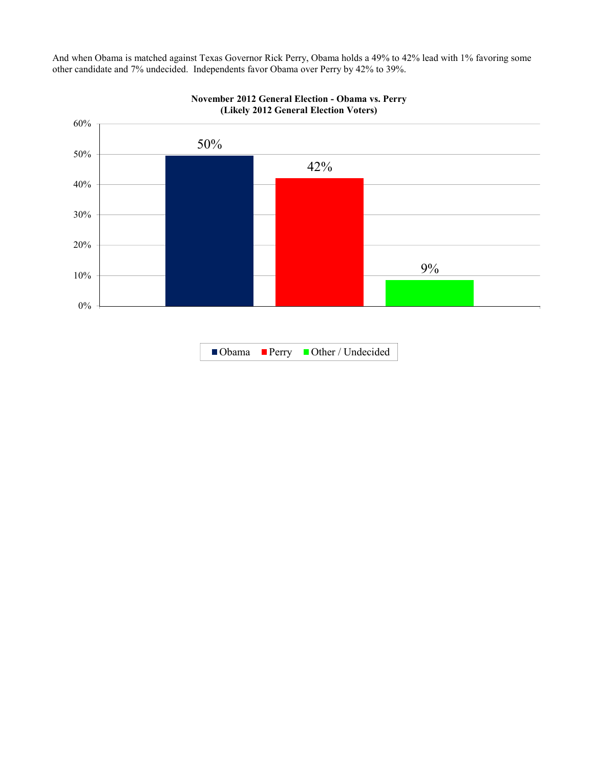And when Obama is matched against Texas Governor Rick Perry, Obama holds a 49% to 42% lead with 1% favoring some other candidate and 7% undecided. Independents favor Obama over Perry by 42% to 39%.

**November 2012 General Election - Obama vs. Perry (Likely 2012 General Election Voters)**

| Candidate | Percentage |
|---|---|
| Obama | 50% |
| Perry | 42% |
| Other / Undecided | 9% |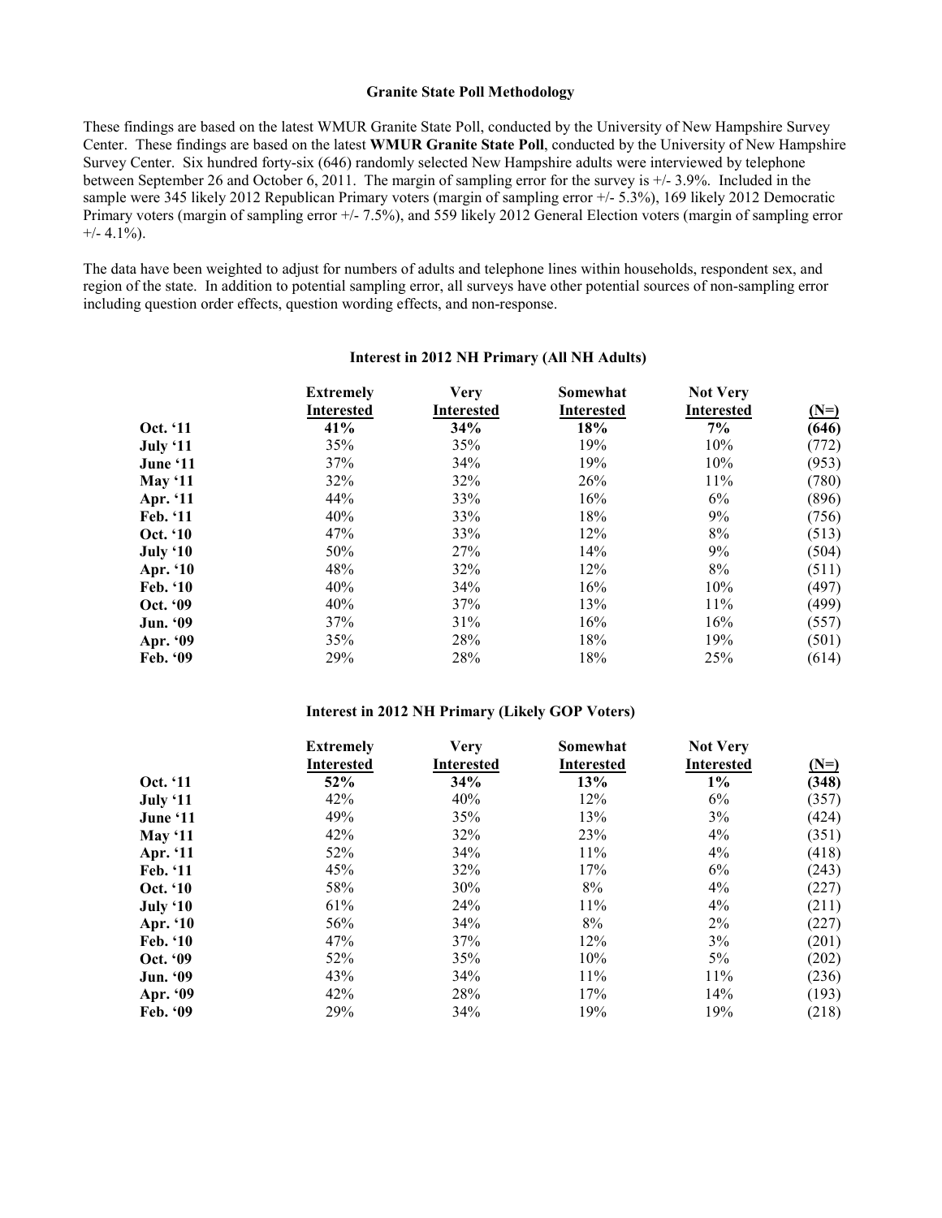### Granite State Poll Methodology

These findings are based on the latest WMUR Granite State Poll, conducted by the University of New Hampshire Survey Center. These findings are based on the latest **WMUR Granite State Poll**, conducted by the University of New Hampshire Survey Center. Six hundred forty-six (646) randomly selected New Hampshire adults were interviewed by telephone between September 26 and October 6, 2011. The margin of sampling error for the survey is +/- 3.9%. Included in the sample were 345 likely 2012 Republican Primary voters (margin of sampling error +/- 5.3%), 169 likely 2012 Democratic Primary voters (margin of sampling error +/- 7.5%), and 559 likely 2012 General Election voters (margin of sampling error +/- 4.1%).

The data have been weighted to adjust for numbers of adults and telephone lines within households, respondent sex, and region of the state. In addition to potential sampling error, all surveys have other potential sources of non-sampling error including question order effects, question wording effects, and non-response.

### Interest in 2012 NH Primary (All NH Adults)

| | Extremely Interested | Very Interested | Somewhat Interested | Not Very Interested | (N=) |
|---|---|---|---|---|---|
| **Oct. '11** | **41%** | **34%** | **18%** | **7%** | **(646)** |
| **July '11** | 35% | 35% | 19% | 10% | (772) |
| **June '11** | 37% | 34% | 19% | 10% | (953) |
| **May '11** | 32% | 32% | 26% | 11% | (780) |
| **Apr. '11** | 44% | 33% | 16% | 6% | (896) |
| **Feb. '11** | 40% | 33% | 18% | 9% | (756) |
| **Oct. '10** | 47% | 33% | 12% | 8% | (513) |
| **July '10** | 50% | 27% | 14% | 9% | (504) |
| **Apr. '10** | 48% | 32% | 12% | 8% | (511) |
| **Feb. '10** | 40% | 34% | 16% | 10% | (497) |
| **Oct. '09** | 40% | 37% | 13% | 11% | (499) |
| **Jun. '09** | 37% | 31% | 16% | 16% | (557) |
| **Apr. '09** | 35% | 28% | 18% | 19% | (501) |
| **Feb. '09** | 29% | 28% | 18% | 25% | (614) |

### Interest in 2012 NH Primary (Likely GOP Voters)

| | Extremely Interested | Very Interested | Somewhat Interested | Not Very Interested | (N=) |
|---|---|---|---|---|---|
| **Oct. '11** | **52%** | **34%** | **13%** | **1%** | **(348)** |
| **July '11** | 42% | 40% | 12% | 6% | (357) |
| **June '11** | 49% | 35% | 13% | 3% | (424) |
| **May '11** | 42% | 32% | 23% | 4% | (351) |
| **Apr. '11** | 52% | 34% | 11% | 4% | (418) |
| **Feb. '11** | 45% | 32% | 17% | 6% | (243) |
| **Oct. '10** | 58% | 30% | 8% | 4% | (227) |
| **July '10** | 61% | 24% | 11% | 4% | (211) |
| **Apr. '10** | 56% | 34% | 8% | 2% | (227) |
| **Feb. '10** | 47% | 37% | 12% | 3% | (201) |
| **Oct. '09** | 52% | 35% | 10% | 5% | (202) |
| **Jun. '09** | 43% | 34% | 11% | 11% | (236) |
| **Apr. '09** | 42% | 28% | 17% | 14% | (193) |
| **Feb. '09** | 29% | 34% | 19% | 19% | (218) |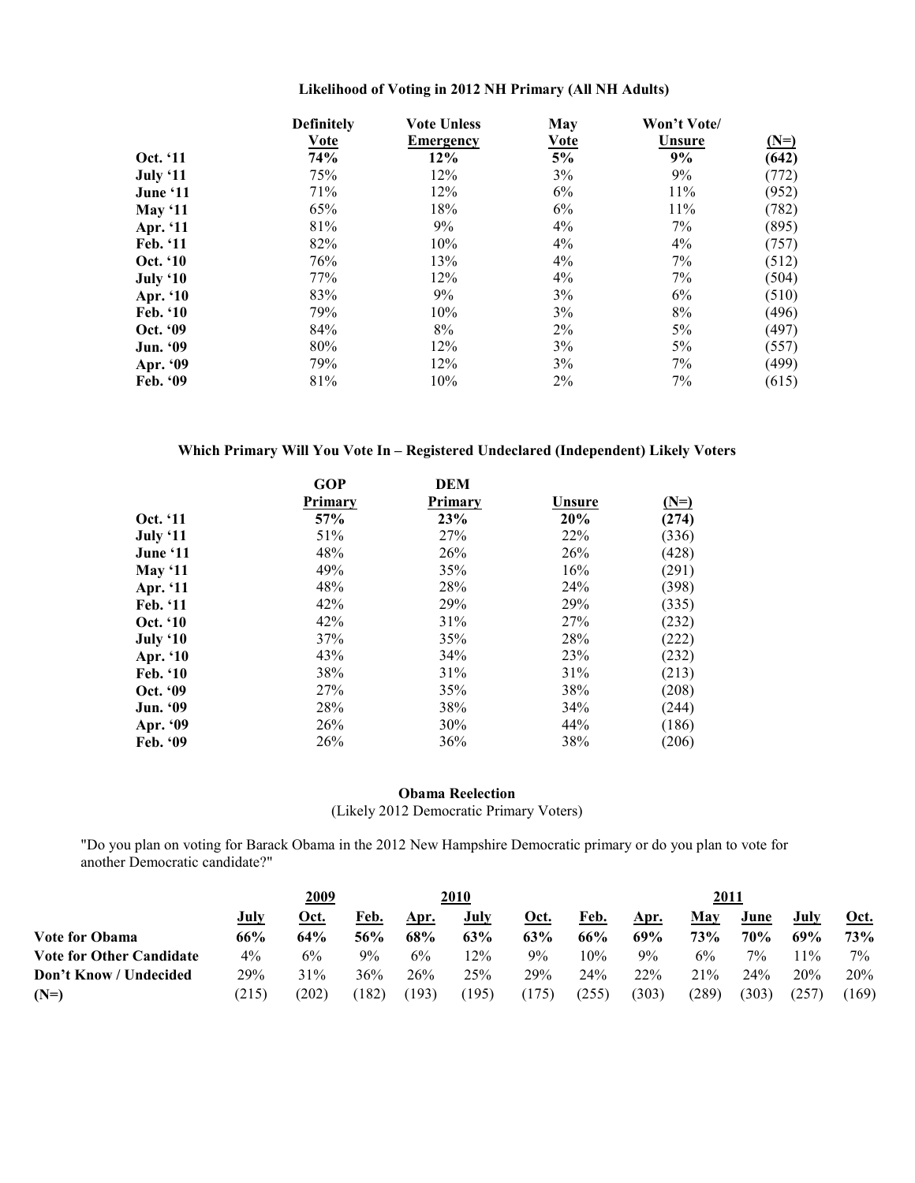### Likelihood of Voting in 2012 NH Primary (All NH Adults)

| | Definitely Vote | Vote Unless Emergency | May Vote | Won't Vote/ Unsure | (N=) |
|---|---|---|---|---|---|
| **Oct. '11** | **74%** | **12%** | **5%** | **9%** | **(642)** |
| **July '11** | 75% | 12% | 3% | 9% | (772) |
| **June '11** | 71% | 12% | 6% | 11% | (952) |
| **May '11** | 65% | 18% | 6% | 11% | (782) |
| **Apr. '11** | 81% | 9% | 4% | 7% | (895) |
| **Feb. '11** | 82% | 10% | 4% | 4% | (757) |
| **Oct. '10** | 76% | 13% | 4% | 7% | (512) |
| **July '10** | 77% | 12% | 4% | 7% | (504) |
| **Apr. '10** | 83% | 9% | 3% | 6% | (510) |
| **Feb. '10** | 79% | 10% | 3% | 8% | (496) |
| **Oct. '09** | 84% | 8% | 2% | 5% | (497) |
| **Jun. '09** | 80% | 12% | 3% | 5% | (557) |
| **Apr. '09** | 79% | 12% | 3% | 7% | (499) |
| **Feb. '09** | 81% | 10% | 2% | 7% | (615) |

### Which Primary Will You Vote In – Registered Undeclared (Independent) Likely Voters

| | GOP Primary | DEM Primary | Unsure | (N=) |
|---|---|---|---|---|
| **Oct. '11** | **57%** | **23%** | **20%** | **(274)** |
| **July '11** | 51% | 27% | 22% | (336) |
| **June '11** | 48% | 26% | 26% | (428) |
| **May '11** | 49% | 35% | 16% | (291) |
| **Apr. '11** | 48% | 28% | 24% | (398) |
| **Feb. '11** | 42% | 29% | 29% | (335) |
| **Oct. '10** | 42% | 31% | 27% | (232) |
| **July '10** | 37% | 35% | 28% | (222) |
| **Apr. '10** | 43% | 34% | 23% | (232) |
| **Feb. '10** | 38% | 31% | 31% | (213) |
| **Oct. '09** | 27% | 35% | 38% | (208) |
| **Jun. '09** | 28% | 38% | 34% | (244) |
| **Apr. '09** | 26% | 30% | 44% | (186) |
| **Feb. '09** | 26% | 36% | 38% | (206) |

### Obama Reelection

(Likely 2012 Democratic Primary Voters)

"Do you plan on voting for Barack Obama in the 2012 New Hampshire Democratic primary or do you plan to vote for another Democratic candidate?"

| | 2009 | | 2010 | | | | 2011 | | | | | |
|---|---|---|---|---|---|---|---|---|---|---|---|---|
| | July | Oct. | Feb. | Apr. | July | Oct. | Feb. | Apr. | May | June | July | Oct. |
| **Vote for Obama** | **66%** | **64%** | **56%** | **68%** | **63%** | **63%** | **66%** | **69%** | **73%** | **70%** | **69%** | **73%** |
| **Vote for Other Candidate** | 4% | 6% | 9% | 6% | 12% | 9% | 10% | 9% | 6% | 7% | 11% | 7% |
| **Don't Know / Undecided** | 29% | 31% | 36% | 26% | 25% | 29% | 24% | 22% | 21% | 24% | 20% | 20% |
| **(N=)** | (215) | (202) | (182) | (193) | (195) | (175) | (255) | (303) | (289) | (303) | (257) | (169) |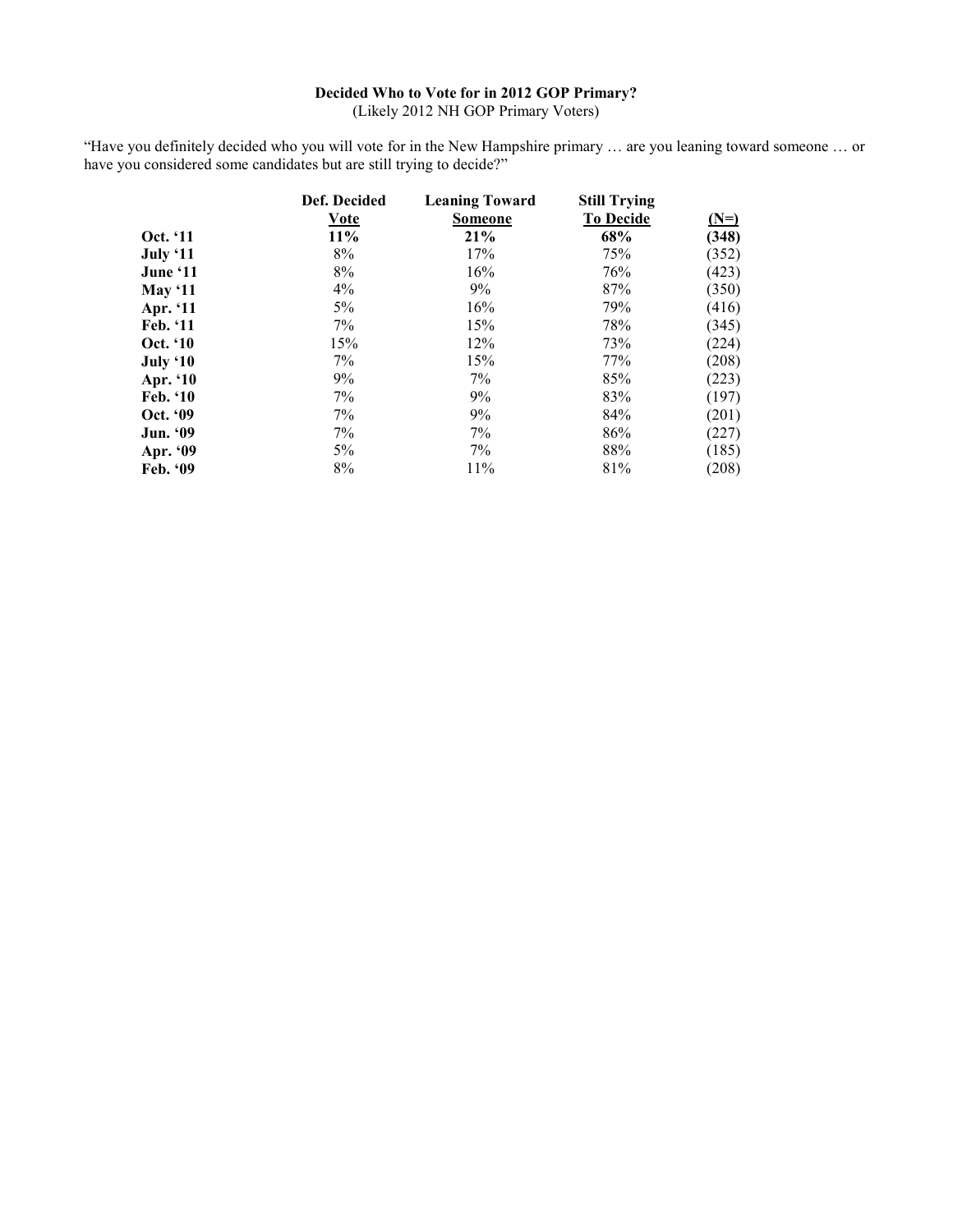**Decided Who to Vote for in 2012 GOP Primary?**
(Likely 2012 NH GOP Primary Voters)

"Have you definitely decided who you will vote for in the New Hampshire primary … are you leaning toward someone … or have you considered some candidates but are still trying to decide?"

| | Def. Decided Vote | Leaning Toward Someone | Still Trying To Decide | (N=) |
|---|---|---|---|---|
| **Oct. '11** | **11%** | **21%** | **68%** | **(348)** |
| **July '11** | 8% | 17% | 75% | (352) |
| **June '11** | 8% | 16% | 76% | (423) |
| **May '11** | 4% | 9% | 87% | (350) |
| **Apr. '11** | 5% | 16% | 79% | (416) |
| **Feb. '11** | 7% | 15% | 78% | (345) |
| **Oct. '10** | 15% | 12% | 73% | (224) |
| **July '10** | 7% | 15% | 77% | (208) |
| **Apr. '10** | 9% | 7% | 85% | (223) |
| **Feb. '10** | 7% | 9% | 83% | (197) |
| **Oct. '09** | 7% | 9% | 84% | (201) |
| **Jun. '09** | 7% | 7% | 86% | (227) |
| **Apr. '09** | 5% | 7% | 88% | (185) |
| **Feb. '09** | 8% | 11% | 81% | (208) |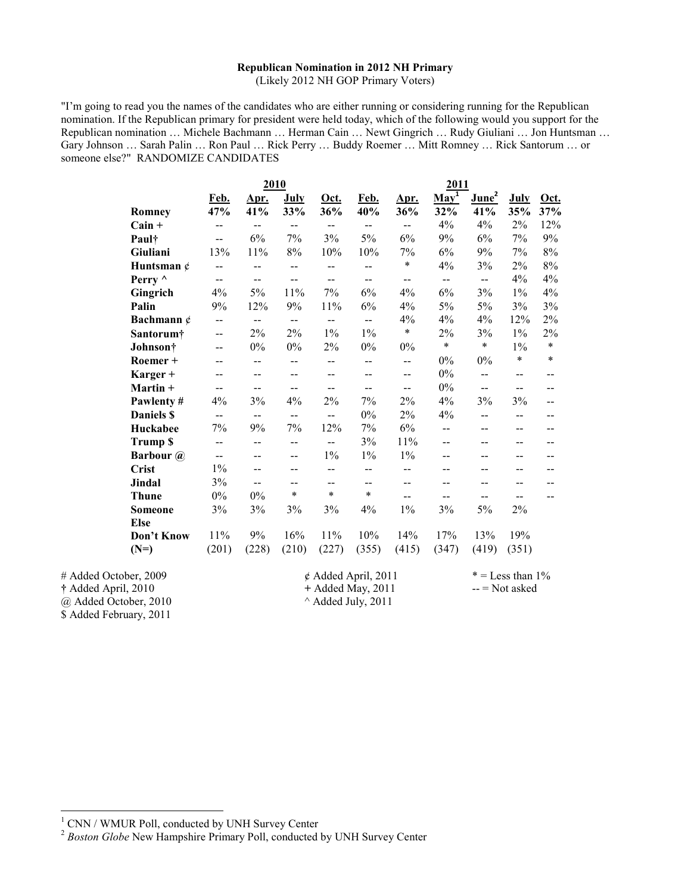**Republican Nomination in 2012 NH Primary**
(Likely 2012 NH GOP Primary Voters)

"I'm going to read you the names of the candidates who are either running or considering running for the Republican nomination. If the Republican primary for president were held today, which of the following would you support for the Republican nomination … Michele Bachmann … Herman Cain … Newt Gingrich … Rudy Giuliani … Jon Huntsman … Gary Johnson … Sarah Palin … Ron Paul … Rick Perry … Buddy Roemer … Mitt Romney … Rick Santorum … or someone else?" RANDOMIZE CANDIDATES

| | 2010 | | | | 2011 | | | | | |
|---|---|---|---|---|---|---|---|---|---|---|
| | Feb. | Apr. | July | Oct. | Feb. | Apr. | May[1] | June[2] | July | Oct. |
| **Romney** | **47%** | **41%** | **33%** | **36%** | **40%** | **36%** | **32%** | **41%** | **35%** | **37%** |
| **Cain +** | -- | -- | -- | -- | -- | -- | 4% | 4% | 2% | 12% |
| **Paul†** | -- | 6% | 7% | 3% | 5% | 6% | 9% | 6% | 7% | 9% |
| **Giuliani** | 13% | 11% | 8% | 10% | 10% | 7% | 6% | 9% | 7% | 8% |
| **Huntsman ¢** | -- | -- | -- | -- | -- | * | 4% | 3% | 2% | 8% |
| **Perry ^** | -- | -- | -- | -- | -- | -- | -- | -- | 4% | 4% |
| **Gingrich** | 4% | 5% | 11% | 7% | 6% | 4% | 6% | 3% | 1% | 4% |
| **Palin** | 9% | 12% | 9% | 11% | 6% | 4% | 5% | 5% | 3% | 3% |
| **Bachmann ¢** | -- | -- | -- | -- | -- | 4% | 4% | 4% | 12% | 2% |
| **Santorum†** | -- | 2% | 2% | 1% | 1% | * | 2% | 3% | 1% | 2% |
| **Johnson†** | -- | 0% | 0% | 2% | 0% | 0% | * | * | 1% | * |
| **Roemer +** | -- | -- | -- | -- | -- | -- | 0% | 0% | * | * |
| **Karger +** | -- | -- | -- | -- | -- | -- | 0% | -- | -- | -- |
| **Martin +** | -- | -- | -- | -- | -- | -- | 0% | -- | -- | -- |
| **Pawlenty #** | 4% | 3% | 4% | 2% | 7% | 2% | 4% | 3% | 3% | -- |
| **Daniels $** | -- | -- | -- | -- | 0% | 2% | 4% | -- | -- | -- |
| **Huckabee** | 7% | 9% | 7% | 12% | 7% | 6% | -- | -- | -- | -- |
| **Trump $** | -- | -- | -- | -- | 3% | 11% | -- | -- | -- | -- |
| **Barbour @** | -- | -- | -- | 1% | 1% | 1% | -- | -- | -- | -- |
| **Crist** | 1% | -- | -- | -- | -- | -- | -- | -- | -- | -- |
| **Jindal** | 3% | -- | -- | -- | -- | -- | -- | -- | -- | -- |
| **Thune** | 0% | 0% | * | * | * | -- | -- | -- | -- | -- |
| **Someone Else** | 3% | 3% | 3% | 3% | 4% | 1% | 3% | 5% | 2% | |
| **Don't Know** | 11% | 9% | 16% | 11% | 10% | 14% | 17% | 13% | 19% | |
| **(N=)** | (201) | (228) | (210) | (227) | (355) | (415) | (347) | (419) | (351) | |

# Added October, 2009
† Added April, 2010
@ Added October, 2010
$ Added February, 2011

¢ Added April, 2011
+ Added May, 2011
^ Added July, 2011

* = Less than 1%
-- = Not asked

[1] CNN / WMUR Poll, conducted by UNH Survey Center

[2] *Boston Globe* New Hampshire Primary Poll, conducted by UNH Survey Center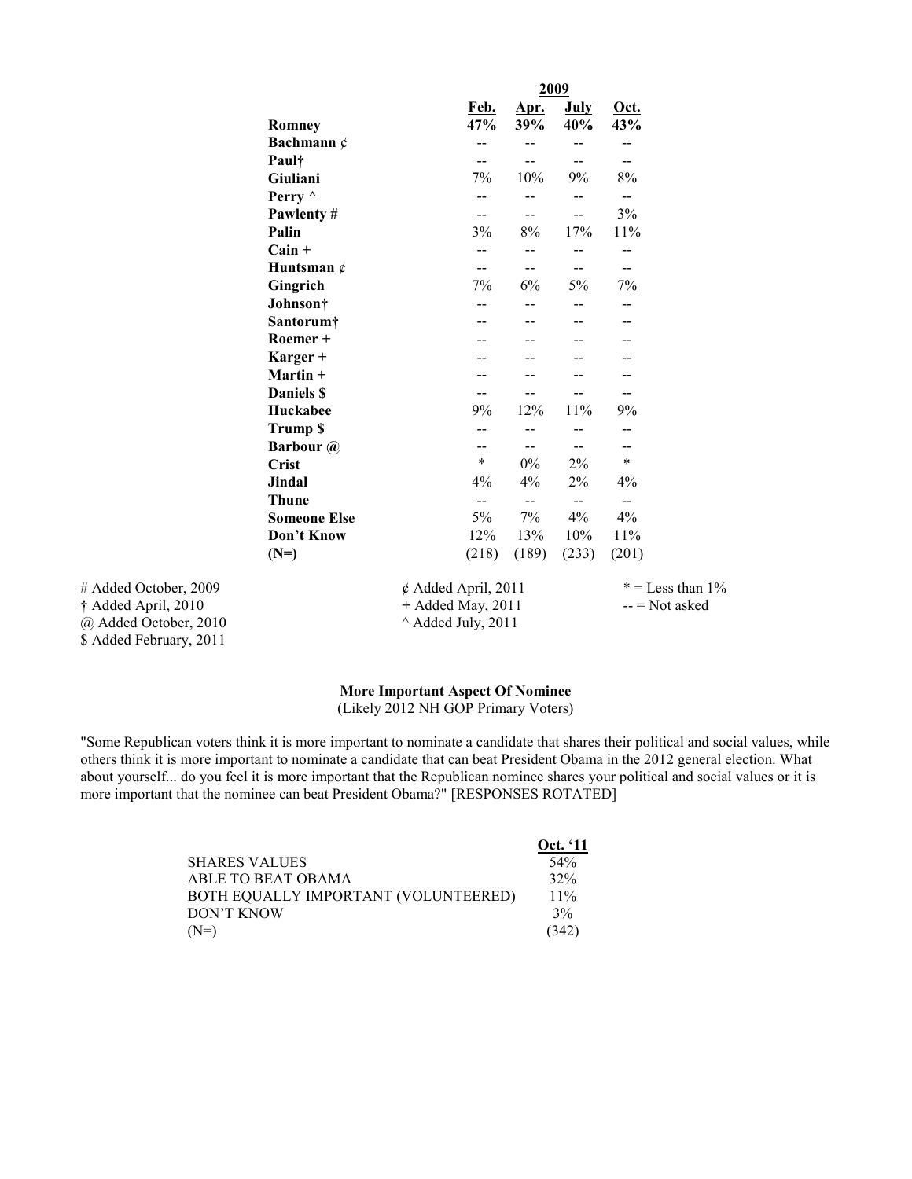| | 2009 | | | |
|---|---|---|---|---|
| | **Feb.** | **Apr.** | **July** | **Oct.** |
| **Romney** | **47%** | **39%** | **40%** | **43%** |
| **Bachmann ¢** | -- | -- | -- | -- |
| **Paul†** | -- | -- | -- | -- |
| **Giuliani** | 7% | 10% | 9% | 8% |
| **Perry ^** | -- | -- | -- | -- |
| **Pawlenty #** | -- | -- | -- | 3% |
| **Palin** | 3% | 8% | 17% | 11% |
| **Cain +** | -- | -- | -- | -- |
| **Huntsman ¢** | -- | -- | -- | -- |
| **Gingrich** | 7% | 6% | 5% | 7% |
| **Johnson†** | -- | -- | -- | -- |
| **Santorum†** | -- | -- | -- | -- |
| **Roemer +** | -- | -- | -- | -- |
| **Karger +** | -- | -- | -- | -- |
| **Martin +** | -- | -- | -- | -- |
| **Daniels $** | -- | -- | -- | -- |
| **Huckabee** | 9% | 12% | 11% | 9% |
| **Trump $** | -- | -- | -- | -- |
| **Barbour @** | -- | -- | -- | -- |
| **Crist** | * | 0% | 2% | * |
| **Jindal** | 4% | 4% | 2% | 4% |
| **Thune** | -- | -- | -- | -- |
| **Someone Else** | 5% | 7% | 4% | 4% |
| **Don't Know** | 12% | 13% | 10% | 11% |
| **(N=)** | (218) | (189) | (233) | (201) |

# Added October, 2009
† Added April, 2010
@ Added October, 2010
$ Added February, 2011

¢ Added April, 2011
+ Added May, 2011
^ Added July, 2011

* = Less than 1%
-- = Not asked

**More Important Aspect Of Nominee**
(Likely 2012 NH GOP Primary Voters)

"Some Republican voters think it is more important to nominate a candidate that shares their political and social values, while others think it is more important to nominate a candidate that can beat President Obama in the 2012 general election. What about yourself... do you feel it is more important that the Republican nominee shares your political and social values or it is more important that the nominee can beat President Obama?" [RESPONSES ROTATED]

| | Oct. '11 |
|---|---|
| SHARES VALUES | 54% |
| ABLE TO BEAT OBAMA | 32% |
| BOTH EQUALLY IMPORTANT (VOLUNTEERED) | 11% |
| DON'T KNOW | 3% |
| (N=) | (342) |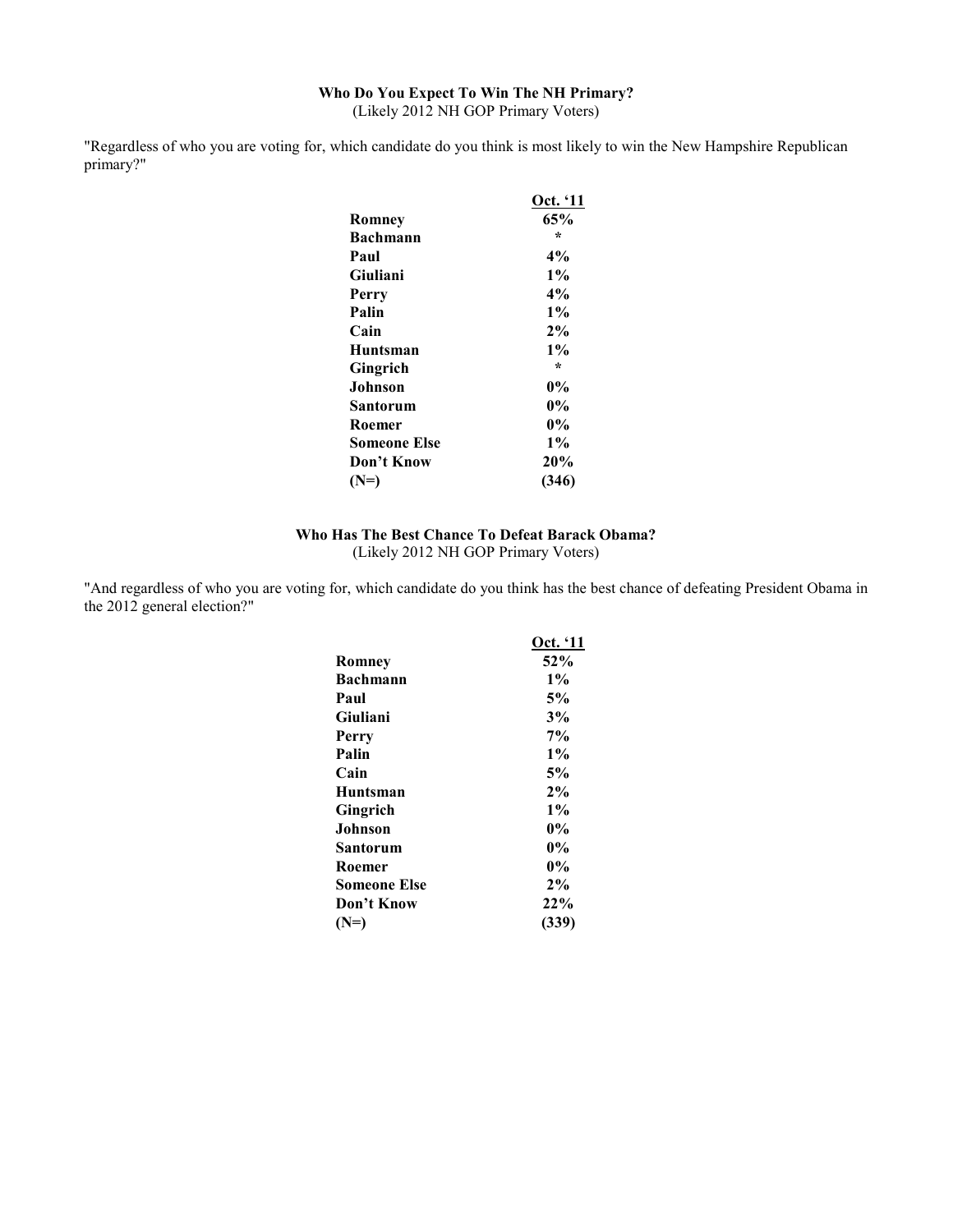### Who Do You Expect To Win The NH Primary?

(Likely 2012 NH GOP Primary Voters)

"Regardless of who you are voting for, which candidate do you think is most likely to win the New Hampshire Republican primary?"

| | Oct. '11 |
|---|---|
| **Romney** | **65%** |
| **Bachmann** | * |
| **Paul** | **4%** |
| **Giuliani** | **1%** |
| **Perry** | **4%** |
| **Palin** | **1%** |
| **Cain** | **2%** |
| **Huntsman** | **1%** |
| **Gingrich** | * |
| **Johnson** | **0%** |
| **Santorum** | **0%** |
| **Roemer** | **0%** |
| **Someone Else** | **1%** |
| **Don't Know** | **20%** |
| (N=) | (346) |

### Who Has The Best Chance To Defeat Barack Obama?

(Likely 2012 NH GOP Primary Voters)

"And regardless of who you are voting for, which candidate do you think has the best chance of defeating President Obama in the 2012 general election?"

| | Oct. '11 |
|---|---|
| **Romney** | **52%** |
| **Bachmann** | **1%** |
| **Paul** | **5%** |
| **Giuliani** | **3%** |
| **Perry** | **7%** |
| **Palin** | **1%** |
| **Cain** | **5%** |
| **Huntsman** | **2%** |
| **Gingrich** | **1%** |
| **Johnson** | **0%** |
| **Santorum** | **0%** |
| **Roemer** | **0%** |
| **Someone Else** | **2%** |
| **Don't Know** | **22%** |
| (N=) | (339) |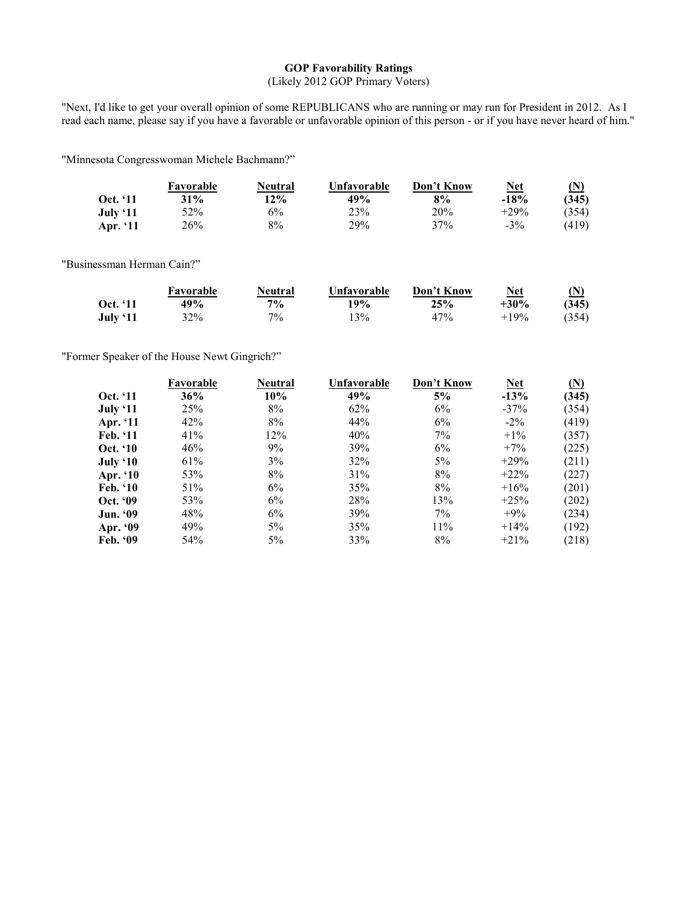**GOP Favorability Ratings**
(Likely 2012 GOP Primary Voters)

"Next, I'd like to get your overall opinion of some REPUBLICANS who are running or may run for President in 2012. As I read each name, please say if you have a favorable or unfavorable opinion of this person - or if you have never heard of him."

"Minnesota Congresswoman Michele Bachmann?"

| | Favorable | Neutral | Unfavorable | Don't Know | Net | (N) |
|---|---|---|---|---|---|---|
| **Oct. '11** | **31%** | **12%** | **49%** | **8%** | **-18%** | **(345)** |
| **July '11** | 52% | 6% | 23% | 20% | +29% | (354) |
| **Apr. '11** | 26% | 8% | 29% | 37% | -3% | (419) |

"Businessman Herman Cain?"

| | Favorable | Neutral | Unfavorable | Don't Know | Net | (N) |
|---|---|---|---|---|---|---|
| **Oct. '11** | **49%** | **7%** | **19%** | **25%** | **+30%** | **(345)** |
| **July '11** | 32% | 7% | 13% | 47% | +19% | (354) |

"Former Speaker of the House Newt Gingrich?"

| | Favorable | Neutral | Unfavorable | Don't Know | Net | (N) |
|---|---|---|---|---|---|---|
| **Oct. '11** | **36%** | **10%** | **49%** | **5%** | **-13%** | **(345)** |
| **July '11** | 25% | 8% | 62% | 6% | -37% | (354) |
| **Apr. '11** | 42% | 8% | 44% | 6% | -2% | (419) |
| **Feb. '11** | 41% | 12% | 40% | 7% | +1% | (357) |
| **Oct. '10** | 46% | 9% | 39% | 6% | +7% | (225) |
| **July '10** | 61% | 3% | 32% | 5% | +29% | (211) |
| **Apr. '10** | 53% | 8% | 31% | 8% | +22% | (227) |
| **Feb. '10** | 51% | 6% | 35% | 8% | +16% | (201) |
| **Oct. '09** | 53% | 6% | 28% | 13% | +25% | (202) |
| **Jun. '09** | 48% | 6% | 39% | 7% | +9% | (234) |
| **Apr. '09** | 49% | 5% | 35% | 11% | +14% | (192) |
| **Feb. '09** | 54% | 5% | 33% | 8% | +21% | (218) |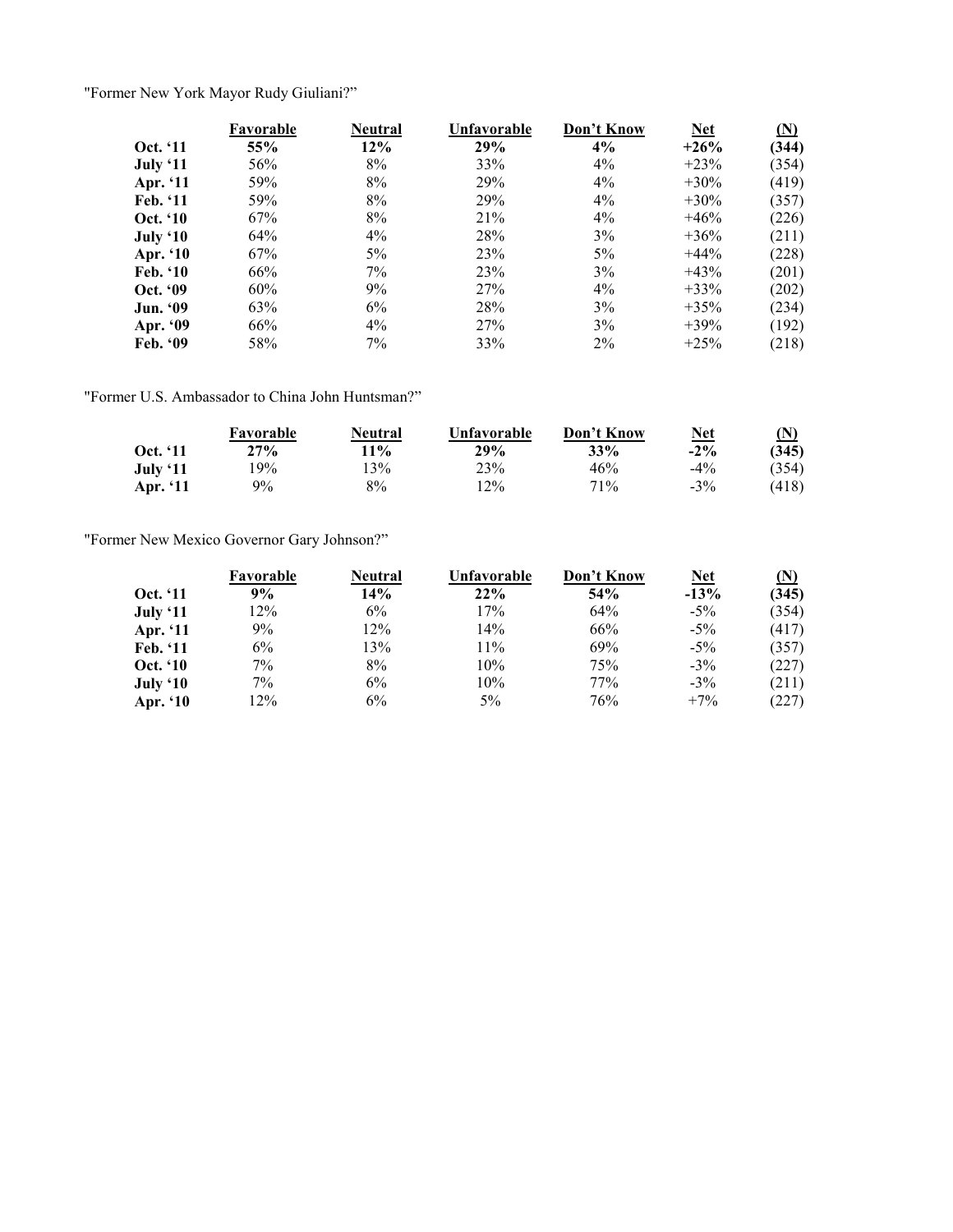"Former New York Mayor Rudy Giuliani?"

| | Favorable | Neutral | Unfavorable | Don't Know | Net | (N) |
|---|---|---|---|---|---|---|
| **Oct. '11** | **55%** | **12%** | **29%** | **4%** | **+26%** | **(344)** |
| **July '11** | 56% | 8% | 33% | 4% | +23% | (354) |
| **Apr. '11** | 59% | 8% | 29% | 4% | +30% | (419) |
| **Feb. '11** | 59% | 8% | 29% | 4% | +30% | (357) |
| **Oct. '10** | 67% | 8% | 21% | 4% | +46% | (226) |
| **July '10** | 64% | 4% | 28% | 3% | +36% | (211) |
| **Apr. '10** | 67% | 5% | 23% | 5% | +44% | (228) |
| **Feb. '10** | 66% | 7% | 23% | 3% | +43% | (201) |
| **Oct. '09** | 60% | 9% | 27% | 4% | +33% | (202) |
| **Jun. '09** | 63% | 6% | 28% | 3% | +35% | (234) |
| **Apr. '09** | 66% | 4% | 27% | 3% | +39% | (192) |
| **Feb. '09** | 58% | 7% | 33% | 2% | +25% | (218) |

"Former U.S. Ambassador to China John Huntsman?"

| | Favorable | Neutral | Unfavorable | Don't Know | Net | (N) |
|---|---|---|---|---|---|---|
| **Oct. '11** | **27%** | **11%** | **29%** | **33%** | **-2%** | **(345)** |
| **July '11** | 19% | 13% | 23% | 46% | -4% | (354) |
| **Apr. '11** | 9% | 8% | 12% | 71% | -3% | (418) |

"Former New Mexico Governor Gary Johnson?"

| | Favorable | Neutral | Unfavorable | Don't Know | Net | (N) |
|---|---|---|---|---|---|---|
| **Oct. '11** | **9%** | **14%** | **22%** | **54%** | **-13%** | **(345)** |
| **July '11** | 12% | 6% | 17% | 64% | -5% | (354) |
| **Apr. '11** | 9% | 12% | 14% | 66% | -5% | (417) |
| **Feb. '11** | 6% | 13% | 11% | 69% | -5% | (357) |
| **Oct. '10** | 7% | 8% | 10% | 75% | -3% | (227) |
| **July '10** | 7% | 6% | 10% | 77% | -3% | (211) |
| **Apr. '10** | 12% | 6% | 5% | 76% | +7% | (227) |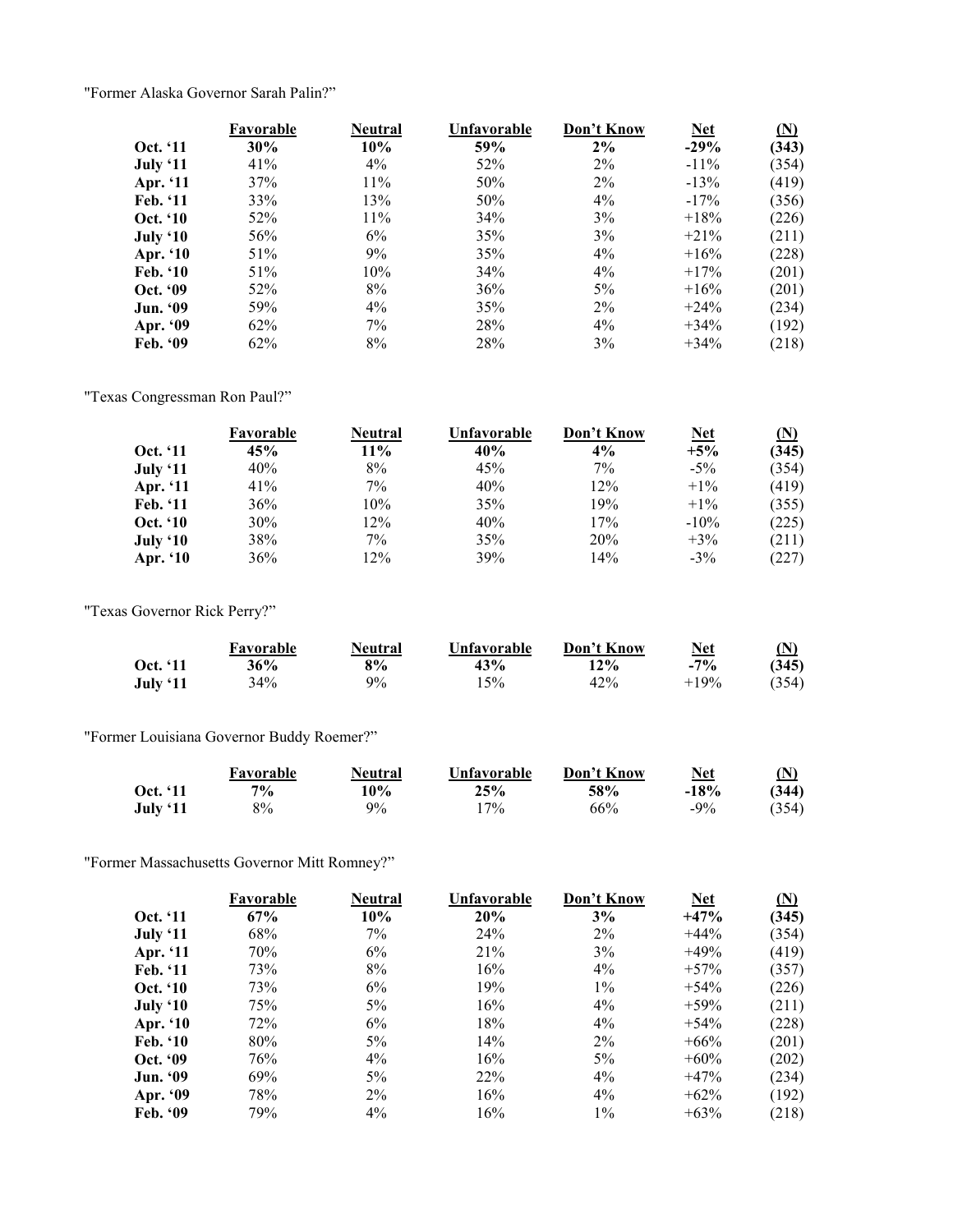"Former Alaska Governor Sarah Palin?"

| | Favorable | Neutral | Unfavorable | Don't Know | Net | (N) |
|---|---|---|---|---|---|---|
| **Oct. '11** | **30%** | **10%** | **59%** | **2%** | **-29%** | **(343)** |
| **July '11** | 41% | 4% | 52% | 2% | -11% | (354) |
| **Apr. '11** | 37% | 11% | 50% | 2% | -13% | (419) |
| **Feb. '11** | 33% | 13% | 50% | 4% | -17% | (356) |
| **Oct. '10** | 52% | 11% | 34% | 3% | +18% | (226) |
| **July '10** | 56% | 6% | 35% | 3% | +21% | (211) |
| **Apr. '10** | 51% | 9% | 35% | 4% | +16% | (228) |
| **Feb. '10** | 51% | 10% | 34% | 4% | +17% | (201) |
| **Oct. '09** | 52% | 8% | 36% | 5% | +16% | (201) |
| **Jun. '09** | 59% | 4% | 35% | 2% | +24% | (234) |
| **Apr. '09** | 62% | 7% | 28% | 4% | +34% | (192) |
| **Feb. '09** | 62% | 8% | 28% | 3% | +34% | (218) |

"Texas Congressman Ron Paul?"

| | Favorable | Neutral | Unfavorable | Don't Know | Net | (N) |
|---|---|---|---|---|---|---|
| **Oct. '11** | **45%** | **11%** | **40%** | **4%** | **+5%** | **(345)** |
| **July '11** | 40% | 8% | 45% | 7% | -5% | (354) |
| **Apr. '11** | 41% | 7% | 40% | 12% | +1% | (419) |
| **Feb. '11** | 36% | 10% | 35% | 19% | +1% | (355) |
| **Oct. '10** | 30% | 12% | 40% | 17% | -10% | (225) |
| **July '10** | 38% | 7% | 35% | 20% | +3% | (211) |
| **Apr. '10** | 36% | 12% | 39% | 14% | -3% | (227) |

"Texas Governor Rick Perry?"

| | Favorable | Neutral | Unfavorable | Don't Know | Net | (N) |
|---|---|---|---|---|---|---|
| **Oct. '11** | **36%** | **8%** | **43%** | **12%** | **-7%** | **(345)** |
| **July '11** | 34% | 9% | 15% | 42% | +19% | (354) |

"Former Louisiana Governor Buddy Roemer?"

| | Favorable | Neutral | Unfavorable | Don't Know | Net | (N) |
|---|---|---|---|---|---|---|
| **Oct. '11** | **7%** | **10%** | **25%** | **58%** | **-18%** | **(344)** |
| **July '11** | 8% | 9% | 17% | 66% | -9% | (354) |

"Former Massachusetts Governor Mitt Romney?"

| | Favorable | Neutral | Unfavorable | Don't Know | Net | (N) |
|---|---|---|---|---|---|---|
| **Oct. '11** | **67%** | **10%** | **20%** | **3%** | **+47%** | **(345)** |
| **July '11** | 68% | 7% | 24% | 2% | +44% | (354) |
| **Apr. '11** | 70% | 6% | 21% | 3% | +49% | (419) |
| **Feb. '11** | 73% | 8% | 16% | 4% | +57% | (357) |
| **Oct. '10** | 73% | 6% | 19% | 1% | +54% | (226) |
| **July '10** | 75% | 5% | 16% | 4% | +59% | (211) |
| **Apr. '10** | 72% | 6% | 18% | 4% | +54% | (228) |
| **Feb. '10** | 80% | 5% | 14% | 2% | +66% | (201) |
| **Oct. '09** | 76% | 4% | 16% | 5% | +60% | (202) |
| **Jun. '09** | 69% | 5% | 22% | 4% | +47% | (234) |
| **Apr. '09** | 78% | 2% | 16% | 4% | +62% | (192) |
| **Feb. '09** | 79% | 4% | 16% | 1% | +63% | (218) |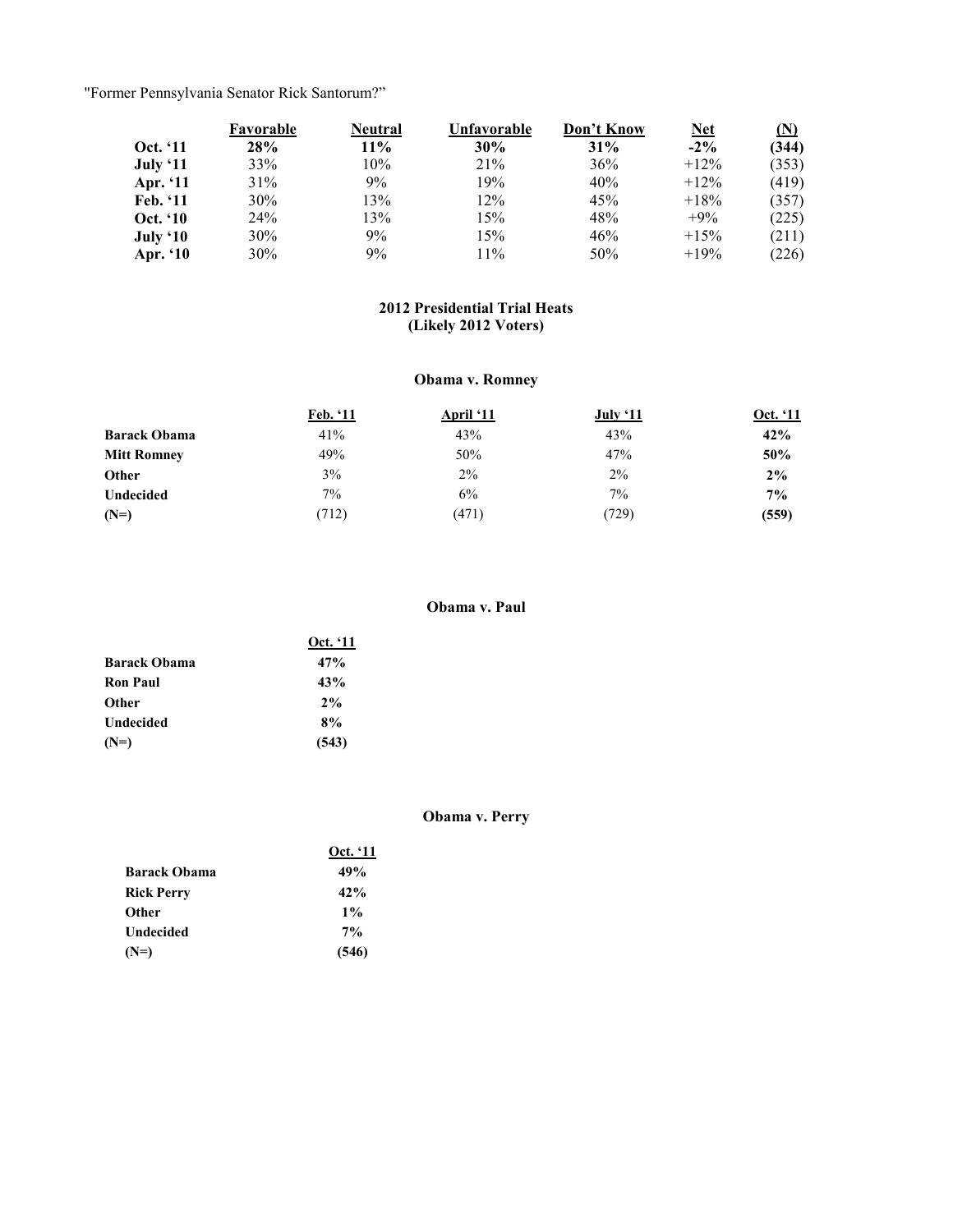"Former Pennsylvania Senator Rick Santorum?"

| | Favorable | Neutral | Unfavorable | Don't Know | Net | (N) |
|---|---|---|---|---|---|---|
| **Oct. '11** | **28%** | **11%** | **30%** | **31%** | **-2%** | **(344)** |
| **July '11** | 33% | 10% | 21% | 36% | +12% | (353) |
| **Apr. '11** | 31% | 9% | 19% | 40% | +12% | (419) |
| **Feb. '11** | 30% | 13% | 12% | 45% | +18% | (357) |
| **Oct. '10** | 24% | 13% | 15% | 48% | +9% | (225) |
| **July '10** | 30% | 9% | 15% | 46% | +15% | (211) |
| **Apr. '10** | 30% | 9% | 11% | 50% | +19% | (226) |

## 2012 Presidential Trial Heats
## (Likely 2012 Voters)

### Obama v. Romney

| | Feb. '11 | April '11 | July '11 | Oct. '11 |
|---|---|---|---|---|
| **Barack Obama** | 41% | 43% | 43% | **42%** |
| **Mitt Romney** | 49% | 50% | 47% | **50%** |
| **Other** | 3% | 2% | 2% | **2%** |
| **Undecided** | 7% | 6% | 7% | **7%** |
| **(N=)** | (712) | (471) | (729) | **(559)** |

### Obama v. Paul

| | Oct. '11 |
|---|---|
| **Barack Obama** | **47%** |
| **Ron Paul** | **43%** |
| **Other** | **2%** |
| **Undecided** | **8%** |
| **(N=)** | **(543)** |

### Obama v. Perry

| | Oct. '11 |
|---|---|
| **Barack Obama** | **49%** |
| **Rick Perry** | **42%** |
| **Other** | **1%** |
| **Undecided** | **7%** |
| **(N=)** | **(546)** |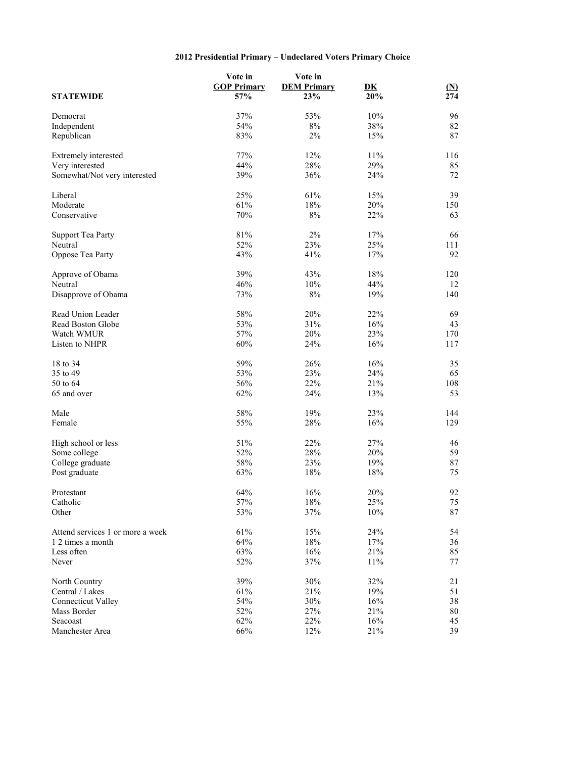# 2012 Presidential Primary – Undeclared Voters Primary Choice

| | Vote in GOP Primary | Vote in DEM Primary | DK | (N) |
|---|---|---|---|---|
| **STATEWIDE** | 57% | 23% | 20% | 274 |
| Democrat | 37% | 53% | 10% | 96 |
| Independent | 54% | 8% | 38% | 82 |
| Republican | 83% | 2% | 15% | 87 |
| Extremely interested | 77% | 12% | 11% | 116 |
| Very interested | 44% | 28% | 29% | 85 |
| Somewhat/Not very interested | 39% | 36% | 24% | 72 |
| Liberal | 25% | 61% | 15% | 39 |
| Moderate | 61% | 18% | 20% | 150 |
| Conservative | 70% | 8% | 22% | 63 |
| Support Tea Party | 81% | 2% | 17% | 66 |
| Neutral | 52% | 23% | 25% | 111 |
| Oppose Tea Party | 43% | 41% | 17% | 92 |
| Approve of Obama | 39% | 43% | 18% | 120 |
| Neutral | 46% | 10% | 44% | 12 |
| Disapprove of Obama | 73% | 8% | 19% | 140 |
| Read Union Leader | 58% | 20% | 22% | 69 |
| Read Boston Globe | 53% | 31% | 16% | 43 |
| Watch WMUR | 57% | 20% | 23% | 170 |
| Listen to NHPR | 60% | 24% | 16% | 117 |
| 18 to 34 | 59% | 26% | 16% | 35 |
| 35 to 49 | 53% | 23% | 24% | 65 |
| 50 to 64 | 56% | 22% | 21% | 108 |
| 65 and over | 62% | 24% | 13% | 53 |
| Male | 58% | 19% | 23% | 144 |
| Female | 55% | 28% | 16% | 129 |
| High school or less | 51% | 22% | 27% | 46 |
| Some college | 52% | 28% | 20% | 59 |
| College graduate | 58% | 23% | 19% | 87 |
| Post graduate | 63% | 18% | 18% | 75 |
| Protestant | 64% | 16% | 20% | 92 |
| Catholic | 57% | 18% | 25% | 75 |
| Other | 53% | 37% | 10% | 87 |
| Attend services 1 or more a week | 61% | 15% | 24% | 54 |
| 1 2 times a month | 64% | 18% | 17% | 36 |
| Less often | 63% | 16% | 21% | 85 |
| Never | 52% | 37% | 11% | 77 |
| North Country | 39% | 30% | 32% | 21 |
| Central / Lakes | 61% | 21% | 19% | 51 |
| Connecticut Valley | 54% | 30% | 16% | 38 |
| Mass Border | 52% | 27% | 21% | 80 |
| Seacoast | 62% | 22% | 16% | 45 |
| Manchester Area | 66% | 12% | 21% | 39 |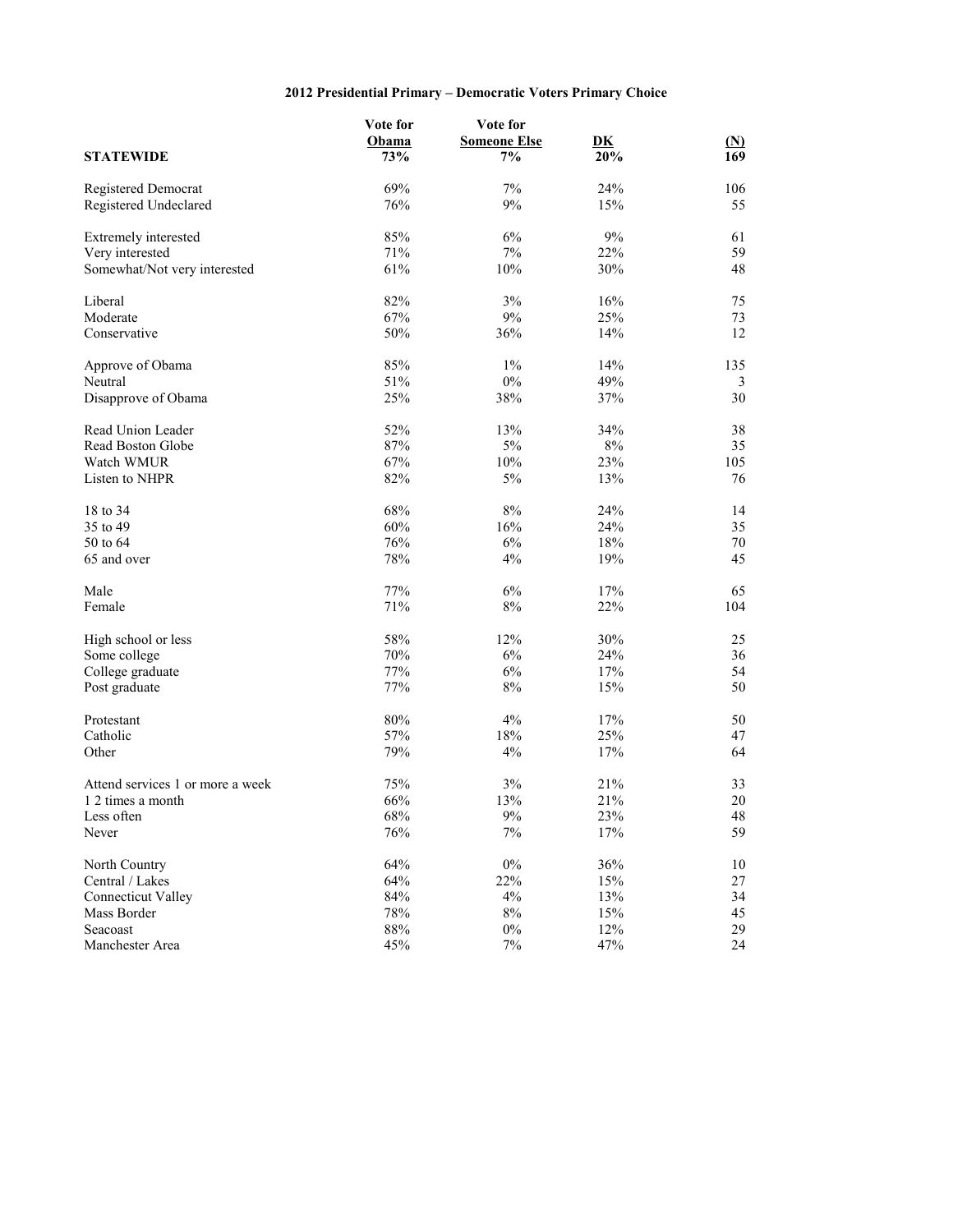# 2012 Presidential Primary – Democratic Voters Primary Choice

| STATEWIDE | Vote for Obama 73% | Vote for Someone Else 7% | DK 20% | (N) 169 |
|---|---|---|---|---|
| Registered Democrat | 69% | 7% | 24% | 106 |
| Registered Undeclared | 76% | 9% | 15% | 55 |
| | | | | |
| Extremely interested | 85% | 6% | 9% | 61 |
| Very interested | 71% | 7% | 22% | 59 |
| Somewhat/Not very interested | 61% | 10% | 30% | 48 |
| | | | | |
| Liberal | 82% | 3% | 16% | 75 |
| Moderate | 67% | 9% | 25% | 73 |
| Conservative | 50% | 36% | 14% | 12 |
| | | | | |
| Approve of Obama | 85% | 1% | 14% | 135 |
| Neutral | 51% | 0% | 49% | 3 |
| Disapprove of Obama | 25% | 38% | 37% | 30 |
| | | | | |
| Read Union Leader | 52% | 13% | 34% | 38 |
| Read Boston Globe | 87% | 5% | 8% | 35 |
| Watch WMUR | 67% | 10% | 23% | 105 |
| Listen to NHPR | 82% | 5% | 13% | 76 |
| | | | | |
| 18 to 34 | 68% | 8% | 24% | 14 |
| 35 to 49 | 60% | 16% | 24% | 35 |
| 50 to 64 | 76% | 6% | 18% | 70 |
| 65 and over | 78% | 4% | 19% | 45 |
| | | | | |
| Male | 77% | 6% | 17% | 65 |
| Female | 71% | 8% | 22% | 104 |
| | | | | |
| High school or less | 58% | 12% | 30% | 25 |
| Some college | 70% | 6% | 24% | 36 |
| College graduate | 77% | 6% | 17% | 54 |
| Post graduate | 77% | 8% | 15% | 50 |
| | | | | |
| Protestant | 80% | 4% | 17% | 50 |
| Catholic | 57% | 18% | 25% | 47 |
| Other | 79% | 4% | 17% | 64 |
| | | | | |
| Attend services 1 or more a week | 75% | 3% | 21% | 33 |
| 1 2 times a month | 66% | 13% | 21% | 20 |
| Less often | 68% | 9% | 23% | 48 |
| Never | 76% | 7% | 17% | 59 |
| | | | | |
| North Country | 64% | 0% | 36% | 10 |
| Central / Lakes | 64% | 22% | 15% | 27 |
| Connecticut Valley | 84% | 4% | 13% | 34 |
| Mass Border | 78% | 8% | 15% | 45 |
| Seacoast | 88% | 0% | 12% | 29 |
| Manchester Area | 45% | 7% | 47% | 24 |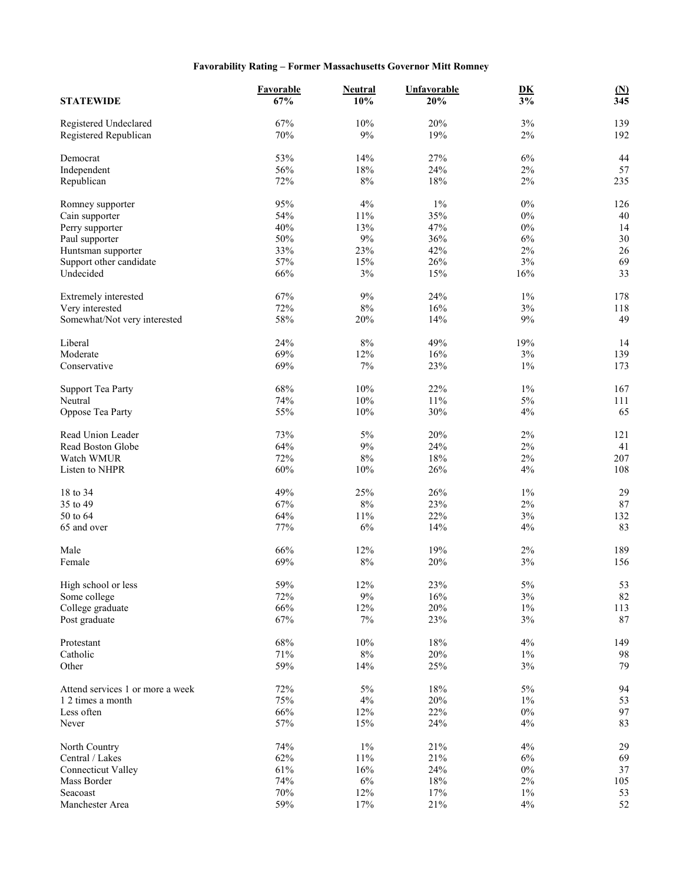**Favorability Rating – Former Massachusetts Governor Mitt Romney**

| | Favorable | Neutral | Unfavorable | DK | (N) |
|---|---|---|---|---|---|
| **STATEWIDE** | 67% | 10% | 20% | 3% | 345 |
| Registered Undeclared | 67% | 10% | 20% | 3% | 139 |
| Registered Republican | 70% | 9% | 19% | 2% | 192 |
| Democrat | 53% | 14% | 27% | 6% | 44 |
| Independent | 56% | 18% | 24% | 2% | 57 |
| Republican | 72% | 8% | 18% | 2% | 235 |
| Romney supporter | 95% | 4% | 1% | 0% | 126 |
| Cain supporter | 54% | 11% | 35% | 0% | 40 |
| Perry supporter | 40% | 13% | 47% | 0% | 14 |
| Paul supporter | 50% | 9% | 36% | 6% | 30 |
| Huntsman supporter | 33% | 23% | 42% | 2% | 26 |
| Support other candidate | 57% | 15% | 26% | 3% | 69 |
| Undecided | 66% | 3% | 15% | 16% | 33 |
| Extremely interested | 67% | 9% | 24% | 1% | 178 |
| Very interested | 72% | 8% | 16% | 3% | 118 |
| Somewhat/Not very interested | 58% | 20% | 14% | 9% | 49 |
| Liberal | 24% | 8% | 49% | 19% | 14 |
| Moderate | 69% | 12% | 16% | 3% | 139 |
| Conservative | 69% | 7% | 23% | 1% | 173 |
| Support Tea Party | 68% | 10% | 22% | 1% | 167 |
| Neutral | 74% | 10% | 11% | 5% | 111 |
| Oppose Tea Party | 55% | 10% | 30% | 4% | 65 |
| Read Union Leader | 73% | 5% | 20% | 2% | 121 |
| Read Boston Globe | 64% | 9% | 24% | 2% | 41 |
| Watch WMUR | 72% | 8% | 18% | 2% | 207 |
| Listen to NHPR | 60% | 10% | 26% | 4% | 108 |
| 18 to 34 | 49% | 25% | 26% | 1% | 29 |
| 35 to 49 | 67% | 8% | 23% | 2% | 87 |
| 50 to 64 | 64% | 11% | 22% | 3% | 132 |
| 65 and over | 77% | 6% | 14% | 4% | 83 |
| Male | 66% | 12% | 19% | 2% | 189 |
| Female | 69% | 8% | 20% | 3% | 156 |
| High school or less | 59% | 12% | 23% | 5% | 53 |
| Some college | 72% | 9% | 16% | 3% | 82 |
| College graduate | 66% | 12% | 20% | 1% | 113 |
| Post graduate | 67% | 7% | 23% | 3% | 87 |
| Protestant | 68% | 10% | 18% | 4% | 149 |
| Catholic | 71% | 8% | 20% | 1% | 98 |
| Other | 59% | 14% | 25% | 3% | 79 |
| Attend services 1 or more a week | 72% | 5% | 18% | 5% | 94 |
| 1 2 times a month | 75% | 4% | 20% | 1% | 53 |
| Less often | 66% | 12% | 22% | 0% | 97 |
| Never | 57% | 15% | 24% | 4% | 83 |
| North Country | 74% | 1% | 21% | 4% | 29 |
| Central / Lakes | 62% | 11% | 21% | 6% | 69 |
| Connecticut Valley | 61% | 16% | 24% | 0% | 37 |
| Mass Border | 74% | 6% | 18% | 2% | 105 |
| Seacoast | 70% | 12% | 17% | 1% | 53 |
| Manchester Area | 59% | 17% | 21% | 4% | 52 |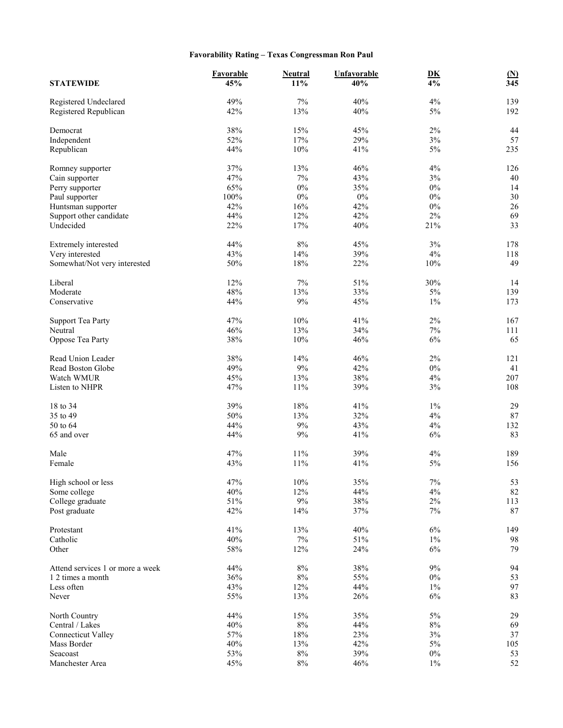**Favorability Rating – Texas Congressman Ron Paul**

| STATEWIDE | Favorable 45% | Neutral 11% | Unfavorable 40% | DK 4% | (N) 345 |
|---|---|---|---|---|---|
| Registered Undeclared | 49% | 7% | 40% | 4% | 139 |
| Registered Republican | 42% | 13% | 40% | 5% | 192 |
| | | | | | |
| Democrat | 38% | 15% | 45% | 2% | 44 |
| Independent | 52% | 17% | 29% | 3% | 57 |
| Republican | 44% | 10% | 41% | 5% | 235 |
| | | | | | |
| Romney supporter | 37% | 13% | 46% | 4% | 126 |
| Cain supporter | 47% | 7% | 43% | 3% | 40 |
| Perry supporter | 65% | 0% | 35% | 0% | 14 |
| Paul supporter | 100% | 0% | 0% | 0% | 30 |
| Huntsman supporter | 42% | 16% | 42% | 0% | 26 |
| Support other candidate | 44% | 12% | 42% | 2% | 69 |
| Undecided | 22% | 17% | 40% | 21% | 33 |
| | | | | | |
| Extremely interested | 44% | 8% | 45% | 3% | 178 |
| Very interested | 43% | 14% | 39% | 4% | 118 |
| Somewhat/Not very interested | 50% | 18% | 22% | 10% | 49 |
| | | | | | |
| Liberal | 12% | 7% | 51% | 30% | 14 |
| Moderate | 48% | 13% | 33% | 5% | 139 |
| Conservative | 44% | 9% | 45% | 1% | 173 |
| | | | | | |
| Support Tea Party | 47% | 10% | 41% | 2% | 167 |
| Neutral | 46% | 13% | 34% | 7% | 111 |
| Oppose Tea Party | 38% | 10% | 46% | 6% | 65 |
| | | | | | |
| Read Union Leader | 38% | 14% | 46% | 2% | 121 |
| Read Boston Globe | 49% | 9% | 42% | 0% | 41 |
| Watch WMUR | 45% | 13% | 38% | 4% | 207 |
| Listen to NHPR | 47% | 11% | 39% | 3% | 108 |
| | | | | | |
| 18 to 34 | 39% | 18% | 41% | 1% | 29 |
| 35 to 49 | 50% | 13% | 32% | 4% | 87 |
| 50 to 64 | 44% | 9% | 43% | 4% | 132 |
| 65 and over | 44% | 9% | 41% | 6% | 83 |
| | | | | | |
| Male | 47% | 11% | 39% | 4% | 189 |
| Female | 43% | 11% | 41% | 5% | 156 |
| | | | | | |
| High school or less | 47% | 10% | 35% | 7% | 53 |
| Some college | 40% | 12% | 44% | 4% | 82 |
| College graduate | 51% | 9% | 38% | 2% | 113 |
| Post graduate | 42% | 14% | 37% | 7% | 87 |
| | | | | | |
| Protestant | 41% | 13% | 40% | 6% | 149 |
| Catholic | 40% | 7% | 51% | 1% | 98 |
| Other | 58% | 12% | 24% | 6% | 79 |
| | | | | | |
| Attend services 1 or more a week | 44% | 8% | 38% | 9% | 94 |
| 1 2 times a month | 36% | 8% | 55% | 0% | 53 |
| Less often | 43% | 12% | 44% | 1% | 97 |
| Never | 55% | 13% | 26% | 6% | 83 |
| | | | | | |
| North Country | 44% | 15% | 35% | 5% | 29 |
| Central / Lakes | 40% | 8% | 44% | 8% | 69 |
| Connecticut Valley | 57% | 18% | 23% | 3% | 37 |
| Mass Border | 40% | 13% | 42% | 5% | 105 |
| Seacoast | 53% | 8% | 39% | 0% | 53 |
| Manchester Area | 45% | 8% | 46% | 1% | 52 |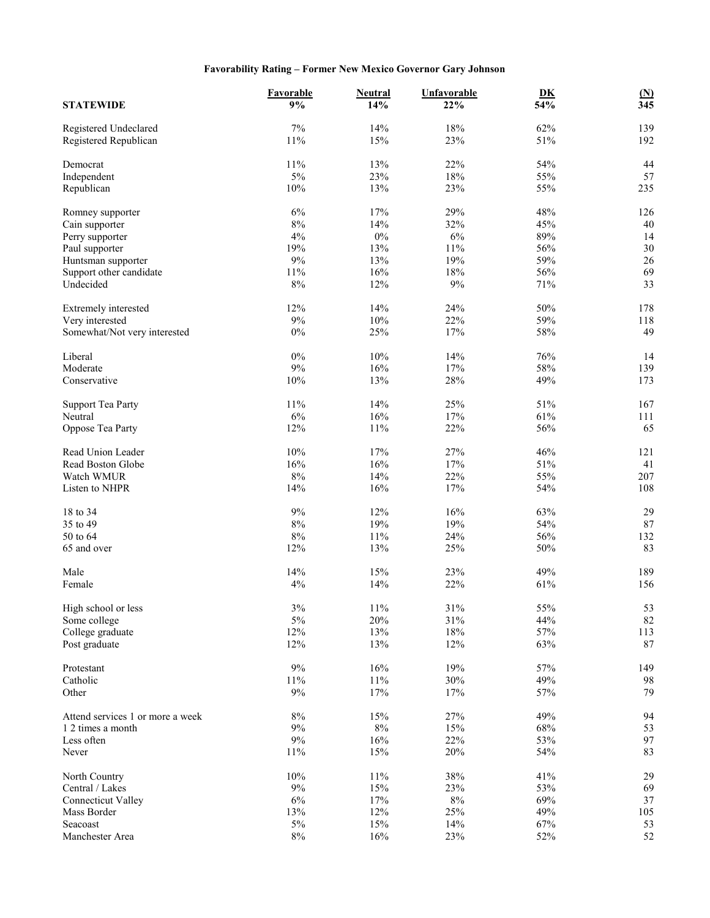## Favorability Rating – Former New Mexico Governor Gary Johnson

| STATEWIDE | Favorable 9% | Neutral 14% | Unfavorable 22% | DK 54% | (N) 345 |
|---|---|---|---|---|---|
| Registered Undeclared | 7% | 14% | 18% | 62% | 139 |
| Registered Republican | 11% | 15% | 23% | 51% | 192 |
| | | | | | |
| Democrat | 11% | 13% | 22% | 54% | 44 |
| Independent | 5% | 23% | 18% | 55% | 57 |
| Republican | 10% | 13% | 23% | 55% | 235 |
| | | | | | |
| Romney supporter | 6% | 17% | 29% | 48% | 126 |
| Cain supporter | 8% | 14% | 32% | 45% | 40 |
| Perry supporter | 4% | 0% | 6% | 89% | 14 |
| Paul supporter | 19% | 13% | 11% | 56% | 30 |
| Huntsman supporter | 9% | 13% | 19% | 59% | 26 |
| Support other candidate | 11% | 16% | 18% | 56% | 69 |
| Undecided | 8% | 12% | 9% | 71% | 33 |
| | | | | | |
| Extremely interested | 12% | 14% | 24% | 50% | 178 |
| Very interested | 9% | 10% | 22% | 59% | 118 |
| Somewhat/Not very interested | 0% | 25% | 17% | 58% | 49 |
| | | | | | |
| Liberal | 0% | 10% | 14% | 76% | 14 |
| Moderate | 9% | 16% | 17% | 58% | 139 |
| Conservative | 10% | 13% | 28% | 49% | 173 |
| | | | | | |
| Support Tea Party | 11% | 14% | 25% | 51% | 167 |
| Neutral | 6% | 16% | 17% | 61% | 111 |
| Oppose Tea Party | 12% | 11% | 22% | 56% | 65 |
| | | | | | |
| Read Union Leader | 10% | 17% | 27% | 46% | 121 |
| Read Boston Globe | 16% | 16% | 17% | 51% | 41 |
| Watch WMUR | 8% | 14% | 22% | 55% | 207 |
| Listen to NHPR | 14% | 16% | 17% | 54% | 108 |
| | | | | | |
| 18 to 34 | 9% | 12% | 16% | 63% | 29 |
| 35 to 49 | 8% | 19% | 19% | 54% | 87 |
| 50 to 64 | 8% | 11% | 24% | 56% | 132 |
| 65 and over | 12% | 13% | 25% | 50% | 83 |
| | | | | | |
| Male | 14% | 15% | 23% | 49% | 189 |
| Female | 4% | 14% | 22% | 61% | 156 |
| | | | | | |
| High school or less | 3% | 11% | 31% | 55% | 53 |
| Some college | 5% | 20% | 31% | 44% | 82 |
| College graduate | 12% | 13% | 18% | 57% | 113 |
| Post graduate | 12% | 13% | 12% | 63% | 87 |
| | | | | | |
| Protestant | 9% | 16% | 19% | 57% | 149 |
| Catholic | 11% | 11% | 30% | 49% | 98 |
| Other | 9% | 17% | 17% | 57% | 79 |
| | | | | | |
| Attend services 1 or more a week | 8% | 15% | 27% | 49% | 94 |
| 1 2 times a month | 9% | 8% | 15% | 68% | 53 |
| Less often | 9% | 16% | 22% | 53% | 97 |
| Never | 11% | 15% | 20% | 54% | 83 |
| | | | | | |
| North Country | 10% | 11% | 38% | 41% | 29 |
| Central / Lakes | 9% | 15% | 23% | 53% | 69 |
| Connecticut Valley | 6% | 17% | 8% | 69% | 37 |
| Mass Border | 13% | 12% | 25% | 49% | 105 |
| Seacoast | 5% | 15% | 14% | 67% | 53 |
| Manchester Area | 8% | 16% | 23% | 52% | 52 |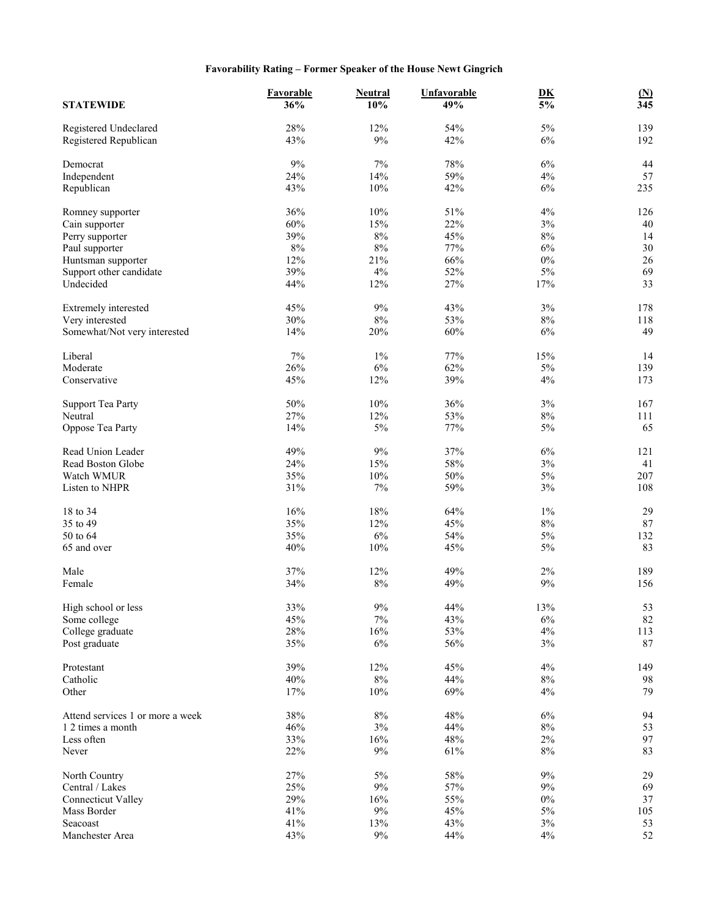**Favorability Rating – Former Speaker of the House Newt Gingrich**

| STATEWIDE | Favorable<br>36% | Neutral<br>10% | Unfavorable<br>49% | DK<br>5% | (N)<br>345 |
|---|---|---|---|---|---|
| Registered Undeclared | 28% | 12% | 54% | 5% | 139 |
| Registered Republican | 43% | 9% | 42% | 6% | 192 |
| | | | | | |
| Democrat | 9% | 7% | 78% | 6% | 44 |
| Independent | 24% | 14% | 59% | 4% | 57 |
| Republican | 43% | 10% | 42% | 6% | 235 |
| | | | | | |
| Romney supporter | 36% | 10% | 51% | 4% | 126 |
| Cain supporter | 60% | 15% | 22% | 3% | 40 |
| Perry supporter | 39% | 8% | 45% | 8% | 14 |
| Paul supporter | 8% | 8% | 77% | 6% | 30 |
| Huntsman supporter | 12% | 21% | 66% | 0% | 26 |
| Support other candidate | 39% | 4% | 52% | 5% | 69 |
| Undecided | 44% | 12% | 27% | 17% | 33 |
| | | | | | |
| Extremely interested | 45% | 9% | 43% | 3% | 178 |
| Very interested | 30% | 8% | 53% | 8% | 118 |
| Somewhat/Not very interested | 14% | 20% | 60% | 6% | 49 |
| | | | | | |
| Liberal | 7% | 1% | 77% | 15% | 14 |
| Moderate | 26% | 6% | 62% | 5% | 139 |
| Conservative | 45% | 12% | 39% | 4% | 173 |
| | | | | | |
| Support Tea Party | 50% | 10% | 36% | 3% | 167 |
| Neutral | 27% | 12% | 53% | 8% | 111 |
| Oppose Tea Party | 14% | 5% | 77% | 5% | 65 |
| | | | | | |
| Read Union Leader | 49% | 9% | 37% | 6% | 121 |
| Read Boston Globe | 24% | 15% | 58% | 3% | 41 |
| Watch WMUR | 35% | 10% | 50% | 5% | 207 |
| Listen to NHPR | 31% | 7% | 59% | 3% | 108 |
| | | | | | |
| 18 to 34 | 16% | 18% | 64% | 1% | 29 |
| 35 to 49 | 35% | 12% | 45% | 8% | 87 |
| 50 to 64 | 35% | 6% | 54% | 5% | 132 |
| 65 and over | 40% | 10% | 45% | 5% | 83 |
| | | | | | |
| Male | 37% | 12% | 49% | 2% | 189 |
| Female | 34% | 8% | 49% | 9% | 156 |
| | | | | | |
| High school or less | 33% | 9% | 44% | 13% | 53 |
| Some college | 45% | 7% | 43% | 6% | 82 |
| College graduate | 28% | 16% | 53% | 4% | 113 |
| Post graduate | 35% | 6% | 56% | 3% | 87 |
| | | | | | |
| Protestant | 39% | 12% | 45% | 4% | 149 |
| Catholic | 40% | 8% | 44% | 8% | 98 |
| Other | 17% | 10% | 69% | 4% | 79 |
| | | | | | |
| Attend services 1 or more a week | 38% | 8% | 48% | 6% | 94 |
| 1 2 times a month | 46% | 3% | 44% | 8% | 53 |
| Less often | 33% | 16% | 48% | 2% | 97 |
| Never | 22% | 9% | 61% | 8% | 83 |
| | | | | | |
| North Country | 27% | 5% | 58% | 9% | 29 |
| Central / Lakes | 25% | 9% | 57% | 9% | 69 |
| Connecticut Valley | 29% | 16% | 55% | 0% | 37 |
| Mass Border | 41% | 9% | 45% | 5% | 105 |
| Seacoast | 41% | 13% | 43% | 3% | 53 |
| Manchester Area | 43% | 9% | 44% | 4% | 52 |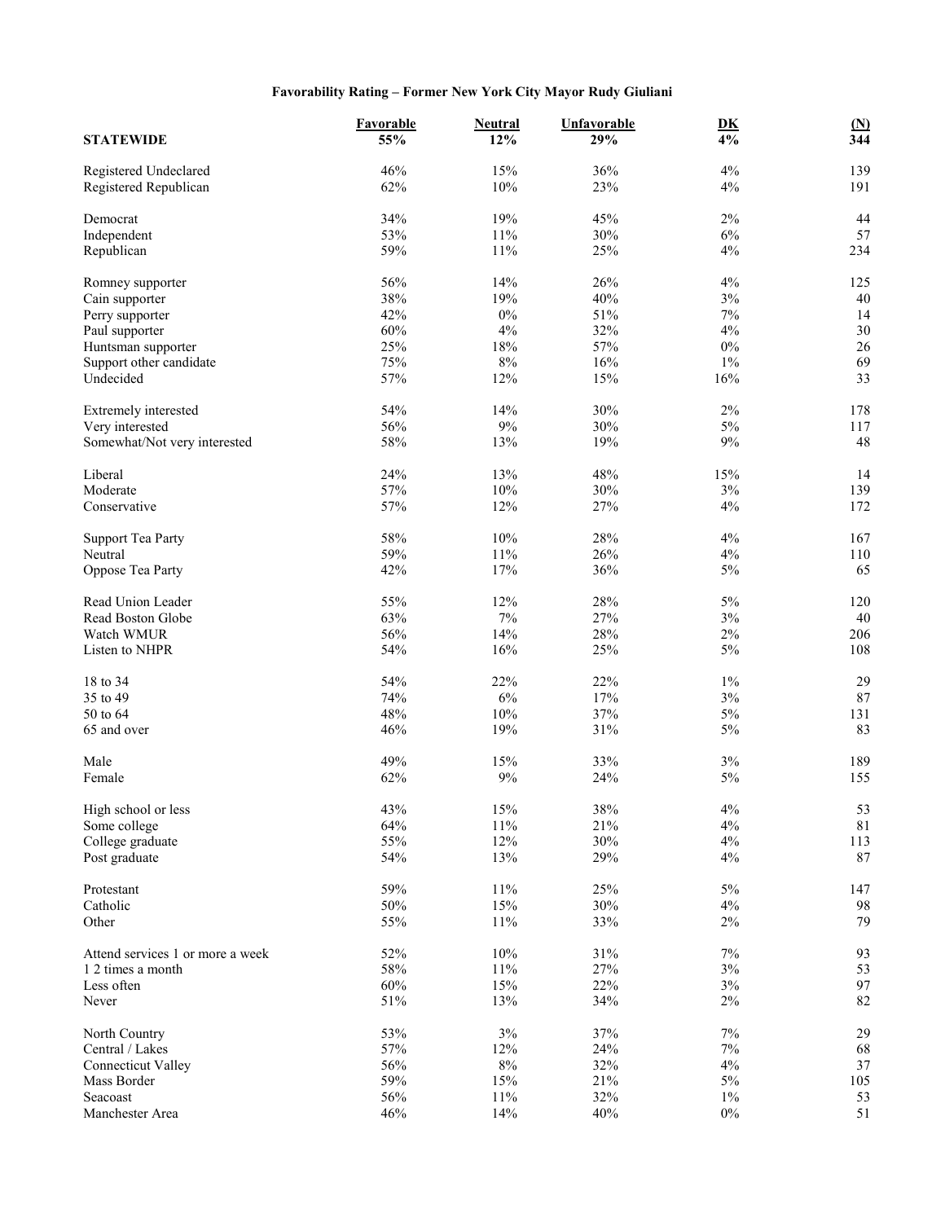**Favorability Rating – Former New York City Mayor Rudy Giuliani**

| STATEWIDE | Favorable 55% | Neutral 12% | Unfavorable 29% | DK 4% | (N) 344 |
|---|---|---|---|---|---|
| Registered Undeclared | 46% | 15% | 36% | 4% | 139 |
| Registered Republican | 62% | 10% | 23% | 4% | 191 |
| | | | | | |
| Democrat | 34% | 19% | 45% | 2% | 44 |
| Independent | 53% | 11% | 30% | 6% | 57 |
| Republican | 59% | 11% | 25% | 4% | 234 |
| | | | | | |
| Romney supporter | 56% | 14% | 26% | 4% | 125 |
| Cain supporter | 38% | 19% | 40% | 3% | 40 |
| Perry supporter | 42% | 0% | 51% | 7% | 14 |
| Paul supporter | 60% | 4% | 32% | 4% | 30 |
| Huntsman supporter | 25% | 18% | 57% | 0% | 26 |
| Support other candidate | 75% | 8% | 16% | 1% | 69 |
| Undecided | 57% | 12% | 15% | 16% | 33 |
| | | | | | |
| Extremely interested | 54% | 14% | 30% | 2% | 178 |
| Very interested | 56% | 9% | 30% | 5% | 117 |
| Somewhat/Not very interested | 58% | 13% | 19% | 9% | 48 |
| | | | | | |
| Liberal | 24% | 13% | 48% | 15% | 14 |
| Moderate | 57% | 10% | 30% | 3% | 139 |
| Conservative | 57% | 12% | 27% | 4% | 172 |
| | | | | | |
| Support Tea Party | 58% | 10% | 28% | 4% | 167 |
| Neutral | 59% | 11% | 26% | 4% | 110 |
| Oppose Tea Party | 42% | 17% | 36% | 5% | 65 |
| | | | | | |
| Read Union Leader | 55% | 12% | 28% | 5% | 120 |
| Read Boston Globe | 63% | 7% | 27% | 3% | 40 |
| Watch WMUR | 56% | 14% | 28% | 2% | 206 |
| Listen to NHPR | 54% | 16% | 25% | 5% | 108 |
| | | | | | |
| 18 to 34 | 54% | 22% | 22% | 1% | 29 |
| 35 to 49 | 74% | 6% | 17% | 3% | 87 |
| 50 to 64 | 48% | 10% | 37% | 5% | 131 |
| 65 and over | 46% | 19% | 31% | 5% | 83 |
| | | | | | |
| Male | 49% | 15% | 33% | 3% | 189 |
| Female | 62% | 9% | 24% | 5% | 155 |
| | | | | | |
| High school or less | 43% | 15% | 38% | 4% | 53 |
| Some college | 64% | 11% | 21% | 4% | 81 |
| College graduate | 55% | 12% | 30% | 4% | 113 |
| Post graduate | 54% | 13% | 29% | 4% | 87 |
| | | | | | |
| Protestant | 59% | 11% | 25% | 5% | 147 |
| Catholic | 50% | 15% | 30% | 4% | 98 |
| Other | 55% | 11% | 33% | 2% | 79 |
| | | | | | |
| Attend services 1 or more a week | 52% | 10% | 31% | 7% | 93 |
| 1 2 times a month | 58% | 11% | 27% | 3% | 53 |
| Less often | 60% | 15% | 22% | 3% | 97 |
| Never | 51% | 13% | 34% | 2% | 82 |
| | | | | | |
| North Country | 53% | 3% | 37% | 7% | 29 |
| Central / Lakes | 57% | 12% | 24% | 7% | 68 |
| Connecticut Valley | 56% | 8% | 32% | 4% | 37 |
| Mass Border | 59% | 15% | 21% | 5% | 105 |
| Seacoast | 56% | 11% | 32% | 1% | 53 |
| Manchester Area | 46% | 14% | 40% | 0% | 51 |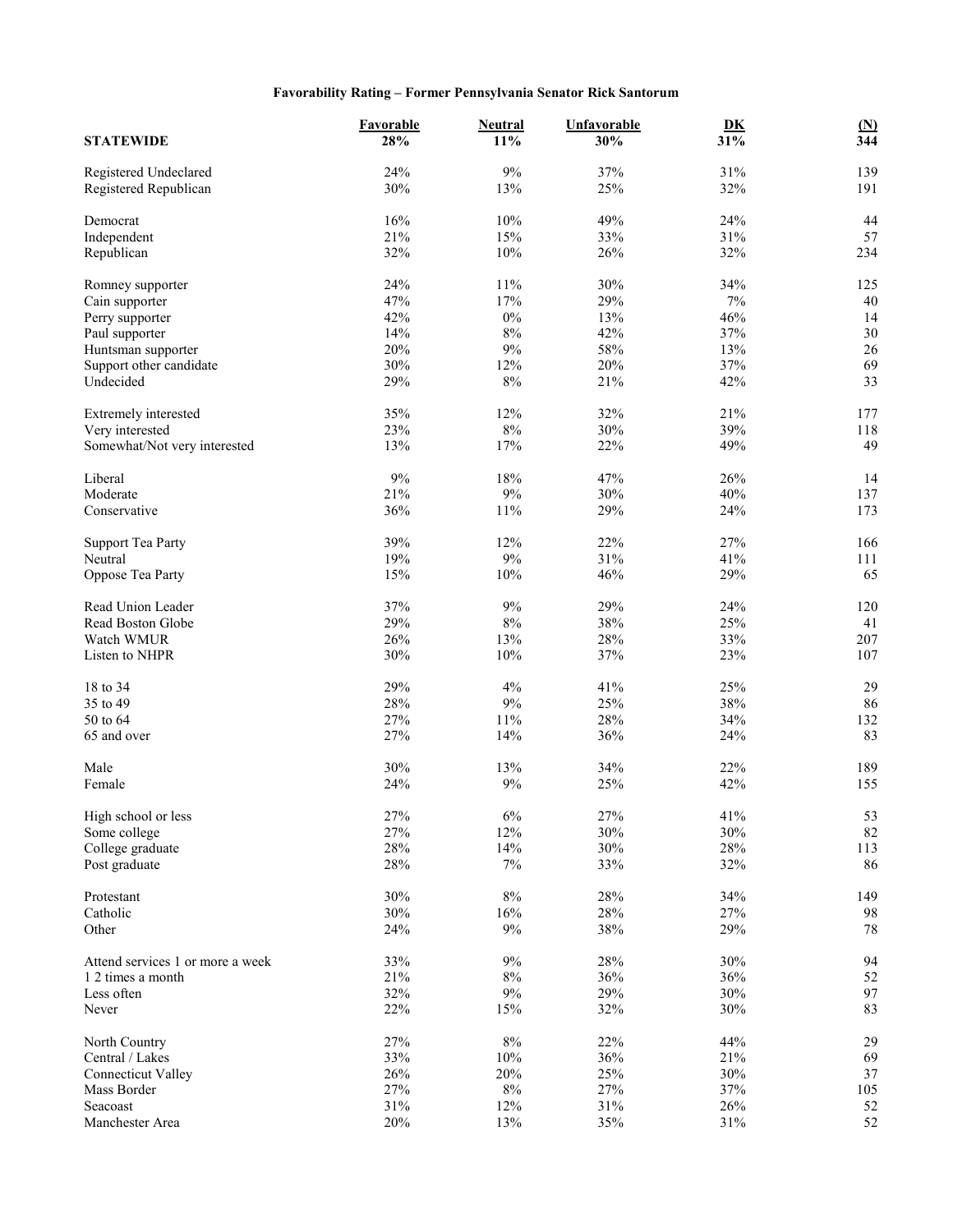### Favorability Rating – Former Pennsylvania Senator Rick Santorum

| STATEWIDE | Favorable 28% | Neutral 11% | Unfavorable 30% | DK 31% | (N) 344 |
|---|---|---|---|---|---|
| Registered Undeclared | 24% | 9% | 37% | 31% | 139 |
| Registered Republican | 30% | 13% | 25% | 32% | 191 |
| Democrat | 16% | 10% | 49% | 24% | 44 |
| Independent | 21% | 15% | 33% | 31% | 57 |
| Republican | 32% | 10% | 26% | 32% | 234 |
| Romney supporter | 24% | 11% | 30% | 34% | 125 |
| Cain supporter | 47% | 17% | 29% | 7% | 40 |
| Perry supporter | 42% | 0% | 13% | 46% | 14 |
| Paul supporter | 14% | 8% | 42% | 37% | 30 |
| Huntsman supporter | 20% | 9% | 58% | 13% | 26 |
| Support other candidate | 30% | 12% | 20% | 37% | 69 |
| Undecided | 29% | 8% | 21% | 42% | 33 |
| Extremely interested | 35% | 12% | 32% | 21% | 177 |
| Very interested | 23% | 8% | 30% | 39% | 118 |
| Somewhat/Not very interested | 13% | 17% | 22% | 49% | 49 |
| Liberal | 9% | 18% | 47% | 26% | 14 |
| Moderate | 21% | 9% | 30% | 40% | 137 |
| Conservative | 36% | 11% | 29% | 24% | 173 |
| Support Tea Party | 39% | 12% | 22% | 27% | 166 |
| Neutral | 19% | 9% | 31% | 41% | 111 |
| Oppose Tea Party | 15% | 10% | 46% | 29% | 65 |
| Read Union Leader | 37% | 9% | 29% | 24% | 120 |
| Read Boston Globe | 29% | 8% | 38% | 25% | 41 |
| Watch WMUR | 26% | 13% | 28% | 33% | 207 |
| Listen to NHPR | 30% | 10% | 37% | 23% | 107 |
| 18 to 34 | 29% | 4% | 41% | 25% | 29 |
| 35 to 49 | 28% | 9% | 25% | 38% | 86 |
| 50 to 64 | 27% | 11% | 28% | 34% | 132 |
| 65 and over | 27% | 14% | 36% | 24% | 83 |
| Male | 30% | 13% | 34% | 22% | 189 |
| Female | 24% | 9% | 25% | 42% | 155 |
| High school or less | 27% | 6% | 27% | 41% | 53 |
| Some college | 27% | 12% | 30% | 30% | 82 |
| College graduate | 28% | 14% | 30% | 28% | 113 |
| Post graduate | 28% | 7% | 33% | 32% | 86 |
| Protestant | 30% | 8% | 28% | 34% | 149 |
| Catholic | 30% | 16% | 28% | 27% | 98 |
| Other | 24% | 9% | 38% | 29% | 78 |
| Attend services 1 or more a week | 33% | 9% | 28% | 30% | 94 |
| 1 2 times a month | 21% | 8% | 36% | 36% | 52 |
| Less often | 32% | 9% | 29% | 30% | 97 |
| Never | 22% | 15% | 32% | 30% | 83 |
| North Country | 27% | 8% | 22% | 44% | 29 |
| Central / Lakes | 33% | 10% | 36% | 21% | 69 |
| Connecticut Valley | 26% | 20% | 25% | 30% | 37 |
| Mass Border | 27% | 8% | 27% | 37% | 105 |
| Seacoast | 31% | 12% | 31% | 26% | 52 |
| Manchester Area | 20% | 13% | 35% | 31% | 52 |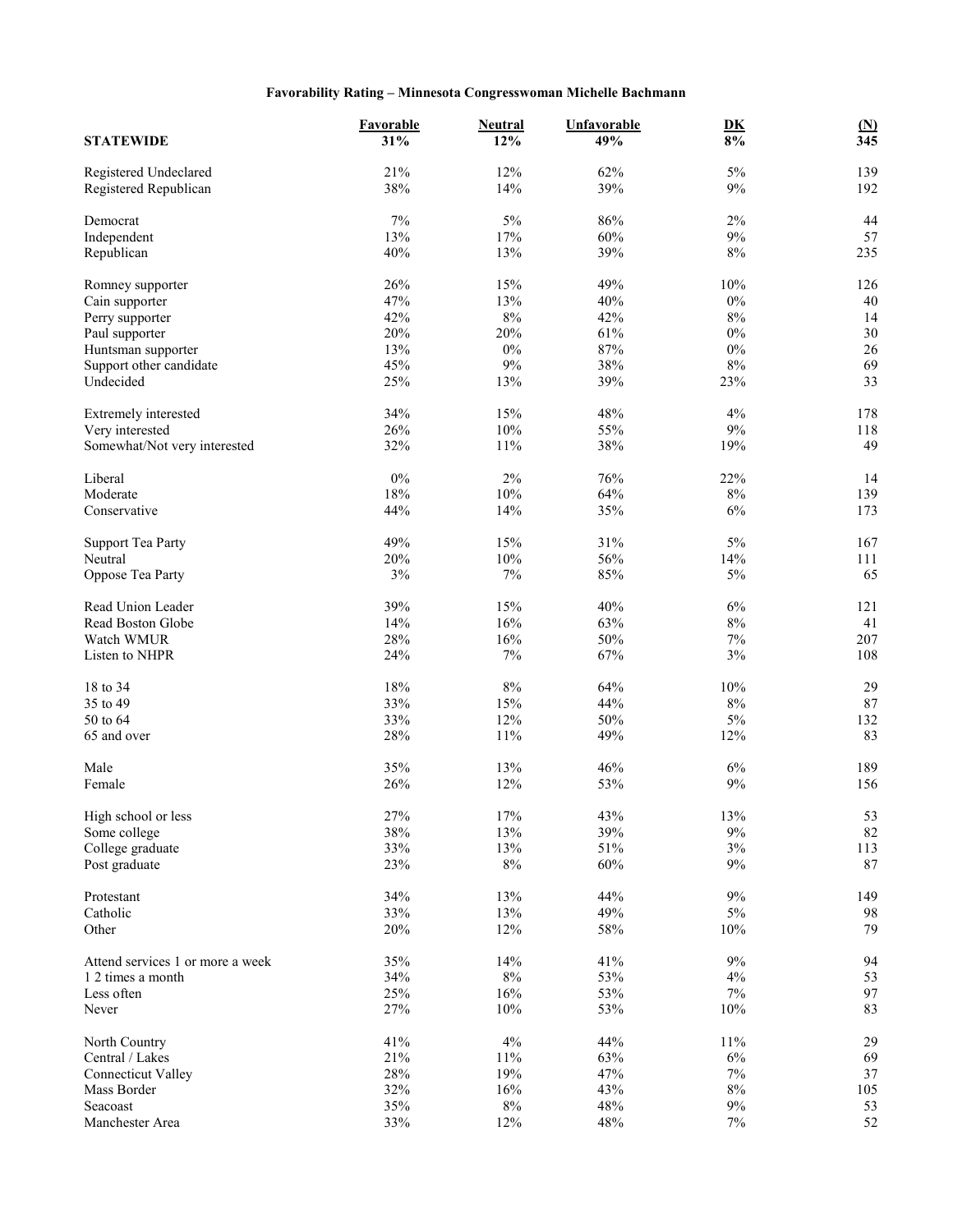**Favorability Rating – Minnesota Congresswoman Michelle Bachmann**

| STATEWIDE | Favorable 31% | Neutral 12% | Unfavorable 49% | DK 8% | (N) 345 |
|---|---|---|---|---|---|
| Registered Undeclared | 21% | 12% | 62% | 5% | 139 |
| Registered Republican | 38% | 14% | 39% | 9% | 192 |
| Democrat | 7% | 5% | 86% | 2% | 44 |
| Independent | 13% | 17% | 60% | 9% | 57 |
| Republican | 40% | 13% | 39% | 8% | 235 |
| Romney supporter | 26% | 15% | 49% | 10% | 126 |
| Cain supporter | 47% | 13% | 40% | 0% | 40 |
| Perry supporter | 42% | 8% | 42% | 8% | 14 |
| Paul supporter | 20% | 20% | 61% | 0% | 30 |
| Huntsman supporter | 13% | 0% | 87% | 0% | 26 |
| Support other candidate | 45% | 9% | 38% | 8% | 69 |
| Undecided | 25% | 13% | 39% | 23% | 33 |
| Extremely interested | 34% | 15% | 48% | 4% | 178 |
| Very interested | 26% | 10% | 55% | 9% | 118 |
| Somewhat/Not very interested | 32% | 11% | 38% | 19% | 49 |
| Liberal | 0% | 2% | 76% | 22% | 14 |
| Moderate | 18% | 10% | 64% | 8% | 139 |
| Conservative | 44% | 14% | 35% | 6% | 173 |
| Support Tea Party | 49% | 15% | 31% | 5% | 167 |
| Neutral | 20% | 10% | 56% | 14% | 111 |
| Oppose Tea Party | 3% | 7% | 85% | 5% | 65 |
| Read Union Leader | 39% | 15% | 40% | 6% | 121 |
| Read Boston Globe | 14% | 16% | 63% | 8% | 41 |
| Watch WMUR | 28% | 16% | 50% | 7% | 207 |
| Listen to NHPR | 24% | 7% | 67% | 3% | 108 |
| 18 to 34 | 18% | 8% | 64% | 10% | 29 |
| 35 to 49 | 33% | 15% | 44% | 8% | 87 |
| 50 to 64 | 33% | 12% | 50% | 5% | 132 |
| 65 and over | 28% | 11% | 49% | 12% | 83 |
| Male | 35% | 13% | 46% | 6% | 189 |
| Female | 26% | 12% | 53% | 9% | 156 |
| High school or less | 27% | 17% | 43% | 13% | 53 |
| Some college | 38% | 13% | 39% | 9% | 82 |
| College graduate | 33% | 13% | 51% | 3% | 113 |
| Post graduate | 23% | 8% | 60% | 9% | 87 |
| Protestant | 34% | 13% | 44% | 9% | 149 |
| Catholic | 33% | 13% | 49% | 5% | 98 |
| Other | 20% | 12% | 58% | 10% | 79 |
| Attend services 1 or more a week | 35% | 14% | 41% | 9% | 94 |
| 1 2 times a month | 34% | 8% | 53% | 4% | 53 |
| Less often | 25% | 16% | 53% | 7% | 97 |
| Never | 27% | 10% | 53% | 10% | 83 |
| North Country | 41% | 4% | 44% | 11% | 29 |
| Central / Lakes | 21% | 11% | 63% | 6% | 69 |
| Connecticut Valley | 28% | 19% | 47% | 7% | 37 |
| Mass Border | 32% | 16% | 43% | 8% | 105 |
| Seacoast | 35% | 8% | 48% | 9% | 53 |
| Manchester Area | 33% | 12% | 48% | 7% | 52 |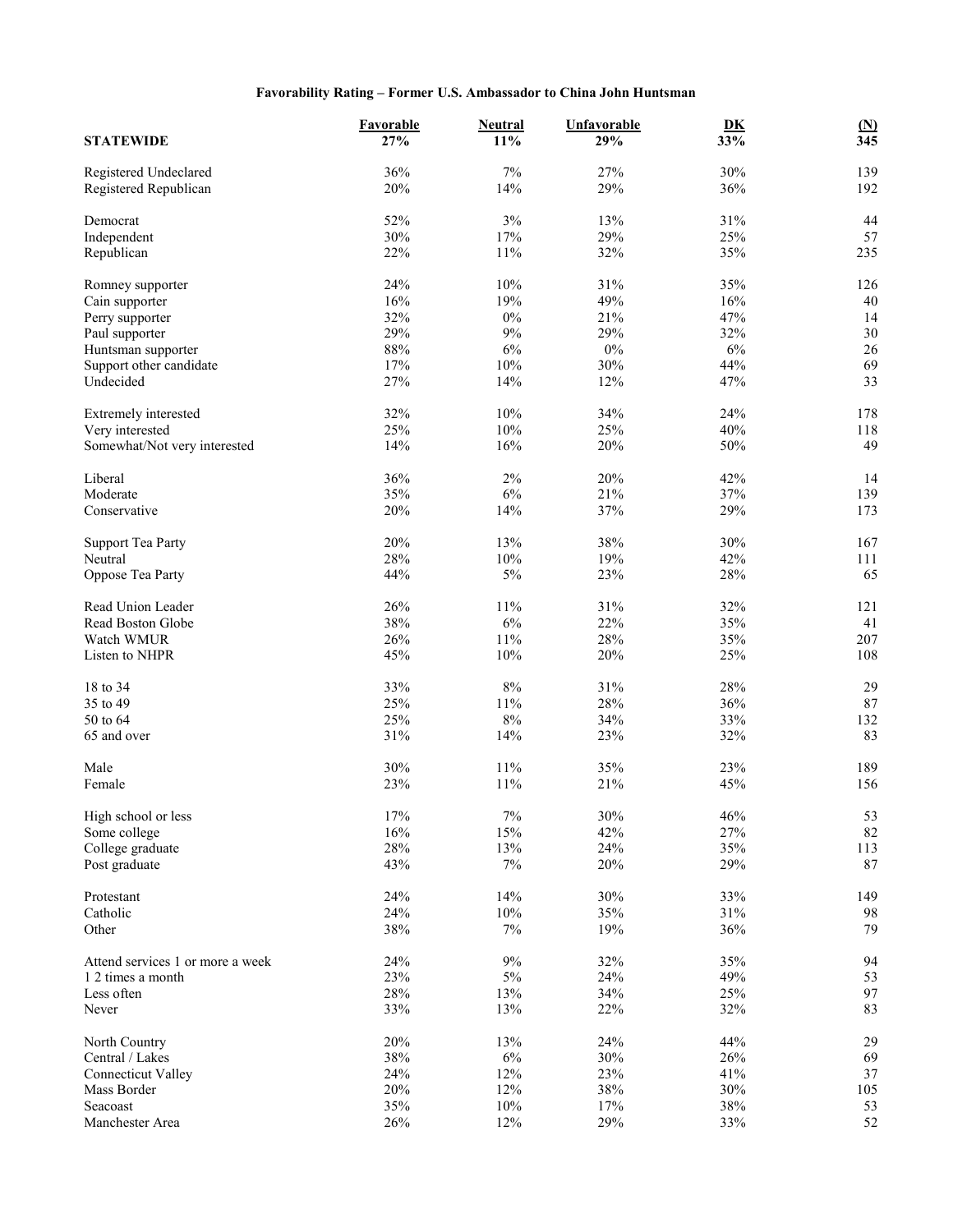**Favorability Rating – Former U.S. Ambassador to China John Huntsman**

| STATEWIDE | Favorable 27% | Neutral 11% | Unfavorable 29% | DK 33% | (N) 345 |
|---|---|---|---|---|---|
| Registered Undeclared | 36% | 7% | 27% | 30% | 139 |
| Registered Republican | 20% | 14% | 29% | 36% | 192 |
| | | | | | |
| Democrat | 52% | 3% | 13% | 31% | 44 |
| Independent | 30% | 17% | 29% | 25% | 57 |
| Republican | 22% | 11% | 32% | 35% | 235 |
| | | | | | |
| Romney supporter | 24% | 10% | 31% | 35% | 126 |
| Cain supporter | 16% | 19% | 49% | 16% | 40 |
| Perry supporter | 32% | 0% | 21% | 47% | 14 |
| Paul supporter | 29% | 9% | 29% | 32% | 30 |
| Huntsman supporter | 88% | 6% | 0% | 6% | 26 |
| Support other candidate | 17% | 10% | 30% | 44% | 69 |
| Undecided | 27% | 14% | 12% | 47% | 33 |
| | | | | | |
| Extremely interested | 32% | 10% | 34% | 24% | 178 |
| Very interested | 25% | 10% | 25% | 40% | 118 |
| Somewhat/Not very interested | 14% | 16% | 20% | 50% | 49 |
| | | | | | |
| Liberal | 36% | 2% | 20% | 42% | 14 |
| Moderate | 35% | 6% | 21% | 37% | 139 |
| Conservative | 20% | 14% | 37% | 29% | 173 |
| | | | | | |
| Support Tea Party | 20% | 13% | 38% | 30% | 167 |
| Neutral | 28% | 10% | 19% | 42% | 111 |
| Oppose Tea Party | 44% | 5% | 23% | 28% | 65 |
| | | | | | |
| Read Union Leader | 26% | 11% | 31% | 32% | 121 |
| Read Boston Globe | 38% | 6% | 22% | 35% | 41 |
| Watch WMUR | 26% | 11% | 28% | 35% | 207 |
| Listen to NHPR | 45% | 10% | 20% | 25% | 108 |
| | | | | | |
| 18 to 34 | 33% | 8% | 31% | 28% | 29 |
| 35 to 49 | 25% | 11% | 28% | 36% | 87 |
| 50 to 64 | 25% | 8% | 34% | 33% | 132 |
| 65 and over | 31% | 14% | 23% | 32% | 83 |
| | | | | | |
| Male | 30% | 11% | 35% | 23% | 189 |
| Female | 23% | 11% | 21% | 45% | 156 |
| | | | | | |
| High school or less | 17% | 7% | 30% | 46% | 53 |
| Some college | 16% | 15% | 42% | 27% | 82 |
| College graduate | 28% | 13% | 24% | 35% | 113 |
| Post graduate | 43% | 7% | 20% | 29% | 87 |
| | | | | | |
| Protestant | 24% | 14% | 30% | 33% | 149 |
| Catholic | 24% | 10% | 35% | 31% | 98 |
| Other | 38% | 7% | 19% | 36% | 79 |
| | | | | | |
| Attend services 1 or more a week | 24% | 9% | 32% | 35% | 94 |
| 1 2 times a month | 23% | 5% | 24% | 49% | 53 |
| Less often | 28% | 13% | 34% | 25% | 97 |
| Never | 33% | 13% | 22% | 32% | 83 |
| | | | | | |
| North Country | 20% | 13% | 24% | 44% | 29 |
| Central / Lakes | 38% | 6% | 30% | 26% | 69 |
| Connecticut Valley | 24% | 12% | 23% | 41% | 37 |
| Mass Border | 20% | 12% | 38% | 30% | 105 |
| Seacoast | 35% | 10% | 17% | 38% | 53 |
| Manchester Area | 26% | 12% | 29% | 33% | 52 |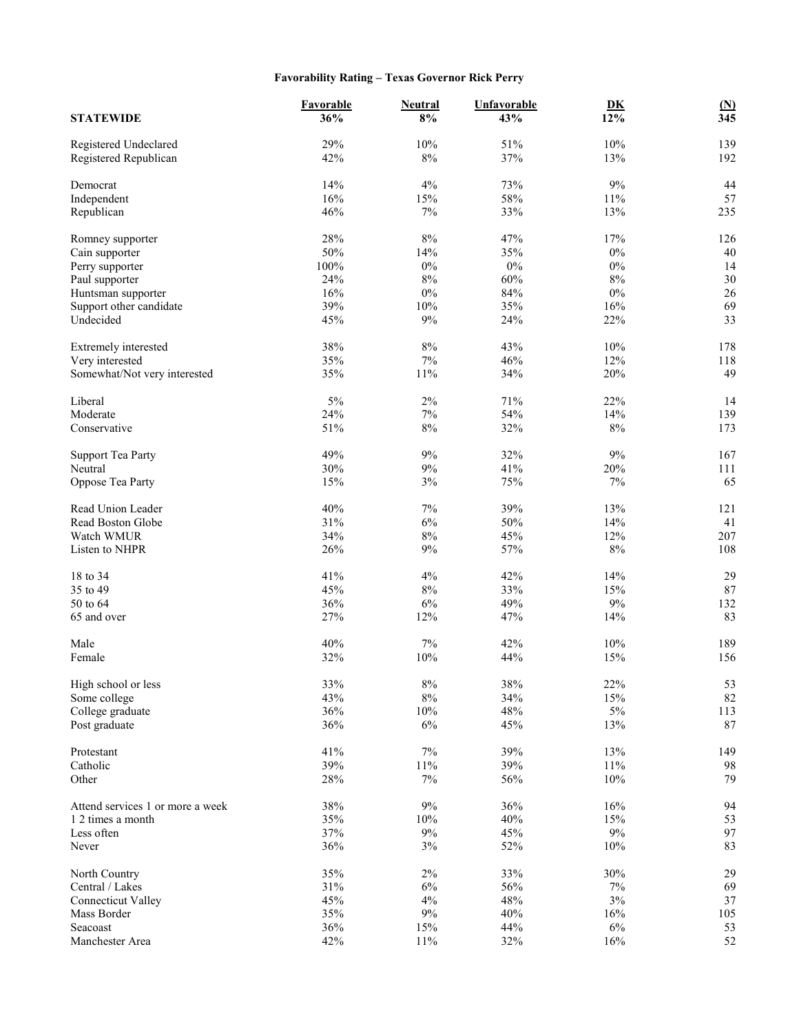**Favorability Rating – Texas Governor Rick Perry**

| STATEWIDE | Favorable 36% | Neutral 8% | Unfavorable 43% | DK 12% | (N) 345 |
|---|---|---|---|---|---|
| Registered Undeclared | 29% | 10% | 51% | 10% | 139 |
| Registered Republican | 42% | 8% | 37% | 13% | 192 |
| Democrat | 14% | 4% | 73% | 9% | 44 |
| Independent | 16% | 15% | 58% | 11% | 57 |
| Republican | 46% | 7% | 33% | 13% | 235 |
| Romney supporter | 28% | 8% | 47% | 17% | 126 |
| Cain supporter | 50% | 14% | 35% | 0% | 40 |
| Perry supporter | 100% | 0% | 0% | 0% | 14 |
| Paul supporter | 24% | 8% | 60% | 8% | 30 |
| Huntsman supporter | 16% | 0% | 84% | 0% | 26 |
| Support other candidate | 39% | 10% | 35% | 16% | 69 |
| Undecided | 45% | 9% | 24% | 22% | 33 |
| Extremely interested | 38% | 8% | 43% | 10% | 178 |
| Very interested | 35% | 7% | 46% | 12% | 118 |
| Somewhat/Not very interested | 35% | 11% | 34% | 20% | 49 |
| Liberal | 5% | 2% | 71% | 22% | 14 |
| Moderate | 24% | 7% | 54% | 14% | 139 |
| Conservative | 51% | 8% | 32% | 8% | 173 |
| Support Tea Party | 49% | 9% | 32% | 9% | 167 |
| Neutral | 30% | 9% | 41% | 20% | 111 |
| Oppose Tea Party | 15% | 3% | 75% | 7% | 65 |
| Read Union Leader | 40% | 7% | 39% | 13% | 121 |
| Read Boston Globe | 31% | 6% | 50% | 14% | 41 |
| Watch WMUR | 34% | 8% | 45% | 12% | 207 |
| Listen to NHPR | 26% | 9% | 57% | 8% | 108 |
| 18 to 34 | 41% | 4% | 42% | 14% | 29 |
| 35 to 49 | 45% | 8% | 33% | 15% | 87 |
| 50 to 64 | 36% | 6% | 49% | 9% | 132 |
| 65 and over | 27% | 12% | 47% | 14% | 83 |
| Male | 40% | 7% | 42% | 10% | 189 |
| Female | 32% | 10% | 44% | 15% | 156 |
| High school or less | 33% | 8% | 38% | 22% | 53 |
| Some college | 43% | 8% | 34% | 15% | 82 |
| College graduate | 36% | 10% | 48% | 5% | 113 |
| Post graduate | 36% | 6% | 45% | 13% | 87 |
| Protestant | 41% | 7% | 39% | 13% | 149 |
| Catholic | 39% | 11% | 39% | 11% | 98 |
| Other | 28% | 7% | 56% | 10% | 79 |
| Attend services 1 or more a week | 38% | 9% | 36% | 16% | 94 |
| 1 2 times a month | 35% | 10% | 40% | 15% | 53 |
| Less often | 37% | 9% | 45% | 9% | 97 |
| Never | 36% | 3% | 52% | 10% | 83 |
| North Country | 35% | 2% | 33% | 30% | 29 |
| Central / Lakes | 31% | 6% | 56% | 7% | 69 |
| Connecticut Valley | 45% | 4% | 48% | 3% | 37 |
| Mass Border | 35% | 9% | 40% | 16% | 105 |
| Seacoast | 36% | 15% | 44% | 6% | 53 |
| Manchester Area | 42% | 11% | 32% | 16% | 52 |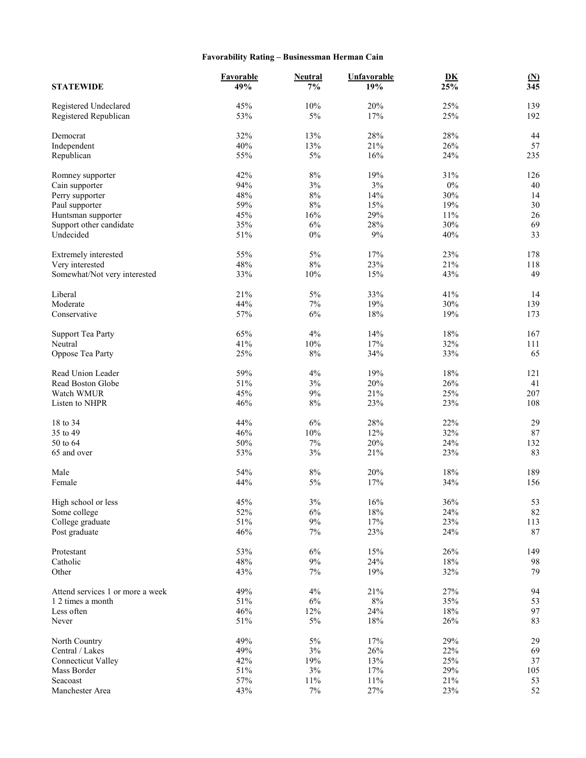**Favorability Rating – Businessman Herman Cain**

| STATEWIDE | Favorable 49% | Neutral 7% | Unfavorable 19% | DK 25% | (N) 345 |
|---|---|---|---|---|---|
| Registered Undeclared | 45% | 10% | 20% | 25% | 139 |
| Registered Republican | 53% | 5% | 17% | 25% | 192 |
| | | | | | |
| Democrat | 32% | 13% | 28% | 28% | 44 |
| Independent | 40% | 13% | 21% | 26% | 57 |
| Republican | 55% | 5% | 16% | 24% | 235 |
| | | | | | |
| Romney supporter | 42% | 8% | 19% | 31% | 126 |
| Cain supporter | 94% | 3% | 3% | 0% | 40 |
| Perry supporter | 48% | 8% | 14% | 30% | 14 |
| Paul supporter | 59% | 8% | 15% | 19% | 30 |
| Huntsman supporter | 45% | 16% | 29% | 11% | 26 |
| Support other candidate | 35% | 6% | 28% | 30% | 69 |
| Undecided | 51% | 0% | 9% | 40% | 33 |
| | | | | | |
| Extremely interested | 55% | 5% | 17% | 23% | 178 |
| Very interested | 48% | 8% | 23% | 21% | 118 |
| Somewhat/Not very interested | 33% | 10% | 15% | 43% | 49 |
| | | | | | |
| Liberal | 21% | 5% | 33% | 41% | 14 |
| Moderate | 44% | 7% | 19% | 30% | 139 |
| Conservative | 57% | 6% | 18% | 19% | 173 |
| | | | | | |
| Support Tea Party | 65% | 4% | 14% | 18% | 167 |
| Neutral | 41% | 10% | 17% | 32% | 111 |
| Oppose Tea Party | 25% | 8% | 34% | 33% | 65 |
| | | | | | |
| Read Union Leader | 59% | 4% | 19% | 18% | 121 |
| Read Boston Globe | 51% | 3% | 20% | 26% | 41 |
| Watch WMUR | 45% | 9% | 21% | 25% | 207 |
| Listen to NHPR | 46% | 8% | 23% | 23% | 108 |
| | | | | | |
| 18 to 34 | 44% | 6% | 28% | 22% | 29 |
| 35 to 49 | 46% | 10% | 12% | 32% | 87 |
| 50 to 64 | 50% | 7% | 20% | 24% | 132 |
| 65 and over | 53% | 3% | 21% | 23% | 83 |
| | | | | | |
| Male | 54% | 8% | 20% | 18% | 189 |
| Female | 44% | 5% | 17% | 34% | 156 |
| | | | | | |
| High school or less | 45% | 3% | 16% | 36% | 53 |
| Some college | 52% | 6% | 18% | 24% | 82 |
| College graduate | 51% | 9% | 17% | 23% | 113 |
| Post graduate | 46% | 7% | 23% | 24% | 87 |
| | | | | | |
| Protestant | 53% | 6% | 15% | 26% | 149 |
| Catholic | 48% | 9% | 24% | 18% | 98 |
| Other | 43% | 7% | 19% | 32% | 79 |
| | | | | | |
| Attend services 1 or more a week | 49% | 4% | 21% | 27% | 94 |
| 1 2 times a month | 51% | 6% | 8% | 35% | 53 |
| Less often | 46% | 12% | 24% | 18% | 97 |
| Never | 51% | 5% | 18% | 26% | 83 |
| | | | | | |
| North Country | 49% | 5% | 17% | 29% | 29 |
| Central / Lakes | 49% | 3% | 26% | 22% | 69 |
| Connecticut Valley | 42% | 19% | 13% | 25% | 37 |
| Mass Border | 51% | 3% | 17% | 29% | 105 |
| Seacoast | 57% | 11% | 11% | 21% | 53 |
| Manchester Area | 43% | 7% | 27% | 23% | 52 |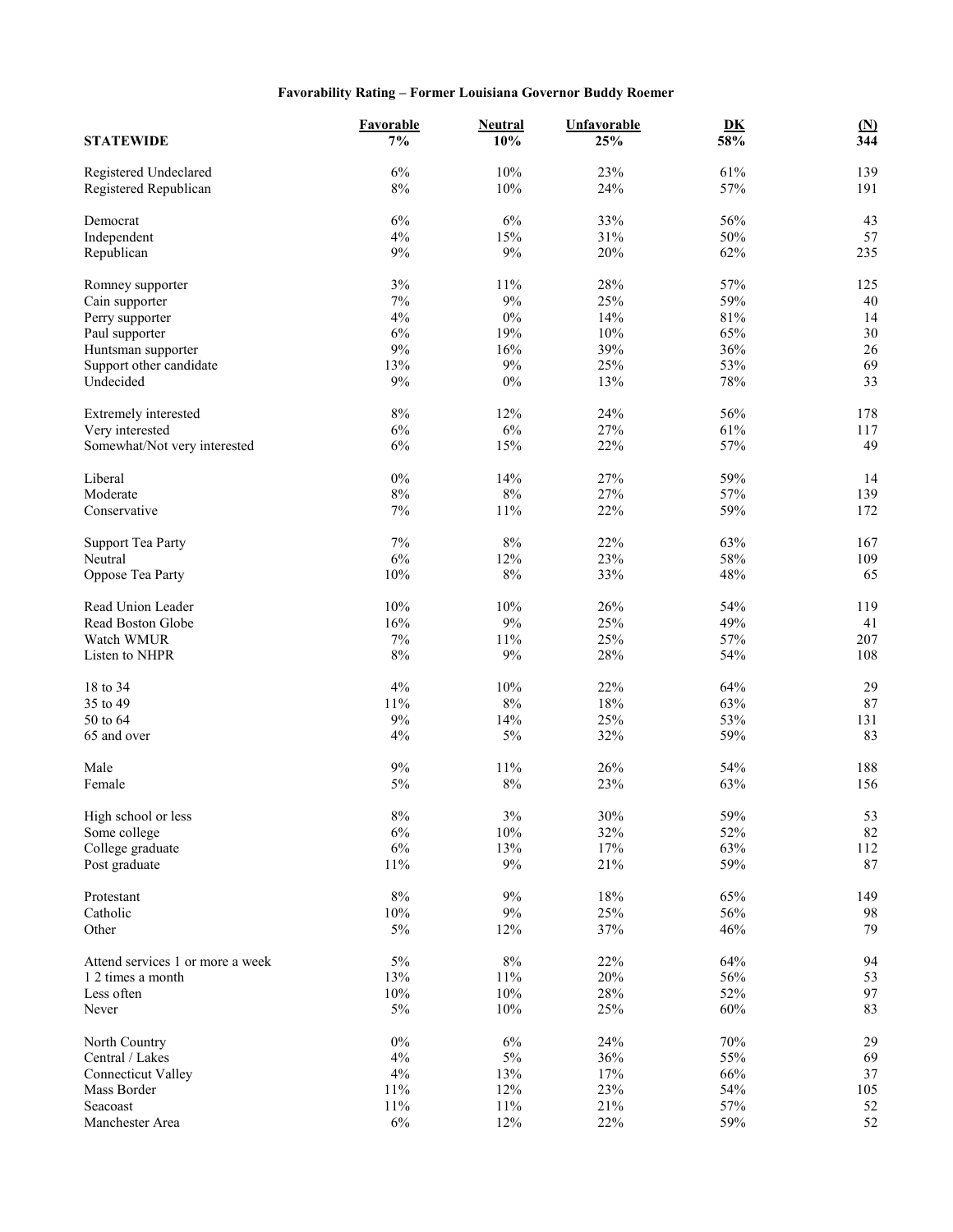**Favorability Rating – Former Louisiana Governor Buddy Roemer**

| STATEWIDE | Favorable 7% | Neutral 10% | Unfavorable 25% | DK 58% | (N) 344 |
|---|---|---|---|---|---|
| Registered Undeclared | 6% | 10% | 23% | 61% | 139 |
| Registered Republican | 8% | 10% | 24% | 57% | 191 |
| Democrat | 6% | 6% | 33% | 56% | 43 |
| Independent | 4% | 15% | 31% | 50% | 57 |
| Republican | 9% | 9% | 20% | 62% | 235 |
| Romney supporter | 3% | 11% | 28% | 57% | 125 |
| Cain supporter | 7% | 9% | 25% | 59% | 40 |
| Perry supporter | 4% | 0% | 14% | 81% | 14 |
| Paul supporter | 6% | 19% | 10% | 65% | 30 |
| Huntsman supporter | 9% | 16% | 39% | 36% | 26 |
| Support other candidate | 13% | 9% | 25% | 53% | 69 |
| Undecided | 9% | 0% | 13% | 78% | 33 |
| Extremely interested | 8% | 12% | 24% | 56% | 178 |
| Very interested | 6% | 6% | 27% | 61% | 117 |
| Somewhat/Not very interested | 6% | 15% | 22% | 57% | 49 |
| Liberal | 0% | 14% | 27% | 59% | 14 |
| Moderate | 8% | 8% | 27% | 57% | 139 |
| Conservative | 7% | 11% | 22% | 59% | 172 |
| Support Tea Party | 7% | 8% | 22% | 63% | 167 |
| Neutral | 6% | 12% | 23% | 58% | 109 |
| Oppose Tea Party | 10% | 8% | 33% | 48% | 65 |
| Read Union Leader | 10% | 10% | 26% | 54% | 119 |
| Read Boston Globe | 16% | 9% | 25% | 49% | 41 |
| Watch WMUR | 7% | 11% | 25% | 57% | 207 |
| Listen to NHPR | 8% | 9% | 28% | 54% | 108 |
| 18 to 34 | 4% | 10% | 22% | 64% | 29 |
| 35 to 49 | 11% | 8% | 18% | 63% | 87 |
| 50 to 64 | 9% | 14% | 25% | 53% | 131 |
| 65 and over | 4% | 5% | 32% | 59% | 83 |
| Male | 9% | 11% | 26% | 54% | 188 |
| Female | 5% | 8% | 23% | 63% | 156 |
| High school or less | 8% | 3% | 30% | 59% | 53 |
| Some college | 6% | 10% | 32% | 52% | 82 |
| College graduate | 6% | 13% | 17% | 63% | 112 |
| Post graduate | 11% | 9% | 21% | 59% | 87 |
| Protestant | 8% | 9% | 18% | 65% | 149 |
| Catholic | 10% | 9% | 25% | 56% | 98 |
| Other | 5% | 12% | 37% | 46% | 79 |
| Attend services 1 or more a week | 5% | 8% | 22% | 64% | 94 |
| 1 2 times a month | 13% | 11% | 20% | 56% | 53 |
| Less often | 10% | 10% | 28% | 52% | 97 |
| Never | 5% | 10% | 25% | 60% | 83 |
| North Country | 0% | 6% | 24% | 70% | 29 |
| Central / Lakes | 4% | 5% | 36% | 55% | 69 |
| Connecticut Valley | 4% | 13% | 17% | 66% | 37 |
| Mass Border | 11% | 12% | 23% | 54% | 105 |
| Seacoast | 11% | 11% | 21% | 57% | 52 |
| Manchester Area | 6% | 12% | 22% | 59% | 52 |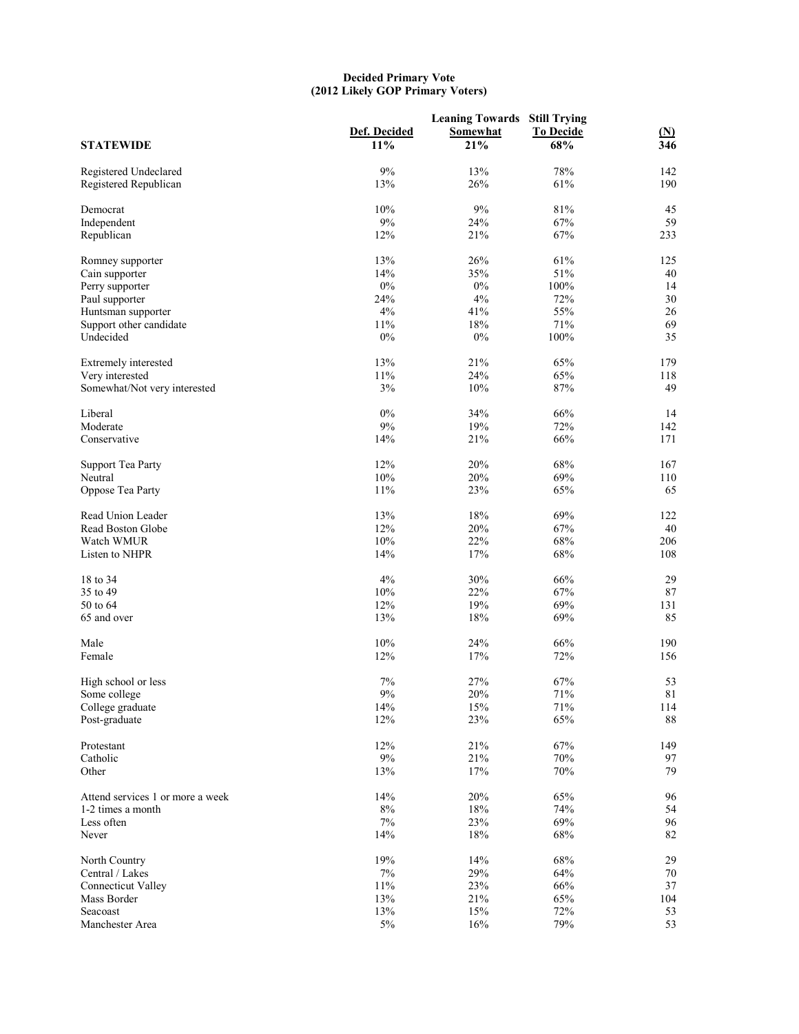**Decided Primary Vote**
**(2012 Likely GOP Primary Voters)**

| STATEWIDE | Def. Decided | Leaning Towards Somewhat | Still Trying To Decide | (N) |
|---|---|---|---|---|
| | 11% | 21% | 68% | 346 |
| Registered Undeclared | 9% | 13% | 78% | 142 |
| Registered Republican | 13% | 26% | 61% | 190 |
| Democrat | 10% | 9% | 81% | 45 |
| Independent | 9% | 24% | 67% | 59 |
| Republican | 12% | 21% | 67% | 233 |
| Romney supporter | 13% | 26% | 61% | 125 |
| Cain supporter | 14% | 35% | 51% | 40 |
| Perry supporter | 0% | 0% | 100% | 14 |
| Paul supporter | 24% | 4% | 72% | 30 |
| Huntsman supporter | 4% | 41% | 55% | 26 |
| Support other candidate | 11% | 18% | 71% | 69 |
| Undecided | 0% | 0% | 100% | 35 |
| Extremely interested | 13% | 21% | 65% | 179 |
| Very interested | 11% | 24% | 65% | 118 |
| Somewhat/Not very interested | 3% | 10% | 87% | 49 |
| Liberal | 0% | 34% | 66% | 14 |
| Moderate | 9% | 19% | 72% | 142 |
| Conservative | 14% | 21% | 66% | 171 |
| Support Tea Party | 12% | 20% | 68% | 167 |
| Neutral | 10% | 20% | 69% | 110 |
| Oppose Tea Party | 11% | 23% | 65% | 65 |
| Read Union Leader | 13% | 18% | 69% | 122 |
| Read Boston Globe | 12% | 20% | 67% | 40 |
| Watch WMUR | 10% | 22% | 68% | 206 |
| Listen to NHPR | 14% | 17% | 68% | 108 |
| 18 to 34 | 4% | 30% | 66% | 29 |
| 35 to 49 | 10% | 22% | 67% | 87 |
| 50 to 64 | 12% | 19% | 69% | 131 |
| 65 and over | 13% | 18% | 69% | 85 |
| Male | 10% | 24% | 66% | 190 |
| Female | 12% | 17% | 72% | 156 |
| High school or less | 7% | 27% | 67% | 53 |
| Some college | 9% | 20% | 71% | 81 |
| College graduate | 14% | 15% | 71% | 114 |
| Post-graduate | 12% | 23% | 65% | 88 |
| Protestant | 12% | 21% | 67% | 149 |
| Catholic | 9% | 21% | 70% | 97 |
| Other | 13% | 17% | 70% | 79 |
| Attend services 1 or more a week | 14% | 20% | 65% | 96 |
| 1-2 times a month | 8% | 18% | 74% | 54 |
| Less often | 7% | 23% | 69% | 96 |
| Never | 14% | 18% | 68% | 82 |
| North Country | 19% | 14% | 68% | 29 |
| Central / Lakes | 7% | 29% | 64% | 70 |
| Connecticut Valley | 11% | 23% | 66% | 37 |
| Mass Border | 13% | 21% | 65% | 104 |
| Seacoast | 13% | 15% | 72% | 53 |
| Manchester Area | 5% | 16% | 79% | 53 |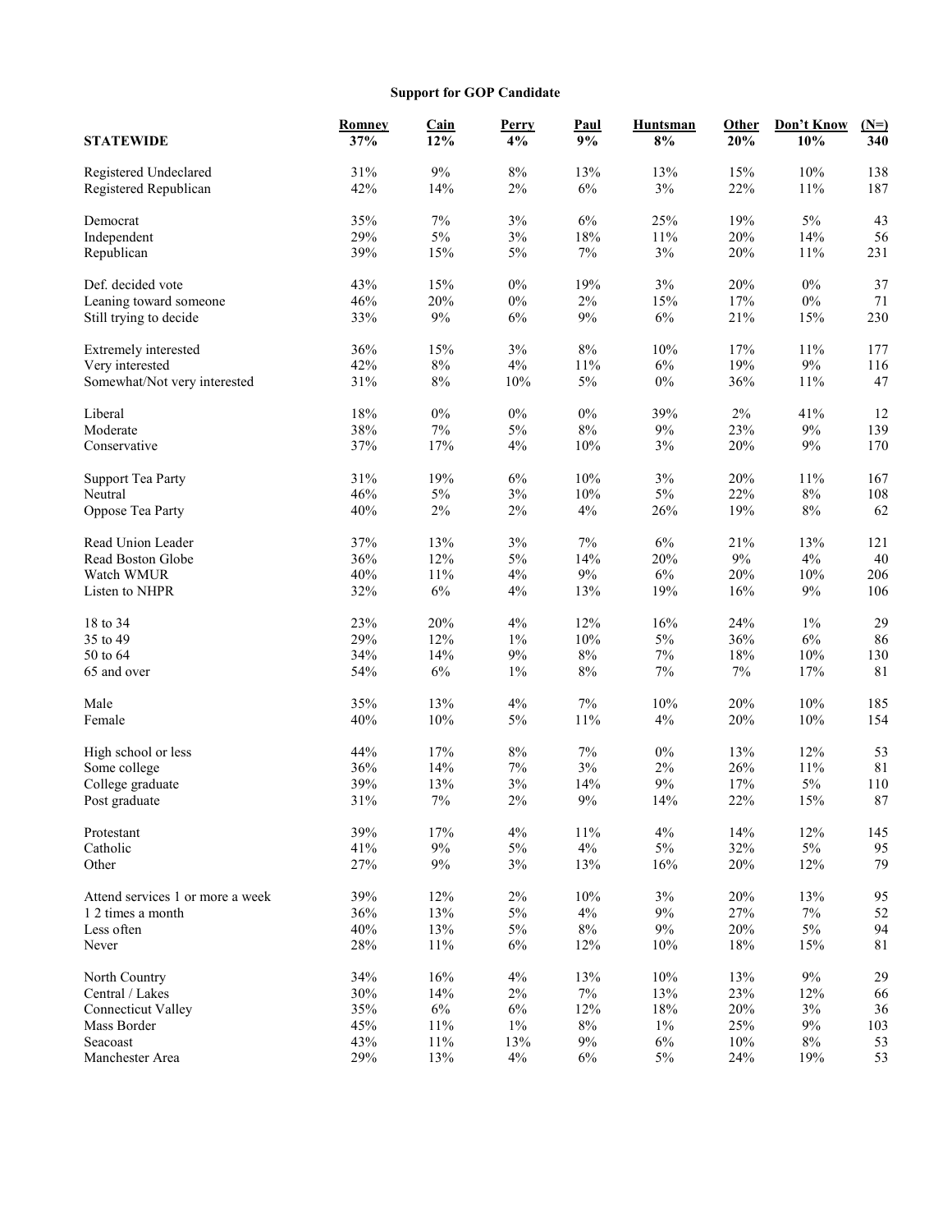**Support for GOP Candidate**

| STATEWIDE | Romney 37% | Cain 12% | Perry 4% | Paul 9% | Huntsman 8% | Other 20% | Don't Know 10% | (N=) 340 |
|---|---|---|---|---|---|---|---|---|
| Registered Undeclared | 31% | 9% | 8% | 13% | 13% | 15% | 10% | 138 |
| Registered Republican | 42% | 14% | 2% | 6% | 3% | 22% | 11% | 187 |
| Democrat | 35% | 7% | 3% | 6% | 25% | 19% | 5% | 43 |
| Independent | 29% | 5% | 3% | 18% | 11% | 20% | 14% | 56 |
| Republican | 39% | 15% | 5% | 7% | 3% | 20% | 11% | 231 |
| Def. decided vote | 43% | 15% | 0% | 19% | 3% | 20% | 0% | 37 |
| Leaning toward someone | 46% | 20% | 0% | 2% | 15% | 17% | 0% | 71 |
| Still trying to decide | 33% | 9% | 6% | 9% | 6% | 21% | 15% | 230 |
| Extremely interested | 36% | 15% | 3% | 8% | 10% | 17% | 11% | 177 |
| Very interested | 42% | 8% | 4% | 11% | 6% | 19% | 9% | 116 |
| Somewhat/Not very interested | 31% | 8% | 10% | 5% | 0% | 36% | 11% | 47 |
| Liberal | 18% | 0% | 0% | 0% | 39% | 2% | 41% | 12 |
| Moderate | 38% | 7% | 5% | 8% | 9% | 23% | 9% | 139 |
| Conservative | 37% | 17% | 4% | 10% | 3% | 20% | 9% | 170 |
| Support Tea Party | 31% | 19% | 6% | 10% | 3% | 20% | 11% | 167 |
| Neutral | 46% | 5% | 3% | 10% | 5% | 22% | 8% | 108 |
| Oppose Tea Party | 40% | 2% | 2% | 4% | 26% | 19% | 8% | 62 |
| Read Union Leader | 37% | 13% | 3% | 7% | 6% | 21% | 13% | 121 |
| Read Boston Globe | 36% | 12% | 5% | 14% | 20% | 9% | 4% | 40 |
| Watch WMUR | 40% | 11% | 4% | 9% | 6% | 20% | 10% | 206 |
| Listen to NHPR | 32% | 6% | 4% | 13% | 19% | 16% | 9% | 106 |
| 18 to 34 | 23% | 20% | 4% | 12% | 16% | 24% | 1% | 29 |
| 35 to 49 | 29% | 12% | 1% | 10% | 5% | 36% | 6% | 86 |
| 50 to 64 | 34% | 14% | 9% | 8% | 7% | 18% | 10% | 130 |
| 65 and over | 54% | 6% | 1% | 8% | 7% | 7% | 17% | 81 |
| Male | 35% | 13% | 4% | 7% | 10% | 20% | 10% | 185 |
| Female | 40% | 10% | 5% | 11% | 4% | 20% | 10% | 154 |
| High school or less | 44% | 17% | 8% | 7% | 0% | 13% | 12% | 53 |
| Some college | 36% | 14% | 7% | 3% | 2% | 26% | 11% | 81 |
| College graduate | 39% | 13% | 3% | 14% | 9% | 17% | 5% | 110 |
| Post graduate | 31% | 7% | 2% | 9% | 14% | 22% | 15% | 87 |
| Protestant | 39% | 17% | 4% | 11% | 4% | 14% | 12% | 145 |
| Catholic | 41% | 9% | 5% | 4% | 5% | 32% | 5% | 95 |
| Other | 27% | 9% | 3% | 13% | 16% | 20% | 12% | 79 |
| Attend services 1 or more a week | 39% | 12% | 2% | 10% | 3% | 20% | 13% | 95 |
| 1 2 times a month | 36% | 13% | 5% | 4% | 9% | 27% | 7% | 52 |
| Less often | 40% | 13% | 5% | 8% | 9% | 20% | 5% | 94 |
| Never | 28% | 11% | 6% | 12% | 10% | 18% | 15% | 81 |
| North Country | 34% | 16% | 4% | 13% | 10% | 13% | 9% | 29 |
| Central / Lakes | 30% | 14% | 2% | 7% | 13% | 23% | 12% | 66 |
| Connecticut Valley | 35% | 6% | 6% | 12% | 18% | 20% | 3% | 36 |
| Mass Border | 45% | 11% | 1% | 8% | 1% | 25% | 9% | 103 |
| Seacoast | 43% | 11% | 13% | 9% | 6% | 10% | 8% | 53 |
| Manchester Area | 29% | 13% | 4% | 6% | 5% | 24% | 19% | 53 |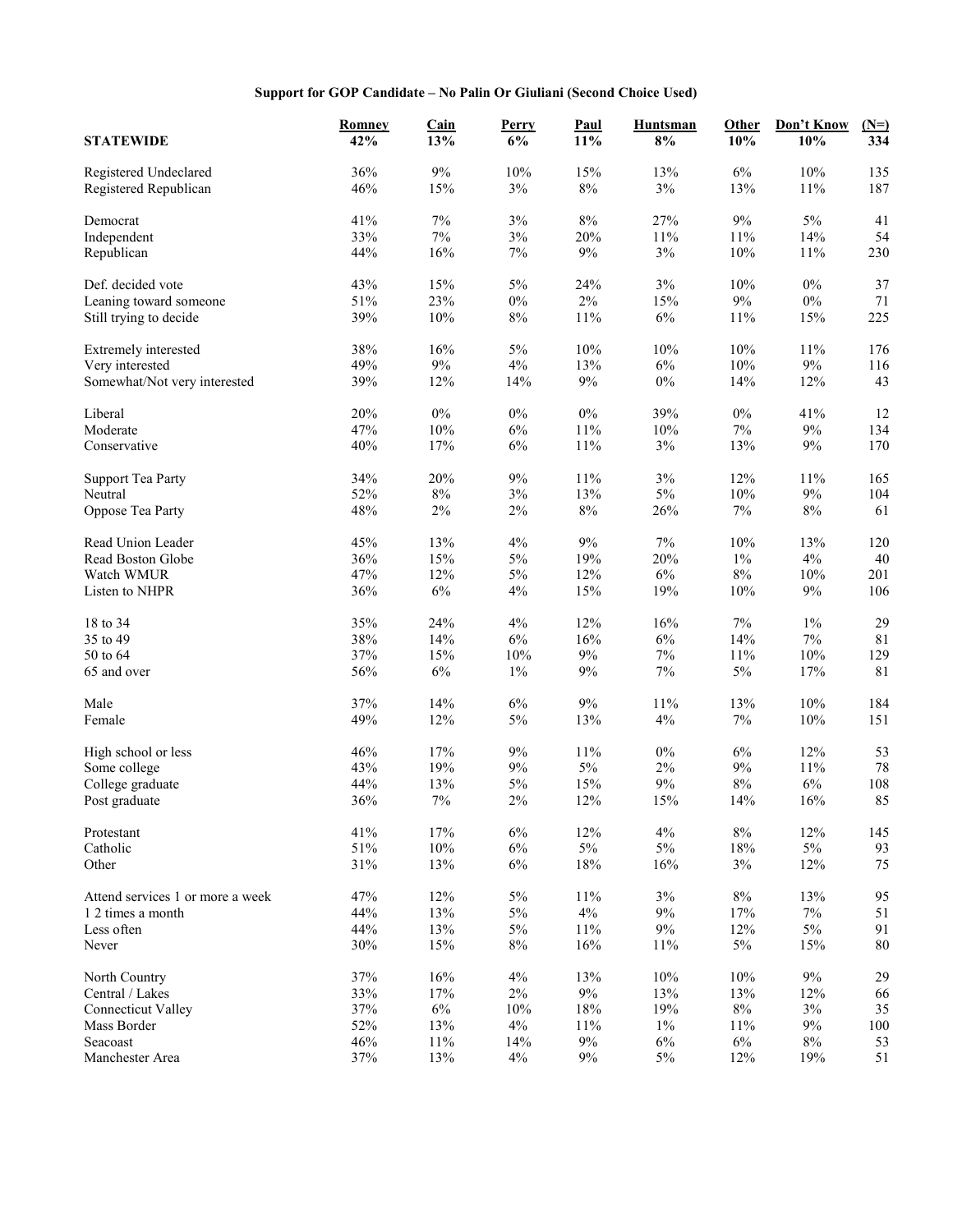**Support for GOP Candidate – No Palin Or Giuliani (Second Choice Used)**

| STATEWIDE | Romney 42% | Cain 13% | Perry 6% | Paul 11% | Huntsman 8% | Other 10% | Don't Know 10% | (N=) 334 |
|---|---|---|---|---|---|---|---|---|
| Registered Undeclared | 36% | 9% | 10% | 15% | 13% | 6% | 10% | 135 |
| Registered Republican | 46% | 15% | 3% | 8% | 3% | 13% | 11% | 187 |
| Democrat | 41% | 7% | 3% | 8% | 27% | 9% | 5% | 41 |
| Independent | 33% | 7% | 3% | 20% | 11% | 11% | 14% | 54 |
| Republican | 44% | 16% | 7% | 9% | 3% | 10% | 11% | 230 |
| Def. decided vote | 43% | 15% | 5% | 24% | 3% | 10% | 0% | 37 |
| Leaning toward someone | 51% | 23% | 0% | 2% | 15% | 9% | 0% | 71 |
| Still trying to decide | 39% | 10% | 8% | 11% | 6% | 11% | 15% | 225 |
| Extremely interested | 38% | 16% | 5% | 10% | 10% | 10% | 11% | 176 |
| Very interested | 49% | 9% | 4% | 13% | 6% | 10% | 9% | 116 |
| Somewhat/Not very interested | 39% | 12% | 14% | 9% | 0% | 14% | 12% | 43 |
| Liberal | 20% | 0% | 0% | 0% | 39% | 0% | 41% | 12 |
| Moderate | 47% | 10% | 6% | 11% | 10% | 7% | 9% | 134 |
| Conservative | 40% | 17% | 6% | 11% | 3% | 13% | 9% | 170 |
| Support Tea Party | 34% | 20% | 9% | 11% | 3% | 12% | 11% | 165 |
| Neutral | 52% | 8% | 3% | 13% | 5% | 10% | 9% | 104 |
| Oppose Tea Party | 48% | 2% | 2% | 8% | 26% | 7% | 8% | 61 |
| Read Union Leader | 45% | 13% | 4% | 9% | 7% | 10% | 13% | 120 |
| Read Boston Globe | 36% | 15% | 5% | 19% | 20% | 1% | 4% | 40 |
| Watch WMUR | 47% | 12% | 5% | 12% | 6% | 8% | 10% | 201 |
| Listen to NHPR | 36% | 6% | 4% | 15% | 19% | 10% | 9% | 106 |
| 18 to 34 | 35% | 24% | 4% | 12% | 16% | 7% | 1% | 29 |
| 35 to 49 | 38% | 14% | 6% | 16% | 6% | 14% | 7% | 81 |
| 50 to 64 | 37% | 15% | 10% | 9% | 7% | 11% | 10% | 129 |
| 65 and over | 56% | 6% | 1% | 9% | 7% | 5% | 17% | 81 |
| Male | 37% | 14% | 6% | 9% | 11% | 13% | 10% | 184 |
| Female | 49% | 12% | 5% | 13% | 4% | 7% | 10% | 151 |
| High school or less | 46% | 17% | 9% | 11% | 0% | 6% | 12% | 53 |
| Some college | 43% | 19% | 9% | 5% | 2% | 9% | 11% | 78 |
| College graduate | 44% | 13% | 5% | 15% | 9% | 8% | 6% | 108 |
| Post graduate | 36% | 7% | 2% | 12% | 15% | 14% | 16% | 85 |
| Protestant | 41% | 17% | 6% | 12% | 4% | 8% | 12% | 145 |
| Catholic | 51% | 10% | 6% | 5% | 5% | 18% | 5% | 93 |
| Other | 31% | 13% | 6% | 18% | 16% | 3% | 12% | 75 |
| Attend services 1 or more a week | 47% | 12% | 5% | 11% | 3% | 8% | 13% | 95 |
| 1 2 times a month | 44% | 13% | 5% | 4% | 9% | 17% | 7% | 51 |
| Less often | 44% | 13% | 5% | 11% | 9% | 12% | 5% | 91 |
| Never | 30% | 15% | 8% | 16% | 11% | 5% | 15% | 80 |
| North Country | 37% | 16% | 4% | 13% | 10% | 10% | 9% | 29 |
| Central / Lakes | 33% | 17% | 2% | 9% | 13% | 13% | 12% | 66 |
| Connecticut Valley | 37% | 6% | 10% | 18% | 19% | 8% | 3% | 35 |
| Mass Border | 52% | 13% | 4% | 11% | 1% | 11% | 9% | 100 |
| Seacoast | 46% | 11% | 14% | 9% | 6% | 6% | 8% | 53 |
| Manchester Area | 37% | 13% | 4% | 9% | 5% | 12% | 19% | 51 |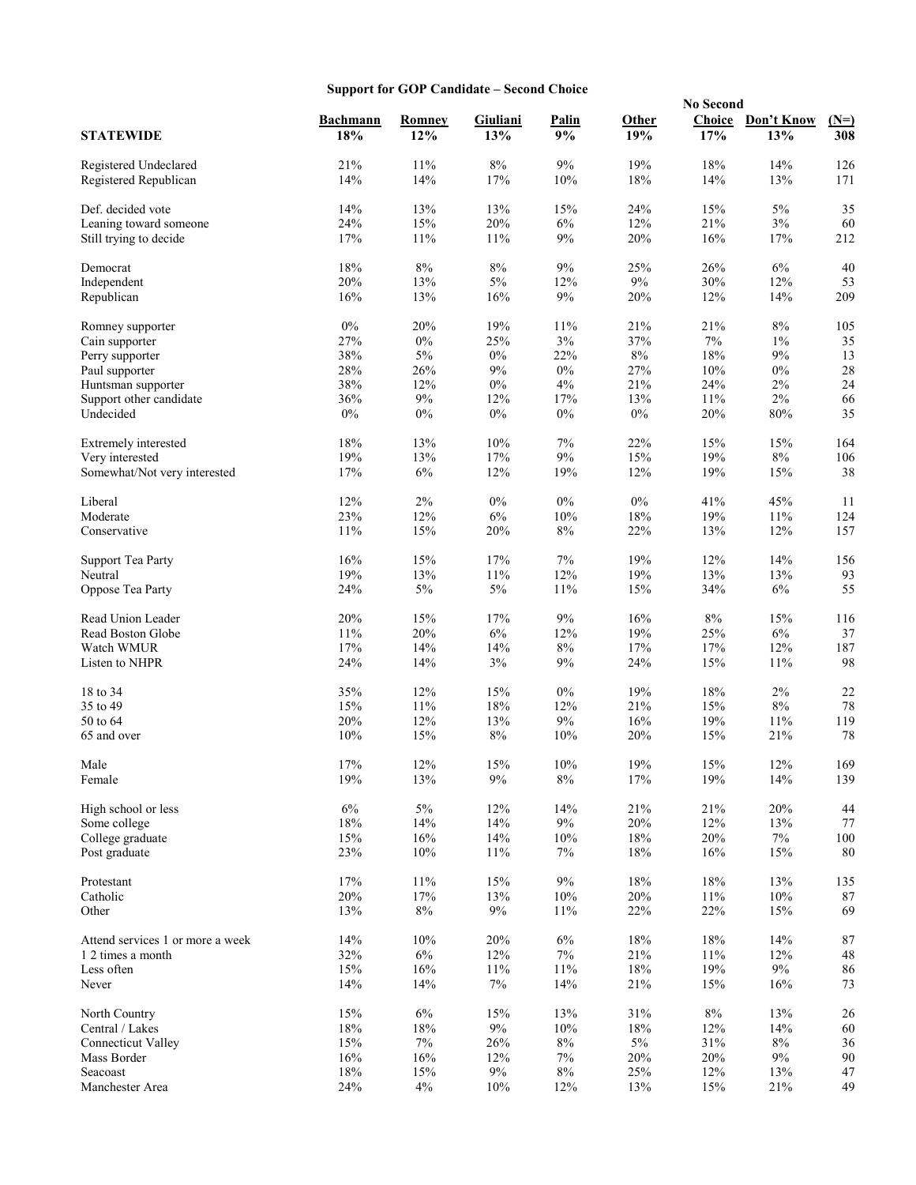**Support for GOP Candidate – Second Choice**

| STATEWIDE | Bachmann 18% | Romney 12% | Giuliani 13% | Palin 9% | Other 19% | No Second Choice 17% | Don't Know 13% | (N=) 308 |
|---|---|---|---|---|---|---|---|---|
| Registered Undeclared | 21% | 11% | 8% | 9% | 19% | 18% | 14% | 126 |
| Registered Republican | 14% | 14% | 17% | 10% | 18% | 14% | 13% | 171 |
| Def. decided vote | 14% | 13% | 13% | 15% | 24% | 15% | 5% | 35 |
| Leaning toward someone | 24% | 15% | 20% | 6% | 12% | 21% | 3% | 60 |
| Still trying to decide | 17% | 11% | 11% | 9% | 20% | 16% | 17% | 212 |
| Democrat | 18% | 8% | 8% | 9% | 25% | 26% | 6% | 40 |
| Independent | 20% | 13% | 5% | 12% | 9% | 30% | 12% | 53 |
| Republican | 16% | 13% | 16% | 9% | 20% | 12% | 14% | 209 |
| Romney supporter | 0% | 20% | 19% | 11% | 21% | 21% | 8% | 105 |
| Cain supporter | 27% | 0% | 25% | 3% | 37% | 7% | 1% | 35 |
| Perry supporter | 38% | 5% | 0% | 22% | 8% | 18% | 9% | 13 |
| Paul supporter | 28% | 26% | 9% | 0% | 27% | 10% | 0% | 28 |
| Huntsman supporter | 38% | 12% | 0% | 4% | 21% | 24% | 2% | 24 |
| Support other candidate | 36% | 9% | 12% | 17% | 13% | 11% | 2% | 66 |
| Undecided | 0% | 0% | 0% | 0% | 0% | 20% | 80% | 35 |
| Extremely interested | 18% | 13% | 10% | 7% | 22% | 15% | 15% | 164 |
| Very interested | 19% | 13% | 17% | 9% | 15% | 19% | 8% | 106 |
| Somewhat/Not very interested | 17% | 6% | 12% | 19% | 12% | 19% | 15% | 38 |
| Liberal | 12% | 2% | 0% | 0% | 0% | 41% | 45% | 11 |
| Moderate | 23% | 12% | 6% | 10% | 18% | 19% | 11% | 124 |
| Conservative | 11% | 15% | 20% | 8% | 22% | 13% | 12% | 157 |
| Support Tea Party | 16% | 15% | 17% | 7% | 19% | 12% | 14% | 156 |
| Neutral | 19% | 13% | 11% | 12% | 19% | 13% | 13% | 93 |
| Oppose Tea Party | 24% | 5% | 5% | 11% | 15% | 34% | 6% | 55 |
| Read Union Leader | 20% | 15% | 17% | 9% | 16% | 8% | 15% | 116 |
| Read Boston Globe | 11% | 20% | 6% | 12% | 19% | 25% | 6% | 37 |
| Watch WMUR | 17% | 14% | 14% | 8% | 17% | 17% | 12% | 187 |
| Listen to NHPR | 24% | 14% | 3% | 9% | 24% | 15% | 11% | 98 |
| 18 to 34 | 35% | 12% | 15% | 0% | 19% | 18% | 2% | 22 |
| 35 to 49 | 15% | 11% | 18% | 12% | 21% | 15% | 8% | 78 |
| 50 to 64 | 20% | 12% | 13% | 9% | 16% | 19% | 11% | 119 |
| 65 and over | 10% | 15% | 8% | 10% | 20% | 15% | 21% | 78 |
| Male | 17% | 12% | 15% | 10% | 19% | 15% | 12% | 169 |
| Female | 19% | 13% | 9% | 8% | 17% | 19% | 14% | 139 |
| High school or less | 6% | 5% | 12% | 14% | 21% | 21% | 20% | 44 |
| Some college | 18% | 14% | 14% | 9% | 20% | 12% | 13% | 77 |
| College graduate | 15% | 16% | 14% | 10% | 18% | 20% | 7% | 100 |
| Post graduate | 23% | 10% | 11% | 7% | 18% | 16% | 15% | 80 |
| Protestant | 17% | 11% | 15% | 9% | 18% | 18% | 13% | 135 |
| Catholic | 20% | 17% | 13% | 10% | 20% | 11% | 10% | 87 |
| Other | 13% | 8% | 9% | 11% | 22% | 22% | 15% | 69 |
| Attend services 1 or more a week | 14% | 10% | 20% | 6% | 18% | 18% | 14% | 87 |
| 1 2 times a month | 32% | 6% | 12% | 7% | 21% | 11% | 12% | 48 |
| Less often | 15% | 16% | 11% | 11% | 18% | 19% | 9% | 86 |
| Never | 14% | 14% | 7% | 14% | 21% | 15% | 16% | 73 |
| North Country | 15% | 6% | 15% | 13% | 31% | 8% | 13% | 26 |
| Central / Lakes | 18% | 18% | 9% | 10% | 18% | 12% | 14% | 60 |
| Connecticut Valley | 15% | 7% | 26% | 8% | 5% | 31% | 8% | 36 |
| Mass Border | 16% | 16% | 12% | 7% | 20% | 20% | 9% | 90 |
| Seacoast | 18% | 15% | 9% | 8% | 25% | 12% | 13% | 47 |
| Manchester Area | 24% | 4% | 10% | 12% | 13% | 15% | 21% | 49 |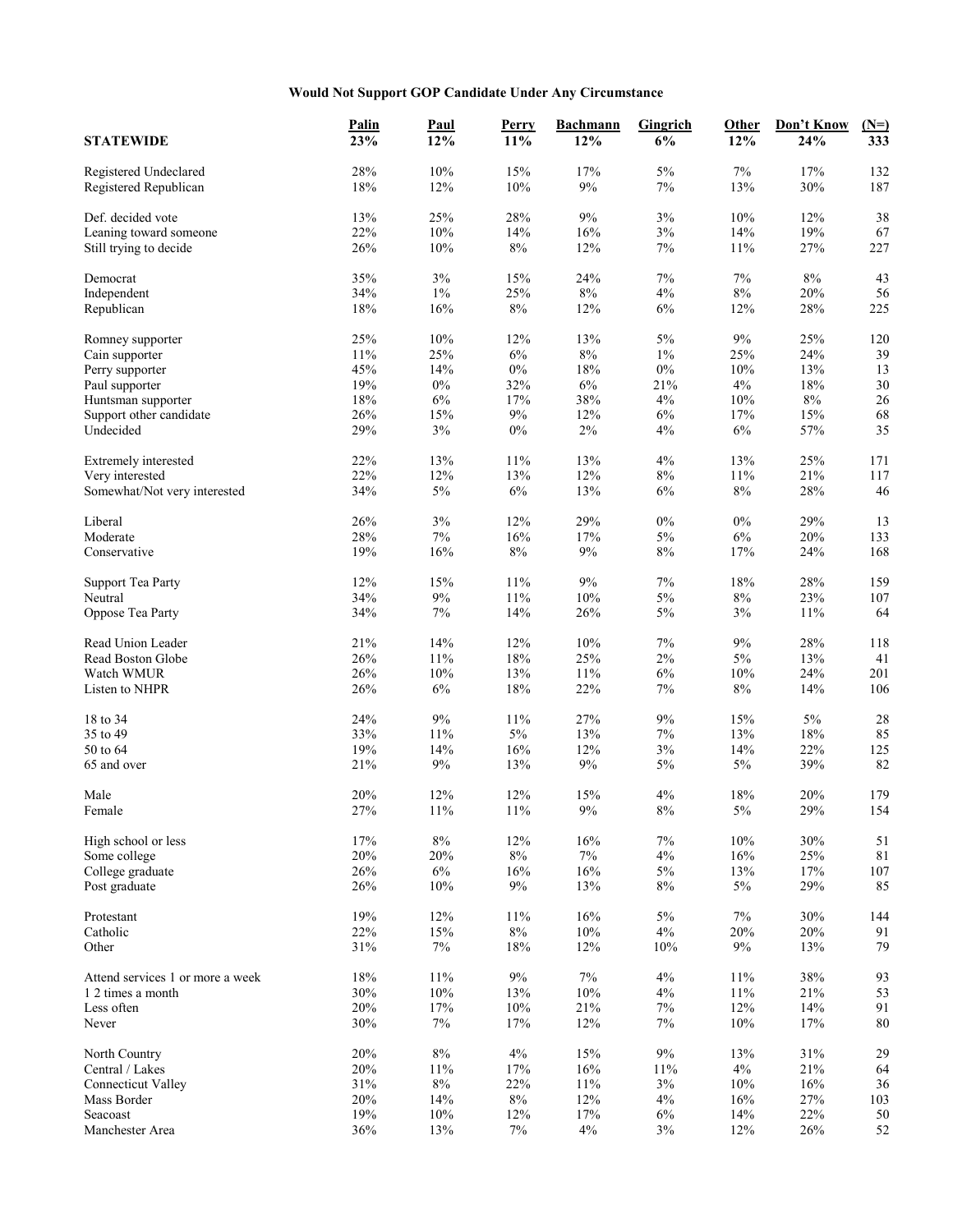# Would Not Support GOP Candidate Under Any Circumstance

| STATEWIDE | Palin 23% | Paul 12% | Perry 11% | Bachmann 12% | Gingrich 6% | Other 12% | Don't Know 24% | (N=) 333 |
|---|---|---|---|---|---|---|---|---|
| Registered Undeclared | 28% | 10% | 15% | 17% | 5% | 7% | 17% | 132 |
| Registered Republican | 18% | 12% | 10% | 9% | 7% | 13% | 30% | 187 |
| Def. decided vote | 13% | 25% | 28% | 9% | 3% | 10% | 12% | 38 |
| Leaning toward someone | 22% | 10% | 14% | 16% | 3% | 14% | 19% | 67 |
| Still trying to decide | 26% | 10% | 8% | 12% | 7% | 11% | 27% | 227 |
| Democrat | 35% | 3% | 15% | 24% | 7% | 7% | 8% | 43 |
| Independent | 34% | 1% | 25% | 8% | 4% | 8% | 20% | 56 |
| Republican | 18% | 16% | 8% | 12% | 6% | 12% | 28% | 225 |
| Romney supporter | 25% | 10% | 12% | 13% | 5% | 9% | 25% | 120 |
| Cain supporter | 11% | 25% | 6% | 8% | 1% | 25% | 24% | 39 |
| Perry supporter | 45% | 14% | 0% | 18% | 0% | 10% | 13% | 13 |
| Paul supporter | 19% | 0% | 32% | 6% | 21% | 4% | 18% | 30 |
| Huntsman supporter | 18% | 6% | 17% | 38% | 4% | 10% | 8% | 26 |
| Support other candidate | 26% | 15% | 9% | 12% | 6% | 17% | 15% | 68 |
| Undecided | 29% | 3% | 0% | 2% | 4% | 6% | 57% | 35 |
| Extremely interested | 22% | 13% | 11% | 13% | 4% | 13% | 25% | 171 |
| Very interested | 22% | 12% | 13% | 12% | 8% | 11% | 21% | 117 |
| Somewhat/Not very interested | 34% | 5% | 6% | 13% | 6% | 8% | 28% | 46 |
| Liberal | 26% | 3% | 12% | 29% | 0% | 0% | 29% | 13 |
| Moderate | 28% | 7% | 16% | 17% | 5% | 6% | 20% | 133 |
| Conservative | 19% | 16% | 8% | 9% | 8% | 17% | 24% | 168 |
| Support Tea Party | 12% | 15% | 11% | 9% | 7% | 18% | 28% | 159 |
| Neutral | 34% | 9% | 11% | 10% | 5% | 8% | 23% | 107 |
| Oppose Tea Party | 34% | 7% | 14% | 26% | 5% | 3% | 11% | 64 |
| Read Union Leader | 21% | 14% | 12% | 10% | 7% | 9% | 28% | 118 |
| Read Boston Globe | 26% | 11% | 18% | 25% | 2% | 5% | 13% | 41 |
| Watch WMUR | 26% | 10% | 13% | 11% | 6% | 10% | 24% | 201 |
| Listen to NHPR | 26% | 6% | 18% | 22% | 7% | 8% | 14% | 106 |
| 18 to 34 | 24% | 9% | 11% | 27% | 9% | 15% | 5% | 28 |
| 35 to 49 | 33% | 11% | 5% | 13% | 7% | 13% | 18% | 85 |
| 50 to 64 | 19% | 14% | 16% | 12% | 3% | 14% | 22% | 125 |
| 65 and over | 21% | 9% | 13% | 9% | 5% | 5% | 39% | 82 |
| Male | 20% | 12% | 12% | 15% | 4% | 18% | 20% | 179 |
| Female | 27% | 11% | 11% | 9% | 8% | 5% | 29% | 154 |
| High school or less | 17% | 8% | 12% | 16% | 7% | 10% | 30% | 51 |
| Some college | 20% | 20% | 8% | 7% | 4% | 16% | 25% | 81 |
| College graduate | 26% | 6% | 16% | 16% | 5% | 13% | 17% | 107 |
| Post graduate | 26% | 10% | 9% | 13% | 8% | 5% | 29% | 85 |
| Protestant | 19% | 12% | 11% | 16% | 5% | 7% | 30% | 144 |
| Catholic | 22% | 15% | 8% | 10% | 4% | 20% | 20% | 91 |
| Other | 31% | 7% | 18% | 12% | 10% | 9% | 13% | 79 |
| Attend services 1 or more a week | 18% | 11% | 9% | 7% | 4% | 11% | 38% | 93 |
| 1 2 times a month | 30% | 10% | 13% | 10% | 4% | 11% | 21% | 53 |
| Less often | 20% | 17% | 10% | 21% | 7% | 12% | 14% | 91 |
| Never | 30% | 7% | 17% | 12% | 7% | 10% | 17% | 80 |
| North Country | 20% | 8% | 4% | 15% | 9% | 13% | 31% | 29 |
| Central / Lakes | 20% | 11% | 17% | 16% | 11% | 4% | 21% | 64 |
| Connecticut Valley | 31% | 8% | 22% | 11% | 3% | 10% | 16% | 36 |
| Mass Border | 20% | 14% | 8% | 12% | 4% | 16% | 27% | 103 |
| Seacoast | 19% | 10% | 12% | 17% | 6% | 14% | 22% | 50 |
| Manchester Area | 36% | 13% | 7% | 4% | 3% | 12% | 26% | 52 |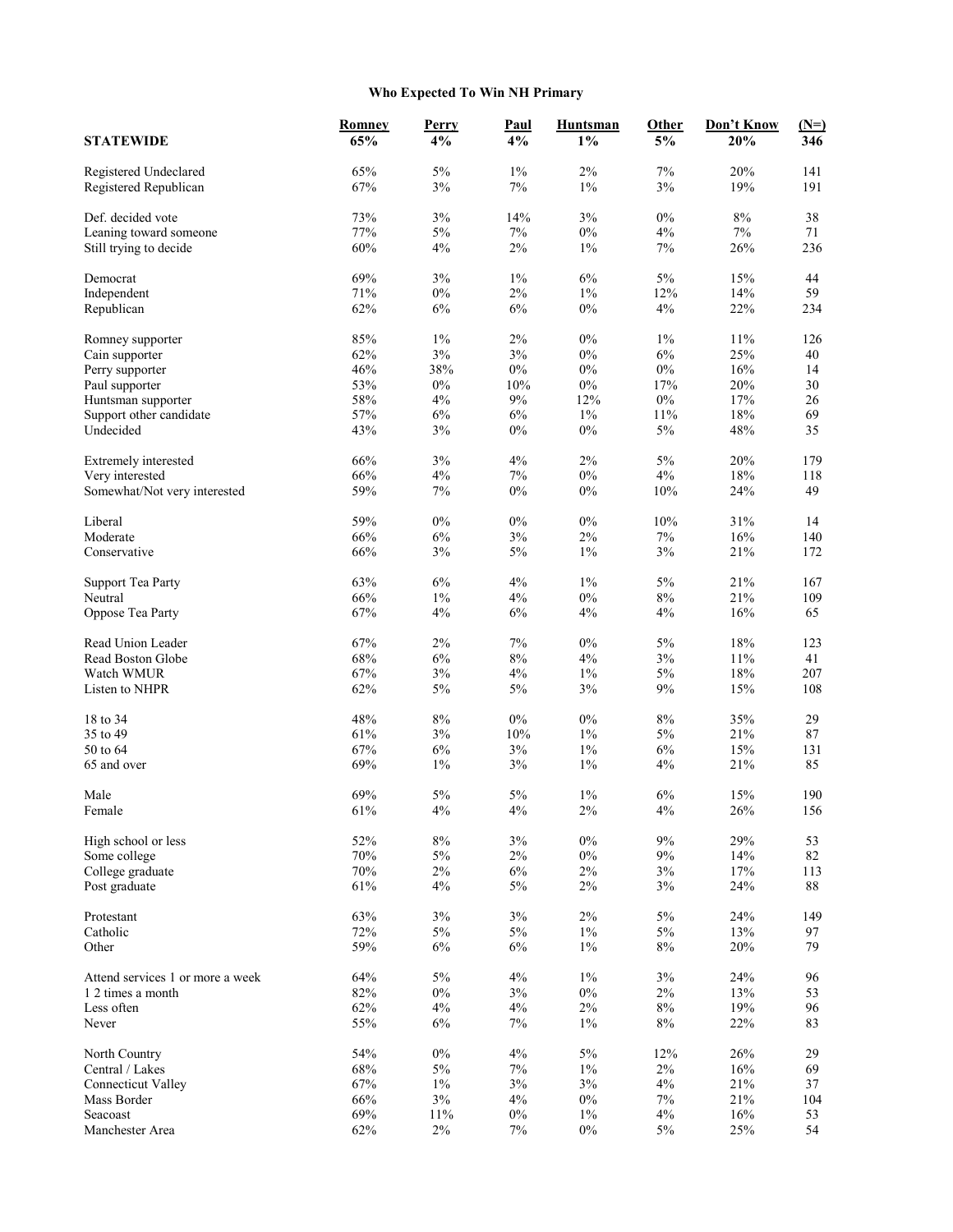## Who Expected To Win NH Primary

| STATEWIDE | Romney 65% | Perry 4% | Paul 4% | Huntsman 1% | Other 5% | Don't Know 20% | (N=) 346 |
|---|---|---|---|---|---|---|---|
| Registered Undeclared | 65% | 5% | 1% | 2% | 7% | 20% | 141 |
| Registered Republican | 67% | 3% | 7% | 1% | 3% | 19% | 191 |
| Def. decided vote | 73% | 3% | 14% | 3% | 0% | 8% | 38 |
| Leaning toward someone | 77% | 5% | 7% | 0% | 4% | 7% | 71 |
| Still trying to decide | 60% | 4% | 2% | 1% | 7% | 26% | 236 |
| Democrat | 69% | 3% | 1% | 6% | 5% | 15% | 44 |
| Independent | 71% | 0% | 2% | 1% | 12% | 14% | 59 |
| Republican | 62% | 6% | 6% | 0% | 4% | 22% | 234 |
| Romney supporter | 85% | 1% | 2% | 0% | 1% | 11% | 126 |
| Cain supporter | 62% | 3% | 3% | 0% | 6% | 25% | 40 |
| Perry supporter | 46% | 38% | 0% | 0% | 0% | 16% | 14 |
| Paul supporter | 53% | 0% | 10% | 0% | 17% | 20% | 30 |
| Huntsman supporter | 58% | 4% | 9% | 12% | 0% | 17% | 26 |
| Support other candidate | 57% | 6% | 6% | 1% | 11% | 18% | 69 |
| Undecided | 43% | 3% | 0% | 0% | 5% | 48% | 35 |
| Extremely interested | 66% | 3% | 4% | 2% | 5% | 20% | 179 |
| Very interested | 66% | 4% | 7% | 0% | 4% | 18% | 118 |
| Somewhat/Not very interested | 59% | 7% | 0% | 0% | 10% | 24% | 49 |
| Liberal | 59% | 0% | 0% | 0% | 10% | 31% | 14 |
| Moderate | 66% | 6% | 3% | 2% | 7% | 16% | 140 |
| Conservative | 66% | 3% | 5% | 1% | 3% | 21% | 172 |
| Support Tea Party | 63% | 6% | 4% | 1% | 5% | 21% | 167 |
| Neutral | 66% | 1% | 4% | 0% | 8% | 21% | 109 |
| Oppose Tea Party | 67% | 4% | 6% | 4% | 4% | 16% | 65 |
| Read Union Leader | 67% | 2% | 7% | 0% | 5% | 18% | 123 |
| Read Boston Globe | 68% | 6% | 8% | 4% | 3% | 11% | 41 |
| Watch WMUR | 67% | 3% | 4% | 1% | 5% | 18% | 207 |
| Listen to NHPR | 62% | 5% | 5% | 3% | 9% | 15% | 108 |
| 18 to 34 | 48% | 8% | 0% | 0% | 8% | 35% | 29 |
| 35 to 49 | 61% | 3% | 10% | 1% | 5% | 21% | 87 |
| 50 to 64 | 67% | 6% | 3% | 1% | 6% | 15% | 131 |
| 65 and over | 69% | 1% | 3% | 1% | 4% | 21% | 85 |
| Male | 69% | 5% | 5% | 1% | 6% | 15% | 190 |
| Female | 61% | 4% | 4% | 2% | 4% | 26% | 156 |
| High school or less | 52% | 8% | 3% | 0% | 9% | 29% | 53 |
| Some college | 70% | 5% | 2% | 0% | 9% | 14% | 82 |
| College graduate | 70% | 2% | 6% | 2% | 3% | 17% | 113 |
| Post graduate | 61% | 4% | 5% | 2% | 3% | 24% | 88 |
| Protestant | 63% | 3% | 3% | 2% | 5% | 24% | 149 |
| Catholic | 72% | 5% | 5% | 1% | 5% | 13% | 97 |
| Other | 59% | 6% | 6% | 1% | 8% | 20% | 79 |
| Attend services 1 or more a week | 64% | 5% | 4% | 1% | 3% | 24% | 96 |
| 1 2 times a month | 82% | 0% | 3% | 0% | 2% | 13% | 53 |
| Less often | 62% | 4% | 4% | 2% | 8% | 19% | 96 |
| Never | 55% | 6% | 7% | 1% | 8% | 22% | 83 |
| North Country | 54% | 0% | 4% | 5% | 12% | 26% | 29 |
| Central / Lakes | 68% | 5% | 7% | 1% | 2% | 16% | 69 |
| Connecticut Valley | 67% | 1% | 3% | 3% | 4% | 21% | 37 |
| Mass Border | 66% | 3% | 4% | 0% | 7% | 21% | 104 |
| Seacoast | 69% | 11% | 0% | 1% | 4% | 16% | 53 |
| Manchester Area | 62% | 2% | 7% | 0% | 5% | 25% | 54 |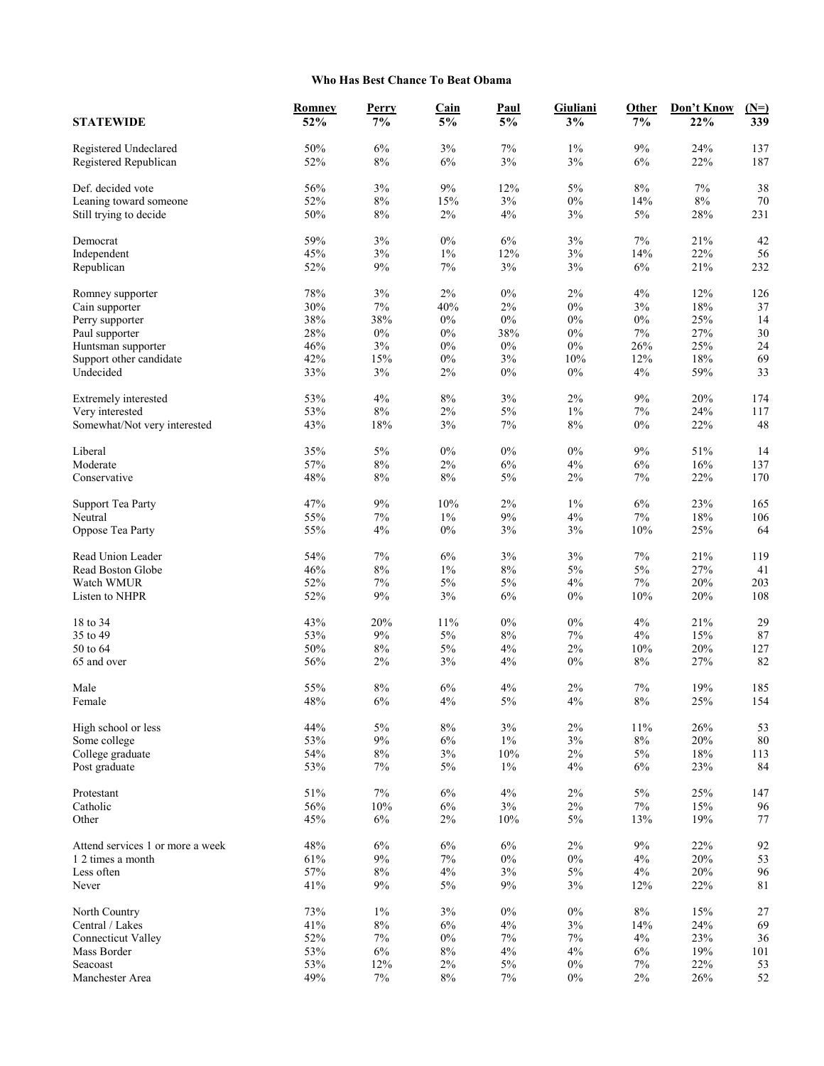**Who Has Best Chance To Beat Obama**

| STATEWIDE | Romney 52% | Perry 7% | Cain 5% | Paul 5% | Giuliani 3% | Other 7% | Don't Know 22% | (N=) 339 |
|---|---|---|---|---|---|---|---|---|
| Registered Undeclared | 50% | 6% | 3% | 7% | 1% | 9% | 24% | 137 |
| Registered Republican | 52% | 8% | 6% | 3% | 3% | 6% | 22% | 187 |
| Def. decided vote | 56% | 3% | 9% | 12% | 5% | 8% | 7% | 38 |
| Leaning toward someone | 52% | 8% | 15% | 3% | 0% | 14% | 8% | 70 |
| Still trying to decide | 50% | 8% | 2% | 4% | 3% | 5% | 28% | 231 |
| Democrat | 59% | 3% | 0% | 6% | 3% | 7% | 21% | 42 |
| Independent | 45% | 3% | 1% | 12% | 3% | 14% | 22% | 56 |
| Republican | 52% | 9% | 7% | 3% | 3% | 6% | 21% | 232 |
| Romney supporter | 78% | 3% | 2% | 0% | 2% | 4% | 12% | 126 |
| Cain supporter | 30% | 7% | 40% | 2% | 0% | 3% | 18% | 37 |
| Perry supporter | 38% | 38% | 0% | 0% | 0% | 0% | 25% | 14 |
| Paul supporter | 28% | 0% | 0% | 38% | 0% | 7% | 27% | 30 |
| Huntsman supporter | 46% | 3% | 0% | 0% | 0% | 26% | 25% | 24 |
| Support other candidate | 42% | 15% | 0% | 3% | 10% | 12% | 18% | 69 |
| Undecided | 33% | 3% | 2% | 0% | 0% | 4% | 59% | 33 |
| Extremely interested | 53% | 4% | 8% | 3% | 2% | 9% | 20% | 174 |
| Very interested | 53% | 8% | 2% | 5% | 1% | 7% | 24% | 117 |
| Somewhat/Not very interested | 43% | 18% | 3% | 7% | 8% | 0% | 22% | 48 |
| Liberal | 35% | 5% | 0% | 0% | 0% | 9% | 51% | 14 |
| Moderate | 57% | 8% | 2% | 6% | 4% | 6% | 16% | 137 |
| Conservative | 48% | 8% | 8% | 5% | 2% | 7% | 22% | 170 |
| Support Tea Party | 47% | 9% | 10% | 2% | 1% | 6% | 23% | 165 |
| Neutral | 55% | 7% | 1% | 9% | 4% | 7% | 18% | 106 |
| Oppose Tea Party | 55% | 4% | 0% | 3% | 3% | 10% | 25% | 64 |
| Read Union Leader | 54% | 7% | 6% | 3% | 3% | 7% | 21% | 119 |
| Read Boston Globe | 46% | 8% | 1% | 8% | 5% | 5% | 27% | 41 |
| Watch WMUR | 52% | 7% | 5% | 5% | 4% | 7% | 20% | 203 |
| Listen to NHPR | 52% | 9% | 3% | 6% | 0% | 10% | 20% | 108 |
| 18 to 34 | 43% | 20% | 11% | 0% | 0% | 4% | 21% | 29 |
| 35 to 49 | 53% | 9% | 5% | 8% | 7% | 4% | 15% | 87 |
| 50 to 64 | 50% | 8% | 5% | 4% | 2% | 10% | 20% | 127 |
| 65 and over | 56% | 2% | 3% | 4% | 0% | 8% | 27% | 82 |
| Male | 55% | 8% | 6% | 4% | 2% | 7% | 19% | 185 |
| Female | 48% | 6% | 4% | 5% | 4% | 8% | 25% | 154 |
| High school or less | 44% | 5% | 8% | 3% | 2% | 11% | 26% | 53 |
| Some college | 53% | 9% | 6% | 1% | 3% | 8% | 20% | 80 |
| College graduate | 54% | 8% | 3% | 10% | 2% | 5% | 18% | 113 |
| Post graduate | 53% | 7% | 5% | 1% | 4% | 6% | 23% | 84 |
| Protestant | 51% | 7% | 6% | 4% | 2% | 5% | 25% | 147 |
| Catholic | 56% | 10% | 6% | 3% | 2% | 7% | 15% | 96 |
| Other | 45% | 6% | 2% | 10% | 5% | 13% | 19% | 77 |
| Attend services 1 or more a week | 48% | 6% | 6% | 6% | 2% | 9% | 22% | 92 |
| 1 2 times a month | 61% | 9% | 7% | 0% | 0% | 4% | 20% | 53 |
| Less often | 57% | 8% | 4% | 3% | 5% | 4% | 20% | 96 |
| Never | 41% | 9% | 5% | 9% | 3% | 12% | 22% | 81 |
| North Country | 73% | 1% | 3% | 0% | 0% | 8% | 15% | 27 |
| Central / Lakes | 41% | 8% | 6% | 4% | 3% | 14% | 24% | 69 |
| Connecticut Valley | 52% | 7% | 0% | 7% | 7% | 4% | 23% | 36 |
| Mass Border | 53% | 6% | 8% | 4% | 4% | 6% | 19% | 101 |
| Seacoast | 53% | 12% | 2% | 5% | 0% | 7% | 22% | 53 |
| Manchester Area | 49% | 7% | 8% | 7% | 0% | 2% | 26% | 52 |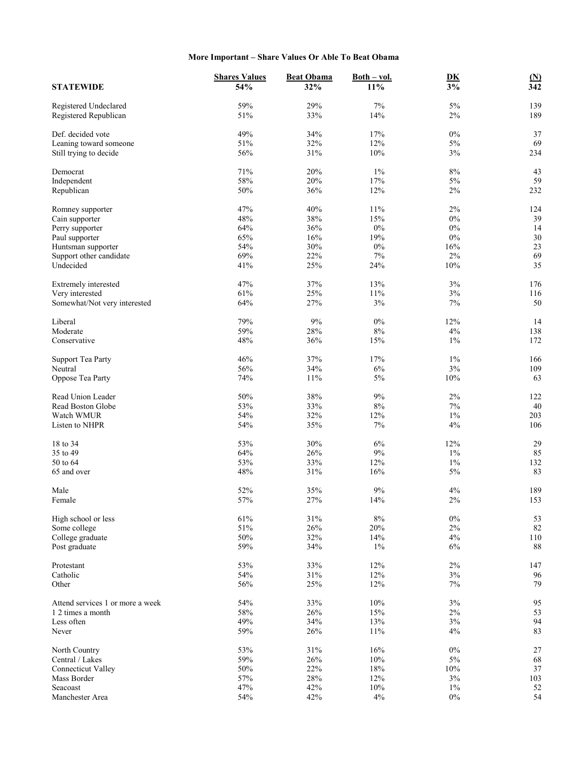**More Important – Share Values Or Able To Beat Obama**

| STATEWIDE | Shares Values 54% | Beat Obama 32% | Both – vol. 11% | DK 3% | (N) 342 |
|---|---|---|---|---|---|
| Registered Undeclared | 59% | 29% | 7% | 5% | 139 |
| Registered Republican | 51% | 33% | 14% | 2% | 189 |
| Def. decided vote | 49% | 34% | 17% | 0% | 37 |
| Leaning toward someone | 51% | 32% | 12% | 5% | 69 |
| Still trying to decide | 56% | 31% | 10% | 3% | 234 |
| Democrat | 71% | 20% | 1% | 8% | 43 |
| Independent | 58% | 20% | 17% | 5% | 59 |
| Republican | 50% | 36% | 12% | 2% | 232 |
| Romney supporter | 47% | 40% | 11% | 2% | 124 |
| Cain supporter | 48% | 38% | 15% | 0% | 39 |
| Perry supporter | 64% | 36% | 0% | 0% | 14 |
| Paul supporter | 65% | 16% | 19% | 0% | 30 |
| Huntsman supporter | 54% | 30% | 0% | 16% | 23 |
| Support other candidate | 69% | 22% | 7% | 2% | 69 |
| Undecided | 41% | 25% | 24% | 10% | 35 |
| Extremely interested | 47% | 37% | 13% | 3% | 176 |
| Very interested | 61% | 25% | 11% | 3% | 116 |
| Somewhat/Not very interested | 64% | 27% | 3% | 7% | 50 |
| Liberal | 79% | 9% | 0% | 12% | 14 |
| Moderate | 59% | 28% | 8% | 4% | 138 |
| Conservative | 48% | 36% | 15% | 1% | 172 |
| Support Tea Party | 46% | 37% | 17% | 1% | 166 |
| Neutral | 56% | 34% | 6% | 3% | 109 |
| Oppose Tea Party | 74% | 11% | 5% | 10% | 63 |
| Read Union Leader | 50% | 38% | 9% | 2% | 122 |
| Read Boston Globe | 53% | 33% | 8% | 7% | 40 |
| Watch WMUR | 54% | 32% | 12% | 1% | 203 |
| Listen to NHPR | 54% | 35% | 7% | 4% | 106 |
| 18 to 34 | 53% | 30% | 6% | 12% | 29 |
| 35 to 49 | 64% | 26% | 9% | 1% | 85 |
| 50 to 64 | 53% | 33% | 12% | 1% | 132 |
| 65 and over | 48% | 31% | 16% | 5% | 83 |
| Male | 52% | 35% | 9% | 4% | 189 |
| Female | 57% | 27% | 14% | 2% | 153 |
| High school or less | 61% | 31% | 8% | 0% | 53 |
| Some college | 51% | 26% | 20% | 2% | 82 |
| College graduate | 50% | 32% | 14% | 4% | 110 |
| Post graduate | 59% | 34% | 1% | 6% | 88 |
| Protestant | 53% | 33% | 12% | 2% | 147 |
| Catholic | 54% | 31% | 12% | 3% | 96 |
| Other | 56% | 25% | 12% | 7% | 79 |
| Attend services 1 or more a week | 54% | 33% | 10% | 3% | 95 |
| 1 2 times a month | 58% | 26% | 15% | 2% | 53 |
| Less often | 49% | 34% | 13% | 3% | 94 |
| Never | 59% | 26% | 11% | 4% | 83 |
| North Country | 53% | 31% | 16% | 0% | 27 |
| Central / Lakes | 59% | 26% | 10% | 5% | 68 |
| Connecticut Valley | 50% | 22% | 18% | 10% | 37 |
| Mass Border | 57% | 28% | 12% | 3% | 103 |
| Seacoast | 47% | 42% | 10% | 1% | 52 |
| Manchester Area | 54% | 42% | 4% | 0% | 54 |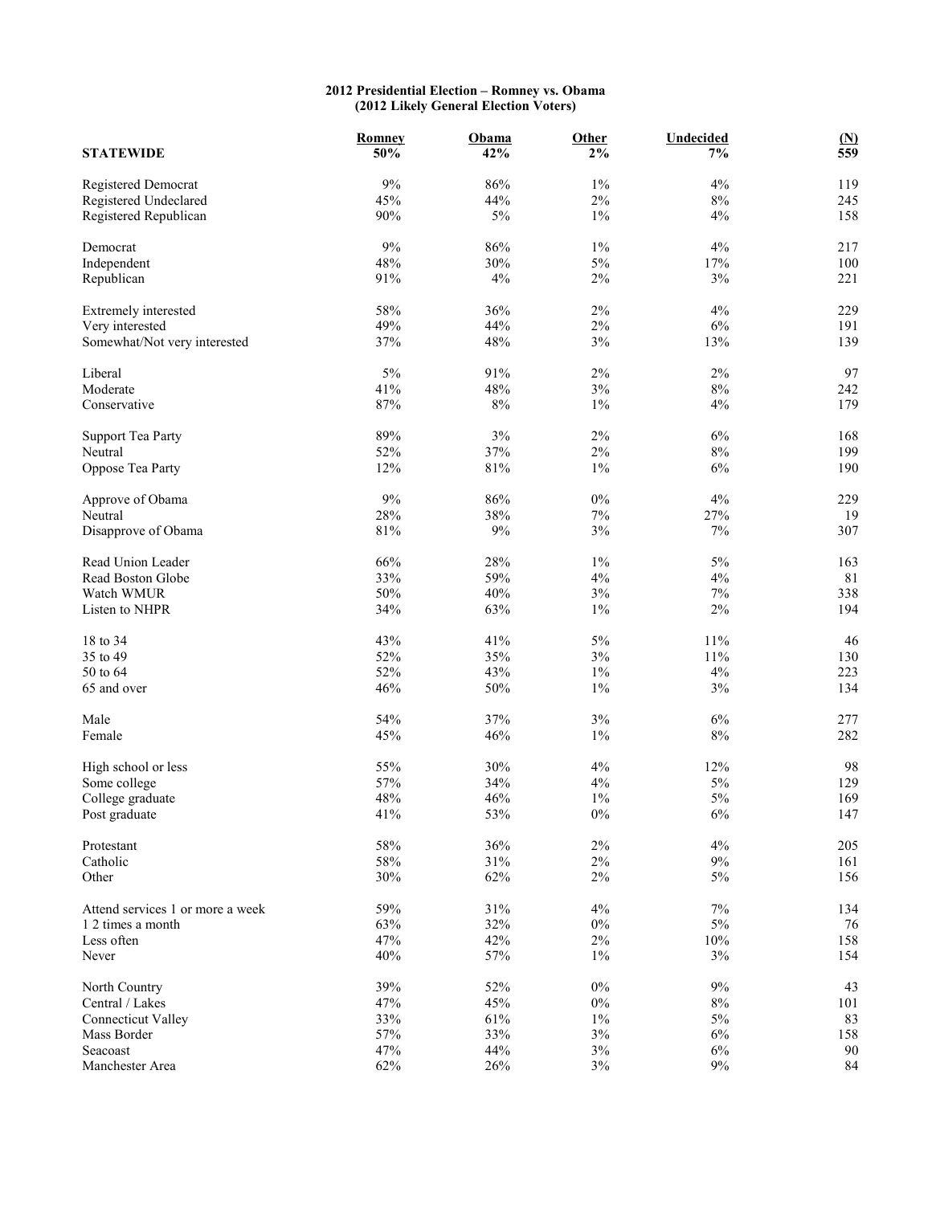**2012 Presidential Election – Romney vs. Obama**
**(2012 Likely General Election Voters)**

| STATEWIDE | Romney 50% | Obama 42% | Other 2% | Undecided 7% | (N) 559 |
|---|---|---|---|---|---|
| Registered Democrat | 9% | 86% | 1% | 4% | 119 |
| Registered Undeclared | 45% | 44% | 2% | 8% | 245 |
| Registered Republican | 90% | 5% | 1% | 4% | 158 |
| | | | | | |
| Democrat | 9% | 86% | 1% | 4% | 217 |
| Independent | 48% | 30% | 5% | 17% | 100 |
| Republican | 91% | 4% | 2% | 3% | 221 |
| | | | | | |
| Extremely interested | 58% | 36% | 2% | 4% | 229 |
| Very interested | 49% | 44% | 2% | 6% | 191 |
| Somewhat/Not very interested | 37% | 48% | 3% | 13% | 139 |
| | | | | | |
| Liberal | 5% | 91% | 2% | 2% | 97 |
| Moderate | 41% | 48% | 3% | 8% | 242 |
| Conservative | 87% | 8% | 1% | 4% | 179 |
| | | | | | |
| Support Tea Party | 89% | 3% | 2% | 6% | 168 |
| Neutral | 52% | 37% | 2% | 8% | 199 |
| Oppose Tea Party | 12% | 81% | 1% | 6% | 190 |
| | | | | | |
| Approve of Obama | 9% | 86% | 0% | 4% | 229 |
| Neutral | 28% | 38% | 7% | 27% | 19 |
| Disapprove of Obama | 81% | 9% | 3% | 7% | 307 |
| | | | | | |
| Read Union Leader | 66% | 28% | 1% | 5% | 163 |
| Read Boston Globe | 33% | 59% | 4% | 4% | 81 |
| Watch WMUR | 50% | 40% | 3% | 7% | 338 |
| Listen to NHPR | 34% | 63% | 1% | 2% | 194 |
| | | | | | |
| 18 to 34 | 43% | 41% | 5% | 11% | 46 |
| 35 to 49 | 52% | 35% | 3% | 11% | 130 |
| 50 to 64 | 52% | 43% | 1% | 4% | 223 |
| 65 and over | 46% | 50% | 1% | 3% | 134 |
| | | | | | |
| Male | 54% | 37% | 3% | 6% | 277 |
| Female | 45% | 46% | 1% | 8% | 282 |
| | | | | | |
| High school or less | 55% | 30% | 4% | 12% | 98 |
| Some college | 57% | 34% | 4% | 5% | 129 |
| College graduate | 48% | 46% | 1% | 5% | 169 |
| Post graduate | 41% | 53% | 0% | 6% | 147 |
| | | | | | |
| Protestant | 58% | 36% | 2% | 4% | 205 |
| Catholic | 58% | 31% | 2% | 9% | 161 |
| Other | 30% | 62% | 2% | 5% | 156 |
| | | | | | |
| Attend services 1 or more a week | 59% | 31% | 4% | 7% | 134 |
| 1 2 times a month | 63% | 32% | 0% | 5% | 76 |
| Less often | 47% | 42% | 2% | 10% | 158 |
| Never | 40% | 57% | 1% | 3% | 154 |
| | | | | | |
| North Country | 39% | 52% | 0% | 9% | 43 |
| Central / Lakes | 47% | 45% | 0% | 8% | 101 |
| Connecticut Valley | 33% | 61% | 1% | 5% | 83 |
| Mass Border | 57% | 33% | 3% | 6% | 158 |
| Seacoast | 47% | 44% | 3% | 6% | 90 |
| Manchester Area | 62% | 26% | 3% | 9% | 84 |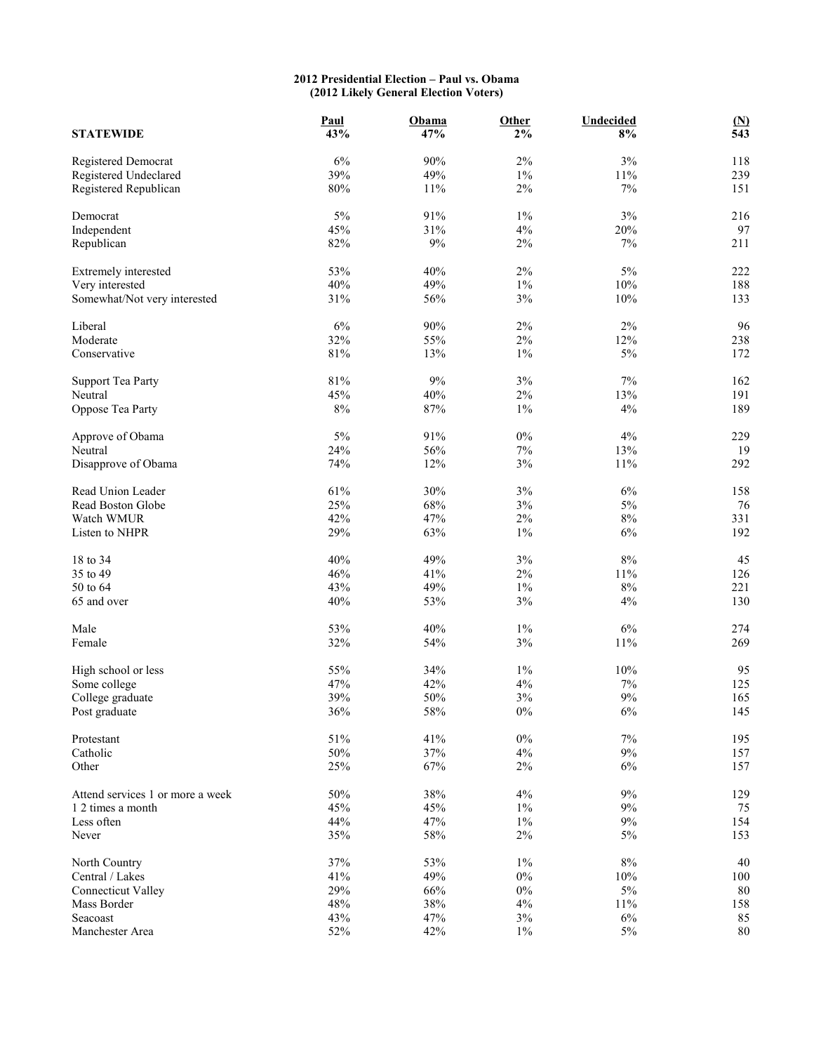**2012 Presidential Election – Paul vs. Obama**
**(2012 Likely General Election Voters)**

| STATEWIDE | Paul 43% | Obama 47% | Other 2% | Undecided 8% | (N) 543 |
|---|---|---|---|---|---|
| Registered Democrat | 6% | 90% | 2% | 3% | 118 |
| Registered Undeclared | 39% | 49% | 1% | 11% | 239 |
| Registered Republican | 80% | 11% | 2% | 7% | 151 |
| Democrat | 5% | 91% | 1% | 3% | 216 |
| Independent | 45% | 31% | 4% | 20% | 97 |
| Republican | 82% | 9% | 2% | 7% | 211 |
| Extremely interested | 53% | 40% | 2% | 5% | 222 |
| Very interested | 40% | 49% | 1% | 10% | 188 |
| Somewhat/Not very interested | 31% | 56% | 3% | 10% | 133 |
| Liberal | 6% | 90% | 2% | 2% | 96 |
| Moderate | 32% | 55% | 2% | 12% | 238 |
| Conservative | 81% | 13% | 1% | 5% | 172 |
| Support Tea Party | 81% | 9% | 3% | 7% | 162 |
| Neutral | 45% | 40% | 2% | 13% | 191 |
| Oppose Tea Party | 8% | 87% | 1% | 4% | 189 |
| Approve of Obama | 5% | 91% | 0% | 4% | 229 |
| Neutral | 24% | 56% | 7% | 13% | 19 |
| Disapprove of Obama | 74% | 12% | 3% | 11% | 292 |
| Read Union Leader | 61% | 30% | 3% | 6% | 158 |
| Read Boston Globe | 25% | 68% | 3% | 5% | 76 |
| Watch WMUR | 42% | 47% | 2% | 8% | 331 |
| Listen to NHPR | 29% | 63% | 1% | 6% | 192 |
| 18 to 34 | 40% | 49% | 3% | 8% | 45 |
| 35 to 49 | 46% | 41% | 2% | 11% | 126 |
| 50 to 64 | 43% | 49% | 1% | 8% | 221 |
| 65 and over | 40% | 53% | 3% | 4% | 130 |
| Male | 53% | 40% | 1% | 6% | 274 |
| Female | 32% | 54% | 3% | 11% | 269 |
| High school or less | 55% | 34% | 1% | 10% | 95 |
| Some college | 47% | 42% | 4% | 7% | 125 |
| College graduate | 39% | 50% | 3% | 9% | 165 |
| Post graduate | 36% | 58% | 0% | 6% | 145 |
| Protestant | 51% | 41% | 0% | 7% | 195 |
| Catholic | 50% | 37% | 4% | 9% | 157 |
| Other | 25% | 67% | 2% | 6% | 157 |
| Attend services 1 or more a week | 50% | 38% | 4% | 9% | 129 |
| 1 2 times a month | 45% | 45% | 1% | 9% | 75 |
| Less often | 44% | 47% | 1% | 9% | 154 |
| Never | 35% | 58% | 2% | 5% | 153 |
| North Country | 37% | 53% | 1% | 8% | 40 |
| Central / Lakes | 41% | 49% | 0% | 10% | 100 |
| Connecticut Valley | 29% | 66% | 0% | 5% | 80 |
| Mass Border | 48% | 38% | 4% | 11% | 158 |
| Seacoast | 43% | 47% | 3% | 6% | 85 |
| Manchester Area | 52% | 42% | 1% | 5% | 80 |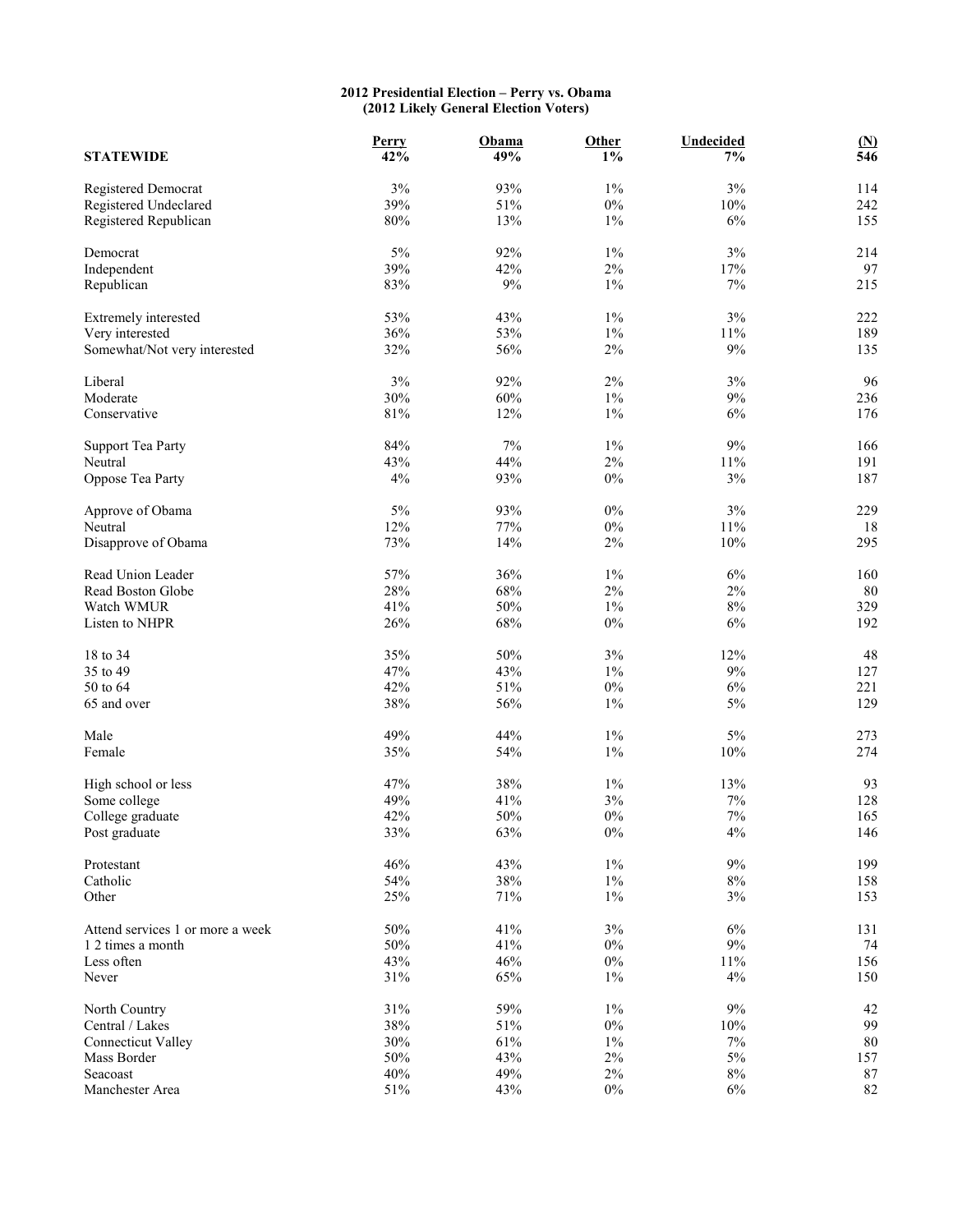**2012 Presidential Election – Perry vs. Obama**
**(2012 Likely General Election Voters)**

| STATEWIDE | Perry 42% | Obama 49% | Other 1% | Undecided 7% | (N) 546 |
|---|---|---|---|---|---|
| Registered Democrat | 3% | 93% | 1% | 3% | 114 |
| Registered Undeclared | 39% | 51% | 0% | 10% | 242 |
| Registered Republican | 80% | 13% | 1% | 6% | 155 |
| Democrat | 5% | 92% | 1% | 3% | 214 |
| Independent | 39% | 42% | 2% | 17% | 97 |
| Republican | 83% | 9% | 1% | 7% | 215 |
| Extremely interested | 53% | 43% | 1% | 3% | 222 |
| Very interested | 36% | 53% | 1% | 11% | 189 |
| Somewhat/Not very interested | 32% | 56% | 2% | 9% | 135 |
| Liberal | 3% | 92% | 2% | 3% | 96 |
| Moderate | 30% | 60% | 1% | 9% | 236 |
| Conservative | 81% | 12% | 1% | 6% | 176 |
| Support Tea Party | 84% | 7% | 1% | 9% | 166 |
| Neutral | 43% | 44% | 2% | 11% | 191 |
| Oppose Tea Party | 4% | 93% | 0% | 3% | 187 |
| Approve of Obama | 5% | 93% | 0% | 3% | 229 |
| Neutral | 12% | 77% | 0% | 11% | 18 |
| Disapprove of Obama | 73% | 14% | 2% | 10% | 295 |
| Read Union Leader | 57% | 36% | 1% | 6% | 160 |
| Read Boston Globe | 28% | 68% | 2% | 2% | 80 |
| Watch WMUR | 41% | 50% | 1% | 8% | 329 |
| Listen to NHPR | 26% | 68% | 0% | 6% | 192 |
| 18 to 34 | 35% | 50% | 3% | 12% | 48 |
| 35 to 49 | 47% | 43% | 1% | 9% | 127 |
| 50 to 64 | 42% | 51% | 0% | 6% | 221 |
| 65 and over | 38% | 56% | 1% | 5% | 129 |
| Male | 49% | 44% | 1% | 5% | 273 |
| Female | 35% | 54% | 1% | 10% | 274 |
| High school or less | 47% | 38% | 1% | 13% | 93 |
| Some college | 49% | 41% | 3% | 7% | 128 |
| College graduate | 42% | 50% | 0% | 7% | 165 |
| Post graduate | 33% | 63% | 0% | 4% | 146 |
| Protestant | 46% | 43% | 1% | 9% | 199 |
| Catholic | 54% | 38% | 1% | 8% | 158 |
| Other | 25% | 71% | 1% | 3% | 153 |
| Attend services 1 or more a week | 50% | 41% | 3% | 6% | 131 |
| 1 2 times a month | 50% | 41% | 0% | 9% | 74 |
| Less often | 43% | 46% | 0% | 11% | 156 |
| Never | 31% | 65% | 1% | 4% | 150 |
| North Country | 31% | 59% | 1% | 9% | 42 |
| Central / Lakes | 38% | 51% | 0% | 10% | 99 |
| Connecticut Valley | 30% | 61% | 1% | 7% | 80 |
| Mass Border | 50% | 43% | 2% | 5% | 157 |
| Seacoast | 40% | 49% | 2% | 8% | 87 |
| Manchester Area | 51% | 43% | 0% | 6% | 82 |